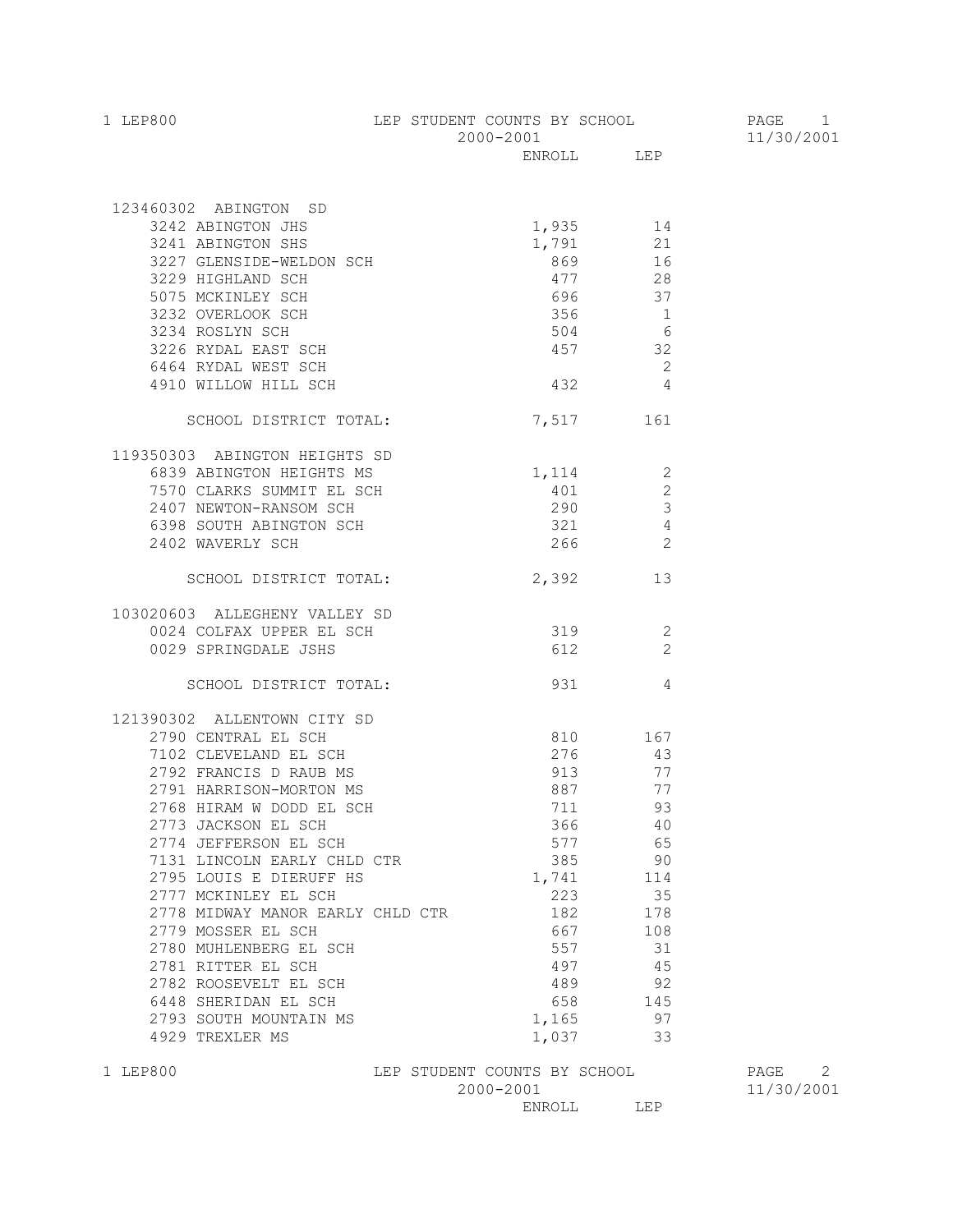# LEP STUDENT COUNTS BY SCHOOL

2000-2001

| School | ENROLL | LEP |
|---|---|---|
| **123460302 ABINGTON SD** | | |
| 3242 ABINGTON JHS | 1,935 | 14 |
| 3241 ABINGTON SHS | 1,791 | 21 |
| 3227 GLENSIDE-WELDON SCH | 869 | 16 |
| 3229 HIGHLAND SCH | 477 | 28 |
| 5075 MCKINLEY SCH | 696 | 37 |
| 3232 OVERLOOK SCH | 356 | 1 |
| 3234 ROSLYN SCH | 504 | 6 |
| 3226 RYDAL EAST SCH | 457 | 32 |
| 6464 RYDAL WEST SCH | | 2 |
| 4910 WILLOW HILL SCH | 432 | 4 |
| SCHOOL DISTRICT TOTAL: | 7,517 | 161 |
| **119350303 ABINGTON HEIGHTS SD** | | |
| 6839 ABINGTON HEIGHTS MS | 1,114 | 2 |
| 7570 CLARKS SUMMIT EL SCH | 401 | 2 |
| 2407 NEWTON-RANSOM SCH | 290 | 3 |
| 6398 SOUTH ABINGTON SCH | 321 | 4 |
| 2402 WAVERLY SCH | 266 | 2 |
| SCHOOL DISTRICT TOTAL: | 2,392 | 13 |
| **103020603 ALLEGHENY VALLEY SD** | | |
| 0024 COLFAX UPPER EL SCH | 319 | 2 |
| 0029 SPRINGDALE JSHS | 612 | 2 |
| SCHOOL DISTRICT TOTAL: | 931 | 4 |
| **121390302 ALLENTOWN CITY SD** | | |
| 2790 CENTRAL EL SCH | 810 | 167 |
| 7102 CLEVELAND EL SCH | 276 | 43 |
| 2792 FRANCIS D RAUB MS | 913 | 77 |
| 2791 HARRISON-MORTON MS | 887 | 77 |
| 2768 HIRAM W DODD EL SCH | 711 | 93 |
| 2773 JACKSON EL SCH | 366 | 40 |
| 2774 JEFFERSON EL SCH | 577 | 65 |
| 7131 LINCOLN EARLY CHLD CTR | 385 | 90 |
| 2795 LOUIS E DIERUFF HS | 1,741 | 114 |
| 2777 MCKINLEY EL SCH | 223 | 35 |
| 2778 MIDWAY MANOR EARLY CHLD CTR | 182 | 178 |
| 2779 MOSSER EL SCH | 667 | 108 |
| 2780 MUHLENBERG EL SCH | 557 | 31 |
| 2781 RITTER EL SCH | 497 | 45 |
| 2782 ROOSEVELT EL SCH | 489 | 92 |
| 6448 SHERIDAN EL SCH | 658 | 145 |
| 2793 SOUTH MOUNTAIN MS | 1,165 | 97 |
| 4929 TREXLER MS | 1,037 | 33 |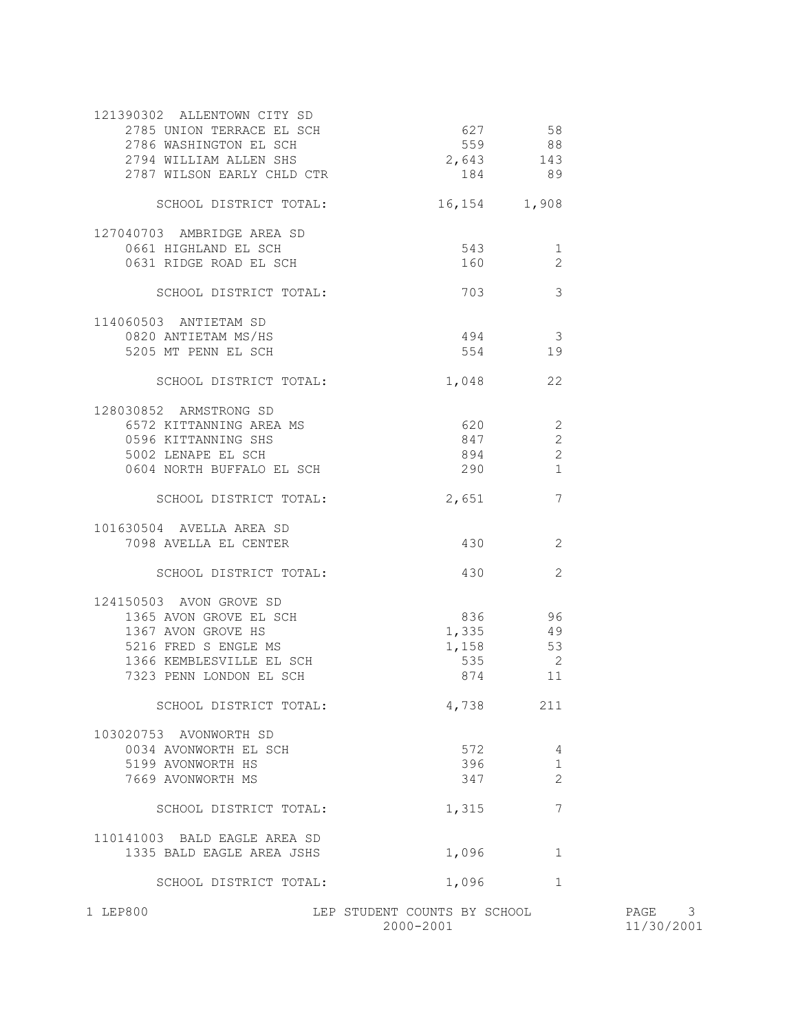| School | Enrollment | LEP Students |
|---|---|---|
| **121390302 ALLENTOWN CITY SD** | | |
| 2785 UNION TERRACE EL SCH | 627 | 58 |
| 2786 WASHINGTON EL SCH | 559 | 88 |
| 2794 WILLIAM ALLEN SHS | 2,643 | 143 |
| 2787 WILSON EARLY CHLD CTR | 184 | 89 |
| SCHOOL DISTRICT TOTAL: | 16,154 | 1,908 |
| **127040703 AMBRIDGE AREA SD** | | |
| 0661 HIGHLAND EL SCH | 543 | 1 |
| 0631 RIDGE ROAD EL SCH | 160 | 2 |
| SCHOOL DISTRICT TOTAL: | 703 | 3 |
| **114060503 ANTIETAM SD** | | |
| 0820 ANTIETAM MS/HS | 494 | 3 |
| 5205 MT PENN EL SCH | 554 | 19 |
| SCHOOL DISTRICT TOTAL: | 1,048 | 22 |
| **128030852 ARMSTRONG SD** | | |
| 6572 KITTANNING AREA MS | 620 | 2 |
| 0596 KITTANNING SHS | 847 | 2 |
| 5002 LENAPE EL SCH | 894 | 2 |
| 0604 NORTH BUFFALO EL SCH | 290 | 1 |
| SCHOOL DISTRICT TOTAL: | 2,651 | 7 |
| **101630504 AVELLA AREA SD** | | |
| 7098 AVELLA EL CENTER | 430 | 2 |
| SCHOOL DISTRICT TOTAL: | 430 | 2 |
| **124150503 AVON GROVE SD** | | |
| 1365 AVON GROVE EL SCH | 836 | 96 |
| 1367 AVON GROVE HS | 1,335 | 49 |
| 5216 FRED S ENGLE MS | 1,158 | 53 |
| 1366 KEMBLESVILLE EL SCH | 535 | 2 |
| 7323 PENN LONDON EL SCH | 874 | 11 |
| SCHOOL DISTRICT TOTAL: | 4,738 | 211 |
| **103020753 AVONWORTH SD** | | |
| 0034 AVONWORTH EL SCH | 572 | 4 |
| 5199 AVONWORTH HS | 396 | 1 |
| 7669 AVONWORTH MS | 347 | 2 |
| SCHOOL DISTRICT TOTAL: | 1,315 | 7 |
| **110141003 BALD EAGLE AREA SD** | | |
| 1335 BALD EAGLE AREA JSHS | 1,096 | 1 |
| SCHOOL DISTRICT TOTAL: | 1,096 | 1 |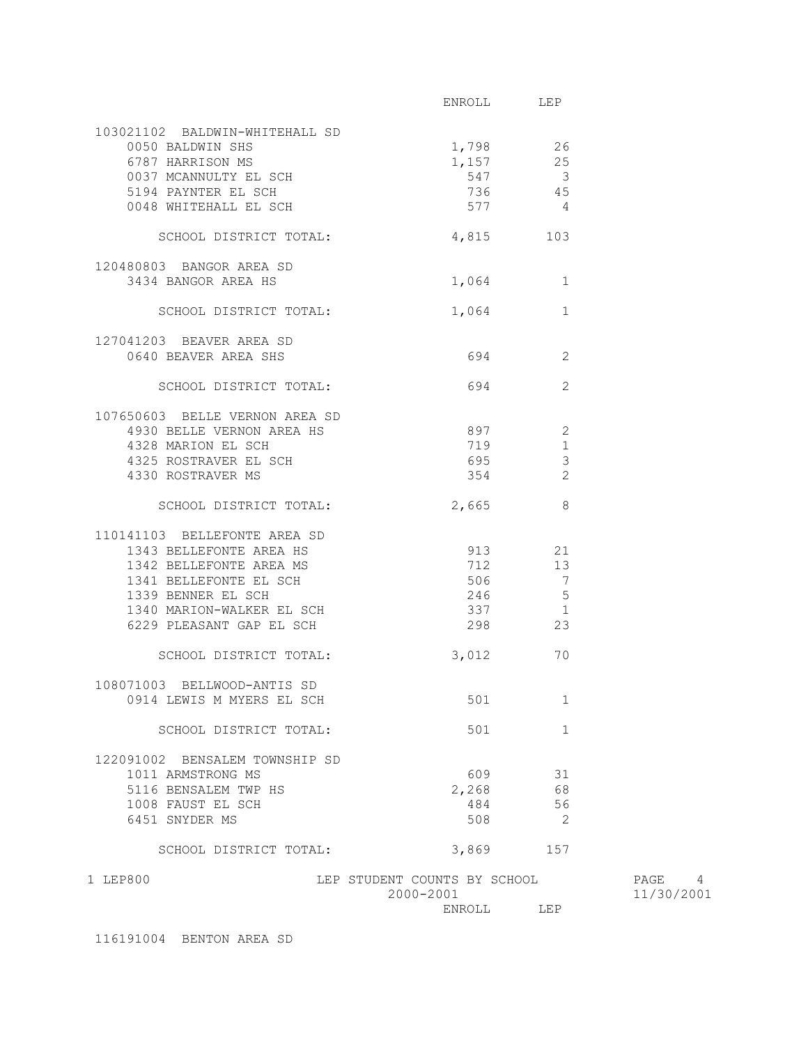| | ENROLL | LEP |
|---|---|---|
| **103021102 BALDWIN-WHITEHALL SD** | | |
| 0050 BALDWIN SHS | 1,798 | 26 |
| 6787 HARRISON MS | 1,157 | 25 |
| 0037 MCANNULTY EL SCH | 547 | 3 |
| 5194 PAYNTER EL SCH | 736 | 45 |
| 0048 WHITEHALL EL SCH | 577 | 4 |
| SCHOOL DISTRICT TOTAL: | 4,815 | 103 |
| **120480803 BANGOR AREA SD** | | |
| 3434 BANGOR AREA HS | 1,064 | 1 |
| SCHOOL DISTRICT TOTAL: | 1,064 | 1 |
| **127041203 BEAVER AREA SD** | | |
| 0640 BEAVER AREA SHS | 694 | 2 |
| SCHOOL DISTRICT TOTAL: | 694 | 2 |
| **107650603 BELLE VERNON AREA SD** | | |
| 4930 BELLE VERNON AREA HS | 897 | 2 |
| 4328 MARION EL SCH | 719 | 1 |
| 4325 ROSTRAVER EL SCH | 695 | 3 |
| 4330 ROSTRAVER MS | 354 | 2 |
| SCHOOL DISTRICT TOTAL: | 2,665 | 8 |
| **110141103 BELLEFONTE AREA SD** | | |
| 1343 BELLEFONTE AREA HS | 913 | 21 |
| 1342 BELLEFONTE AREA MS | 712 | 13 |
| 1341 BELLEFONTE EL SCH | 506 | 7 |
| 1339 BENNER EL SCH | 246 | 5 |
| 1340 MARION-WALKER EL SCH | 337 | 1 |
| 6229 PLEASANT GAP EL SCH | 298 | 23 |
| SCHOOL DISTRICT TOTAL: | 3,012 | 70 |
| **108071003 BELLWOOD-ANTIS SD** | | |
| 0914 LEWIS M MYERS EL SCH | 501 | 1 |
| SCHOOL DISTRICT TOTAL: | 501 | 1 |
| **122091002 BENSALEM TOWNSHIP SD** | | |
| 1011 ARMSTRONG MS | 609 | 31 |
| 5116 BENSALEM TWP HS | 2,268 | 68 |
| 1008 FAUST EL SCH | 484 | 56 |
| 6451 SNYDER MS | 508 | 2 |
| SCHOOL DISTRICT TOTAL: | 3,869 | 157 |

| | ENROLL | LEP |
|---|---|---|
| **116191004 BENTON AREA SD** | | |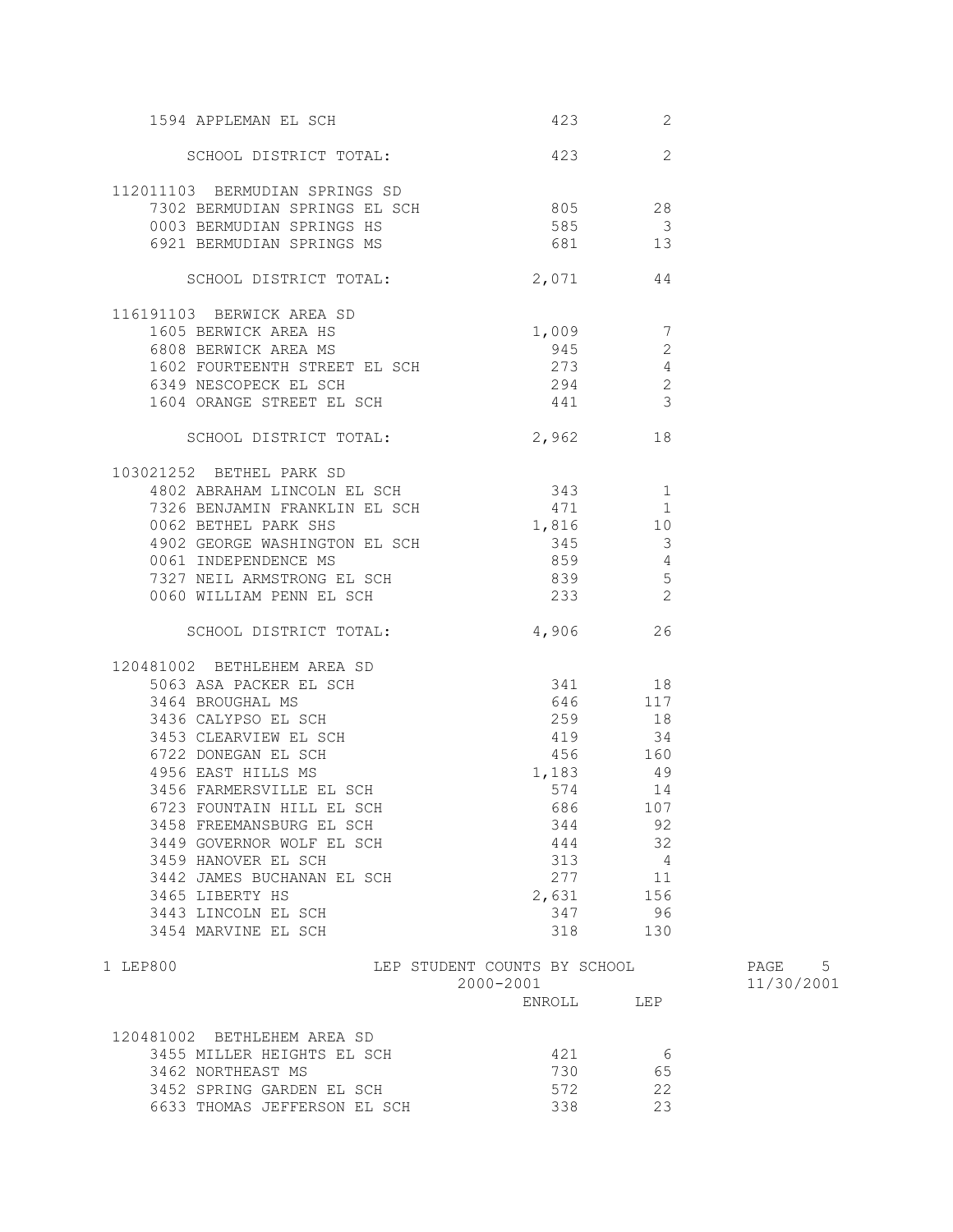| | ENROLL | LEP |
|---|---|---|
| 1594 APPLEMAN EL SCH | 423 | 2 |
| SCHOOL DISTRICT TOTAL: | 423 | 2 |
| **112011103 BERMUDIAN SPRINGS SD** | | |
| 7302 BERMUDIAN SPRINGS EL SCH | 805 | 28 |
| 0003 BERMUDIAN SPRINGS HS | 585 | 3 |
| 6921 BERMUDIAN SPRINGS MS | 681 | 13 |
| SCHOOL DISTRICT TOTAL: | 2,071 | 44 |
| **116191103 BERWICK AREA SD** | | |
| 1605 BERWICK AREA HS | 1,009 | 7 |
| 6808 BERWICK AREA MS | 945 | 2 |
| 1602 FOURTEENTH STREET EL SCH | 273 | 4 |
| 6349 NESCOPECK EL SCH | 294 | 2 |
| 1604 ORANGE STREET EL SCH | 441 | 3 |
| SCHOOL DISTRICT TOTAL: | 2,962 | 18 |
| **103021252 BETHEL PARK SD** | | |
| 4802 ABRAHAM LINCOLN EL SCH | 343 | 1 |
| 7326 BENJAMIN FRANKLIN EL SCH | 471 | 1 |
| 0062 BETHEL PARK SHS | 1,816 | 10 |
| 4902 GEORGE WASHINGTON EL SCH | 345 | 3 |
| 0061 INDEPENDENCE MS | 859 | 4 |
| 7327 NEIL ARMSTRONG EL SCH | 839 | 5 |
| 0060 WILLIAM PENN EL SCH | 233 | 2 |
| SCHOOL DISTRICT TOTAL: | 4,906 | 26 |
| **120481002 BETHLEHEM AREA SD** | | |
| 5063 ASA PACKER EL SCH | 341 | 18 |
| 3464 BROUGHAL MS | 646 | 117 |
| 3436 CALYPSO EL SCH | 259 | 18 |
| 3453 CLEARVIEW EL SCH | 419 | 34 |
| 6722 DONEGAN EL SCH | 456 | 160 |
| 4956 EAST HILLS MS | 1,183 | 49 |
| 3456 FARMERSVILLE EL SCH | 574 | 14 |
| 6723 FOUNTAIN HILL EL SCH | 686 | 107 |
| 3458 FREEMANSBURG EL SCH | 344 | 92 |
| 3449 GOVERNOR WOLF EL SCH | 444 | 32 |
| 3459 HANOVER EL SCH | 313 | 4 |
| 3442 JAMES BUCHANAN EL SCH | 277 | 11 |
| 3465 LIBERTY HS | 2,631 | 156 |
| 3443 LINCOLN EL SCH | 347 | 96 |
| 3454 MARVINE EL SCH | 318 | 130 |

LEP STUDENT COUNTS BY SCHOOL
2000-2001

| | ENROLL | LEP |
|---|---|---|
| **120481002 BETHLEHEM AREA SD** | | |
| 3455 MILLER HEIGHTS EL SCH | 421 | 6 |
| 3462 NORTHEAST MS | 730 | 65 |
| 3452 SPRING GARDEN EL SCH | 572 | 22 |
| 6633 THOMAS JEFFERSON EL SCH | 338 | 23 |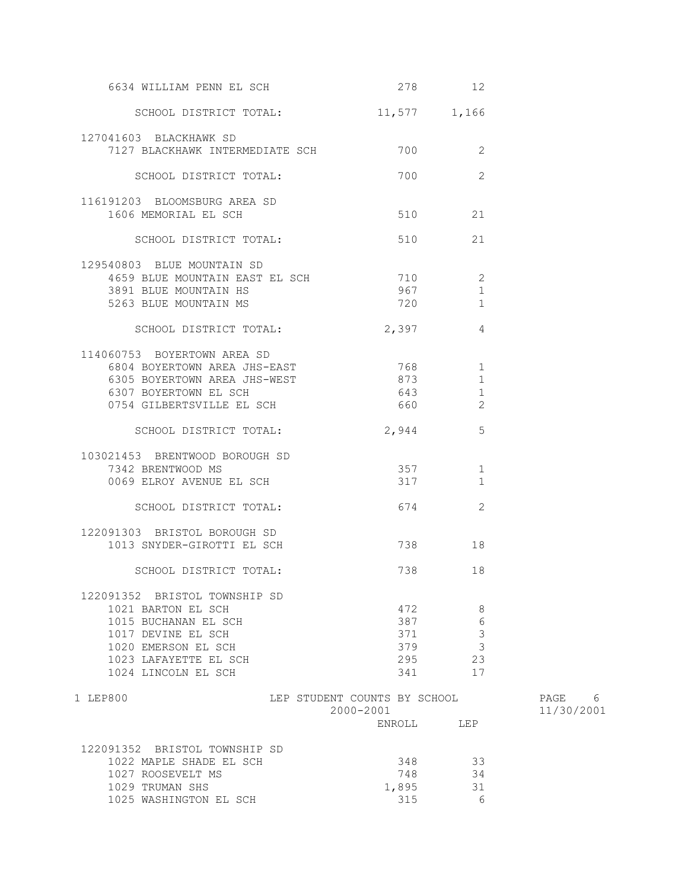| School | ENROLL | LEP |
|---|---|---|
| 6634 WILLIAM PENN EL SCH | 278 | 12 |
| SCHOOL DISTRICT TOTAL: | 11,577 | 1,166 |
| **127041603 BLACKHAWK SD** | | |
| 7127 BLACKHAWK INTERMEDIATE SCH | 700 | 2 |
| SCHOOL DISTRICT TOTAL: | 700 | 2 |
| **116191203 BLOOMSBURG AREA SD** | | |
| 1606 MEMORIAL EL SCH | 510 | 21 |
| SCHOOL DISTRICT TOTAL: | 510 | 21 |
| **129540803 BLUE MOUNTAIN SD** | | |
| 4659 BLUE MOUNTAIN EAST EL SCH | 710 | 2 |
| 3891 BLUE MOUNTAIN HS | 967 | 1 |
| 5263 BLUE MOUNTAIN MS | 720 | 1 |
| SCHOOL DISTRICT TOTAL: | 2,397 | 4 |
| **114060753 BOYERTOWN AREA SD** | | |
| 6804 BOYERTOWN AREA JHS-EAST | 768 | 1 |
| 6305 BOYERTOWN AREA JHS-WEST | 873 | 1 |
| 6307 BOYERTOWN EL SCH | 643 | 1 |
| 0754 GILBERTSVILLE EL SCH | 660 | 2 |
| SCHOOL DISTRICT TOTAL: | 2,944 | 5 |
| **103021453 BRENTWOOD BOROUGH SD** | | |
| 7342 BRENTWOOD MS | 357 | 1 |
| 0069 ELROY AVENUE EL SCH | 317 | 1 |
| SCHOOL DISTRICT TOTAL: | 674 | 2 |
| **122091303 BRISTOL BOROUGH SD** | | |
| 1013 SNYDER-GIROTTI EL SCH | 738 | 18 |
| SCHOOL DISTRICT TOTAL: | 738 | 18 |
| **122091352 BRISTOL TOWNSHIP SD** | | |
| 1021 BARTON EL SCH | 472 | 8 |
| 1015 BUCHANAN EL SCH | 387 | 6 |
| 1017 DEVINE EL SCH | 371 | 3 |
| 1020 EMERSON EL SCH | 379 | 3 |
| 1023 LAFAYETTE EL SCH | 295 | 23 |
| 1024 LINCOLN EL SCH | 341 | 17 |

LEP STUDENT COUNTS BY SCHOOL
2000-2001

| School | ENROLL | LEP |
|---|---|---|
| **122091352 BRISTOL TOWNSHIP SD** | | |
| 1022 MAPLE SHADE EL SCH | 348 | 33 |
| 1027 ROOSEVELT MS | 748 | 34 |
| 1029 TRUMAN SHS | 1,895 | 31 |
| 1025 WASHINGTON EL SCH | 315 | 6 |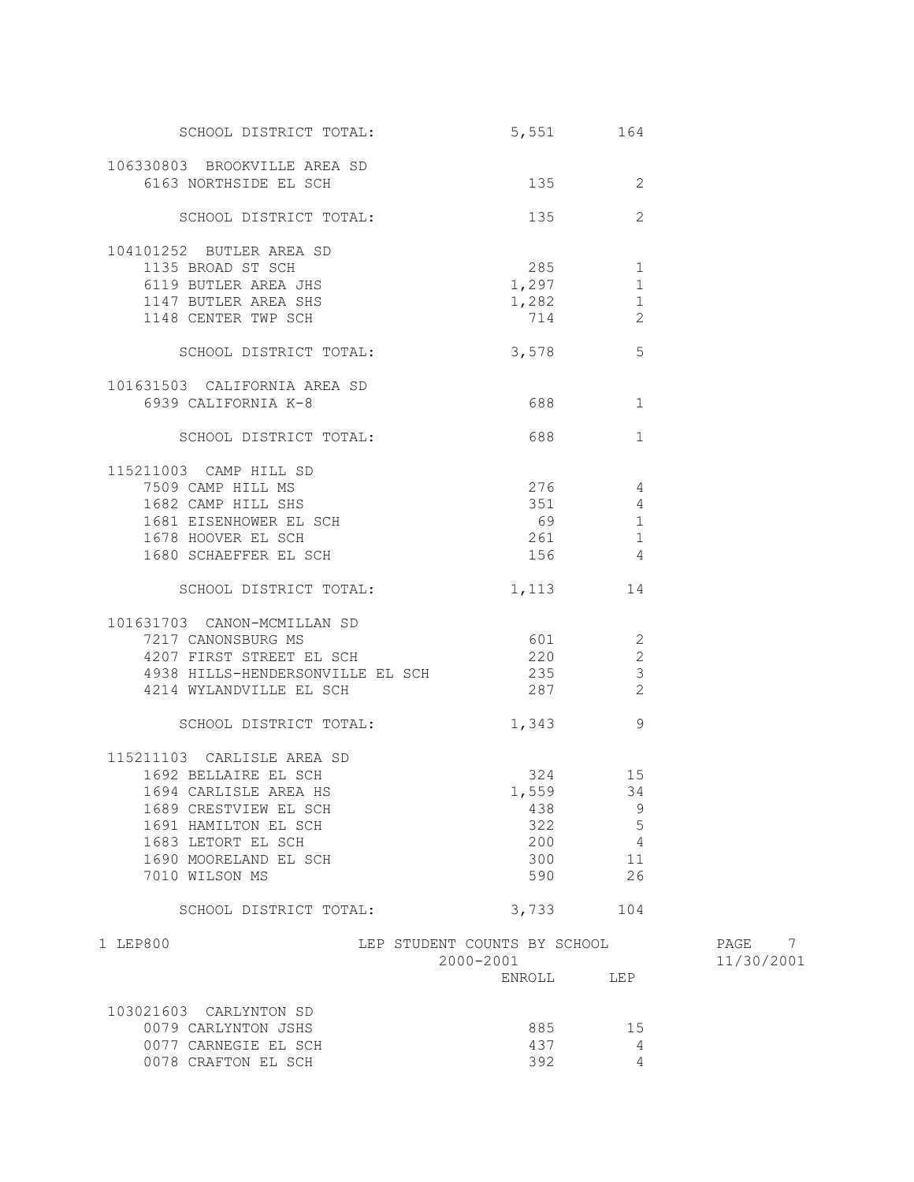| | ENROLL | LEP |
|---|---|---|
| SCHOOL DISTRICT TOTAL: | 5,551 | 164 |
| **106330803 BROOKVILLE AREA SD** | | |
| 6163 NORTHSIDE EL SCH | 135 | 2 |
| SCHOOL DISTRICT TOTAL: | 135 | 2 |
| **104101252 BUTLER AREA SD** | | |
| 1135 BROAD ST SCH | 285 | 1 |
| 6119 BUTLER AREA JHS | 1,297 | 1 |
| 1147 BUTLER AREA SHS | 1,282 | 1 |
| 1148 CENTER TWP SCH | 714 | 2 |
| SCHOOL DISTRICT TOTAL: | 3,578 | 5 |
| **101631503 CALIFORNIA AREA SD** | | |
| 6939 CALIFORNIA K-8 | 688 | 1 |
| SCHOOL DISTRICT TOTAL: | 688 | 1 |
| **115211003 CAMP HILL SD** | | |
| 7509 CAMP HILL MS | 276 | 4 |
| 1682 CAMP HILL SHS | 351 | 4 |
| 1681 EISENHOWER EL SCH | 69 | 1 |
| 1678 HOOVER EL SCH | 261 | 1 |
| 1680 SCHAEFFER EL SCH | 156 | 4 |
| SCHOOL DISTRICT TOTAL: | 1,113 | 14 |
| **101631703 CANON-MCMILLAN SD** | | |
| 7217 CANONSBURG MS | 601 | 2 |
| 4207 FIRST STREET EL SCH | 220 | 2 |
| 4938 HILLS-HENDERSONVILLE EL SCH | 235 | 3 |
| 4214 WYLANDVILLE EL SCH | 287 | 2 |
| SCHOOL DISTRICT TOTAL: | 1,343 | 9 |
| **115211103 CARLISLE AREA SD** | | |
| 1692 BELLAIRE EL SCH | 324 | 15 |
| 1694 CARLISLE AREA HS | 1,559 | 34 |
| 1689 CRESTVIEW EL SCH | 438 | 9 |
| 1691 HAMILTON EL SCH | 322 | 5 |
| 1683 LETORT EL SCH | 200 | 4 |
| 1690 MOORELAND EL SCH | 300 | 11 |
| 7010 WILSON MS | 590 | 26 |
| SCHOOL DISTRICT TOTAL: | 3,733 | 104 |

LEP800 — LEP STUDENT COUNTS BY SCHOOL — 2000-2001 — 11/30/2001

| | ENROLL | LEP |
|---|---|---|
| **103021603 CARLYNTON SD** | | |
| 0079 CARLYNTON JSHS | 885 | 15 |
| 0077 CARNEGIE EL SCH | 437 | 4 |
| 0078 CRAFTON EL SCH | 392 | 4 |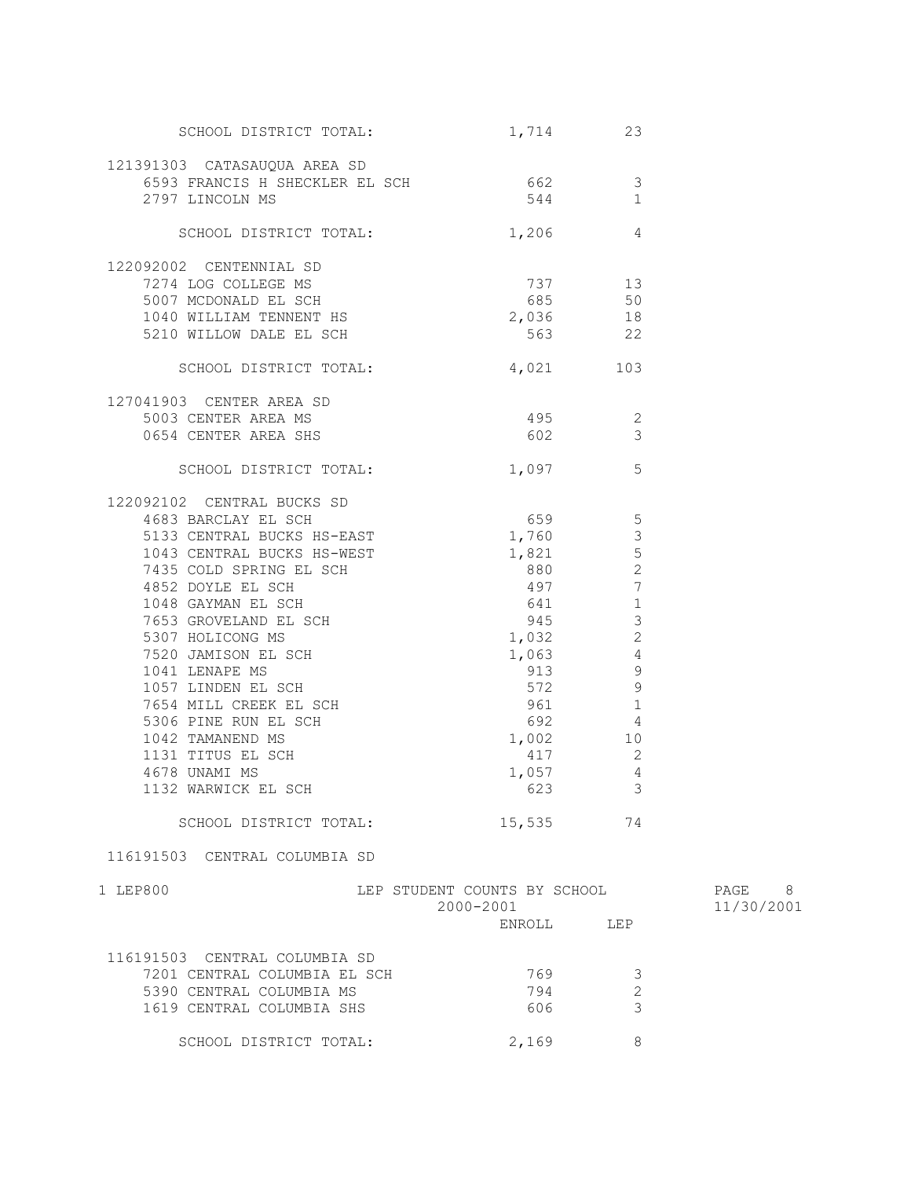| | ENROLL | LEP |
|---|---|---|
| SCHOOL DISTRICT TOTAL: | 1,714 | 23 |
| **121391303 CATASAUQUA AREA SD** | | |
| 6593 FRANCIS H SHECKLER EL SCH | 662 | 3 |
| 2797 LINCOLN MS | 544 | 1 |
| SCHOOL DISTRICT TOTAL: | 1,206 | 4 |
| **122092002 CENTENNIAL SD** | | |
| 7274 LOG COLLEGE MS | 737 | 13 |
| 5007 MCDONALD EL SCH | 685 | 50 |
| 1040 WILLIAM TENNENT HS | 2,036 | 18 |
| 5210 WILLOW DALE EL SCH | 563 | 22 |
| SCHOOL DISTRICT TOTAL: | 4,021 | 103 |
| **127041903 CENTER AREA SD** | | |
| 5003 CENTER AREA MS | 495 | 2 |
| 0654 CENTER AREA SHS | 602 | 3 |
| SCHOOL DISTRICT TOTAL: | 1,097 | 5 |
| **122092102 CENTRAL BUCKS SD** | | |
| 4683 BARCLAY EL SCH | 659 | 5 |
| 5133 CENTRAL BUCKS HS-EAST | 1,760 | 3 |
| 1043 CENTRAL BUCKS HS-WEST | 1,821 | 5 |
| 7435 COLD SPRING EL SCH | 880 | 2 |
| 4852 DOYLE EL SCH | 497 | 7 |
| 1048 GAYMAN EL SCH | 641 | 1 |
| 7653 GROVELAND EL SCH | 945 | 3 |
| 5307 HOLICONG MS | 1,032 | 2 |
| 7520 JAMISON EL SCH | 1,063 | 4 |
| 1041 LENAPE MS | 913 | 9 |
| 1057 LINDEN EL SCH | 572 | 9 |
| 7654 MILL CREEK EL SCH | 961 | 1 |
| 5306 PINE RUN EL SCH | 692 | 4 |
| 1042 TAMANEND MS | 1,002 | 10 |
| 1131 TITUS EL SCH | 417 | 2 |
| 4678 UNAMI MS | 1,057 | 4 |
| 1132 WARWICK EL SCH | 623 | 3 |
| SCHOOL DISTRICT TOTAL: | 15,535 | 74 |

116191503 CENTRAL COLUMBIA SD

1 LEP800 LEP STUDENT COUNTS BY SCHOOL 2000-2001

| | ENROLL | LEP |
|---|---|---|
| **116191503 CENTRAL COLUMBIA SD** | | |
| 7201 CENTRAL COLUMBIA EL SCH | 769 | 3 |
| 5390 CENTRAL COLUMBIA MS | 794 | 2 |
| 1619 CENTRAL COLUMBIA SHS | 606 | 3 |
| SCHOOL DISTRICT TOTAL: | 2,169 | 8 |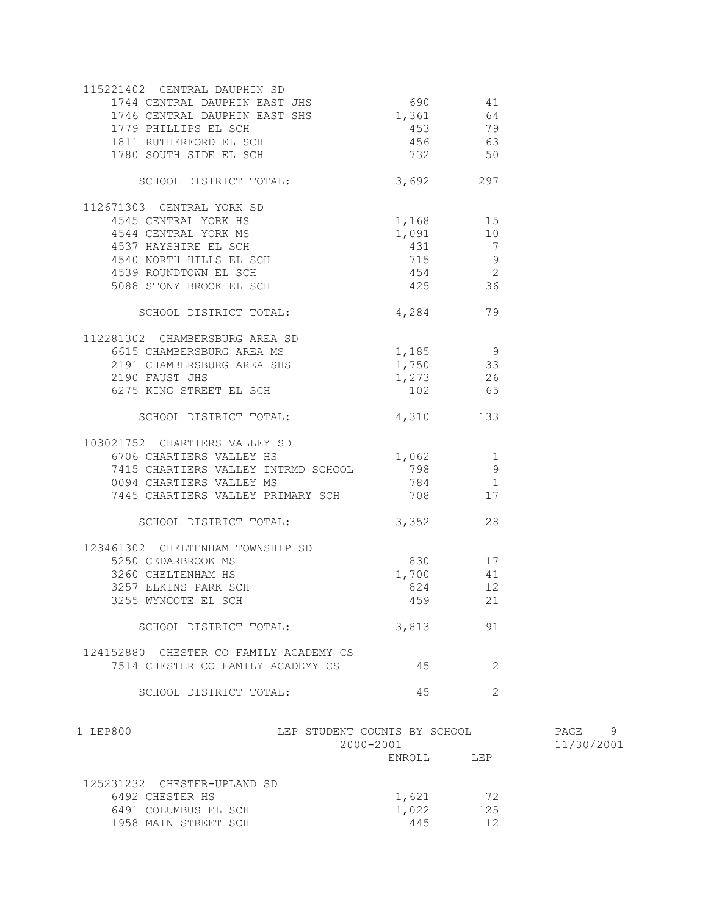| | ENROLL | LEP |
|---|---|---|
| **115221402 CENTRAL DAUPHIN SD** | | |
| 1744 CENTRAL DAUPHIN EAST JHS | 690 | 41 |
| 1746 CENTRAL DAUPHIN EAST SHS | 1,361 | 64 |
| 1779 PHILLIPS EL SCH | 453 | 79 |
| 1811 RUTHERFORD EL SCH | 456 | 63 |
| 1780 SOUTH SIDE EL SCH | 732 | 50 |
| SCHOOL DISTRICT TOTAL: | 3,692 | 297 |
| **112671303 CENTRAL YORK SD** | | |
| 4545 CENTRAL YORK HS | 1,168 | 15 |
| 4544 CENTRAL YORK MS | 1,091 | 10 |
| 4537 HAYSHIRE EL SCH | 431 | 7 |
| 4540 NORTH HILLS EL SCH | 715 | 9 |
| 4539 ROUNDTOWN EL SCH | 454 | 2 |
| 5088 STONY BROOK EL SCH | 425 | 36 |
| SCHOOL DISTRICT TOTAL: | 4,284 | 79 |
| **112281302 CHAMBERSBURG AREA SD** | | |
| 6615 CHAMBERSBURG AREA MS | 1,185 | 9 |
| 2191 CHAMBERSBURG AREA SHS | 1,750 | 33 |
| 2190 FAUST JHS | 1,273 | 26 |
| 6275 KING STREET EL SCH | 102 | 65 |
| SCHOOL DISTRICT TOTAL: | 4,310 | 133 |
| **103021752 CHARTIERS VALLEY SD** | | |
| 6706 CHARTIERS VALLEY HS | 1,062 | 1 |
| 7415 CHARTIERS VALLEY INTRMD SCHOOL | 798 | 9 |
| 0094 CHARTIERS VALLEY MS | 784 | 1 |
| 7445 CHARTIERS VALLEY PRIMARY SCH | 708 | 17 |
| SCHOOL DISTRICT TOTAL: | 3,352 | 28 |
| **123461302 CHELTENHAM TOWNSHIP SD** | | |
| 5250 CEDARBROOK MS | 830 | 17 |
| 3260 CHELTENHAM HS | 1,700 | 41 |
| 3257 ELKINS PARK SCH | 824 | 12 |
| 3255 WYNCOTE EL SCH | 459 | 21 |
| SCHOOL DISTRICT TOTAL: | 3,813 | 91 |
| **124152880 CHESTER CO FAMILY ACADEMY CS** | | |
| 7514 CHESTER CO FAMILY ACADEMY CS | 45 | 2 |
| SCHOOL DISTRICT TOTAL: | 45 | 2 |

LEP STUDENT COUNTS BY SCHOOL
2000-2001

| | ENROLL | LEP |
|---|---|---|
| **125231232 CHESTER-UPLAND SD** | | |
| 6492 CHESTER HS | 1,621 | 72 |
| 6491 COLUMBUS EL SCH | 1,022 | 125 |
| 1958 MAIN STREET SCH | 445 | 12 |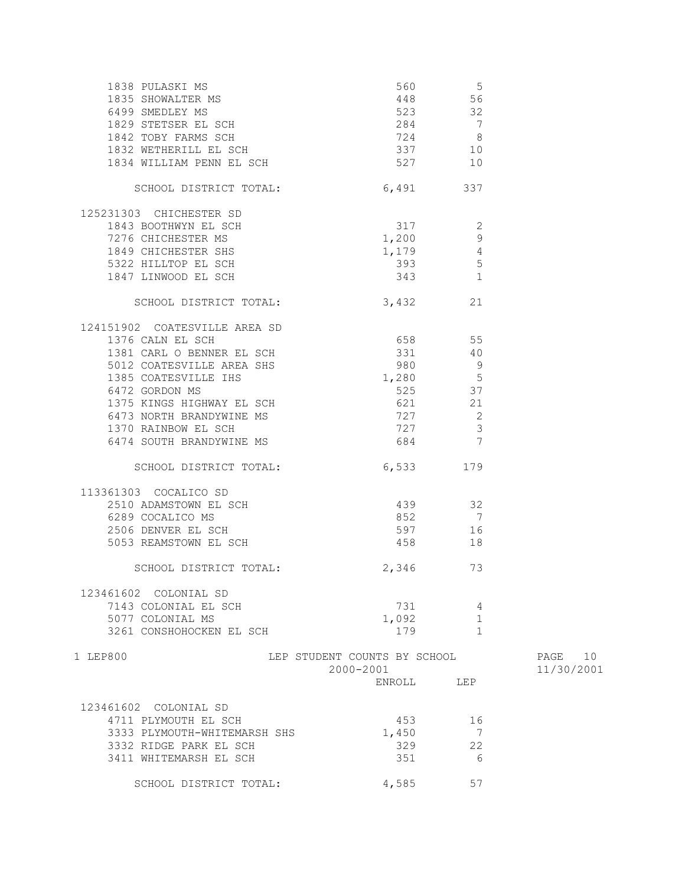| School | ENROLL | LEP |
|---|---|---|
| 1838 PULASKI MS | 560 | 5 |
| 1835 SHOWALTER MS | 448 | 56 |
| 6499 SMEDLEY MS | 523 | 32 |
| 1829 STETSER EL SCH | 284 | 7 |
| 1842 TOBY FARMS SCH | 724 | 8 |
| 1832 WETHERILL EL SCH | 337 | 10 |
| 1834 WILLIAM PENN EL SCH | 527 | 10 |
| SCHOOL DISTRICT TOTAL: | 6,491 | 337 |
| **125231303 CHICHESTER SD** | | |
| 1843 BOOTHWYN EL SCH | 317 | 2 |
| 7276 CHICHESTER MS | 1,200 | 9 |
| 1849 CHICHESTER SHS | 1,179 | 4 |
| 5322 HILLTOP EL SCH | 393 | 5 |
| 1847 LINWOOD EL SCH | 343 | 1 |
| SCHOOL DISTRICT TOTAL: | 3,432 | 21 |
| **124151902 COATESVILLE AREA SD** | | |
| 1376 CALN EL SCH | 658 | 55 |
| 1381 CARL O BENNER EL SCH | 331 | 40 |
| 5012 COATESVILLE AREA SHS | 980 | 9 |
| 1385 COATESVILLE IHS | 1,280 | 5 |
| 6472 GORDON MS | 525 | 37 |
| 1375 KINGS HIGHWAY EL SCH | 621 | 21 |
| 6473 NORTH BRANDYWINE MS | 727 | 2 |
| 1370 RAINBOW EL SCH | 727 | 3 |
| 6474 SOUTH BRANDYWINE MS | 684 | 7 |
| SCHOOL DISTRICT TOTAL: | 6,533 | 179 |
| **113361303 COCALICO SD** | | |
| 2510 ADAMSTOWN EL SCH | 439 | 32 |
| 6289 COCALICO MS | 852 | 7 |
| 2506 DENVER EL SCH | 597 | 16 |
| 5053 REAMSTOWN EL SCH | 458 | 18 |
| SCHOOL DISTRICT TOTAL: | 2,346 | 73 |
| **123461602 COLONIAL SD** | | |
| 7143 COLONIAL EL SCH | 731 | 4 |
| 5077 COLONIAL MS | 1,092 | 1 |
| 3261 CONSHOHOCKEN EL SCH | 179 | 1 |

1 LEP800 LEP STUDENT COUNTS BY SCHOOL 2000-2001

| School | ENROLL | LEP |
|---|---|---|
| **123461602 COLONIAL SD** | | |
| 4711 PLYMOUTH EL SCH | 453 | 16 |
| 3333 PLYMOUTH-WHITEMARSH SHS | 1,450 | 7 |
| 3332 RIDGE PARK EL SCH | 329 | 22 |
| 3411 WHITEMARSH EL SCH | 351 | 6 |
| SCHOOL DISTRICT TOTAL: | 4,585 | 57 |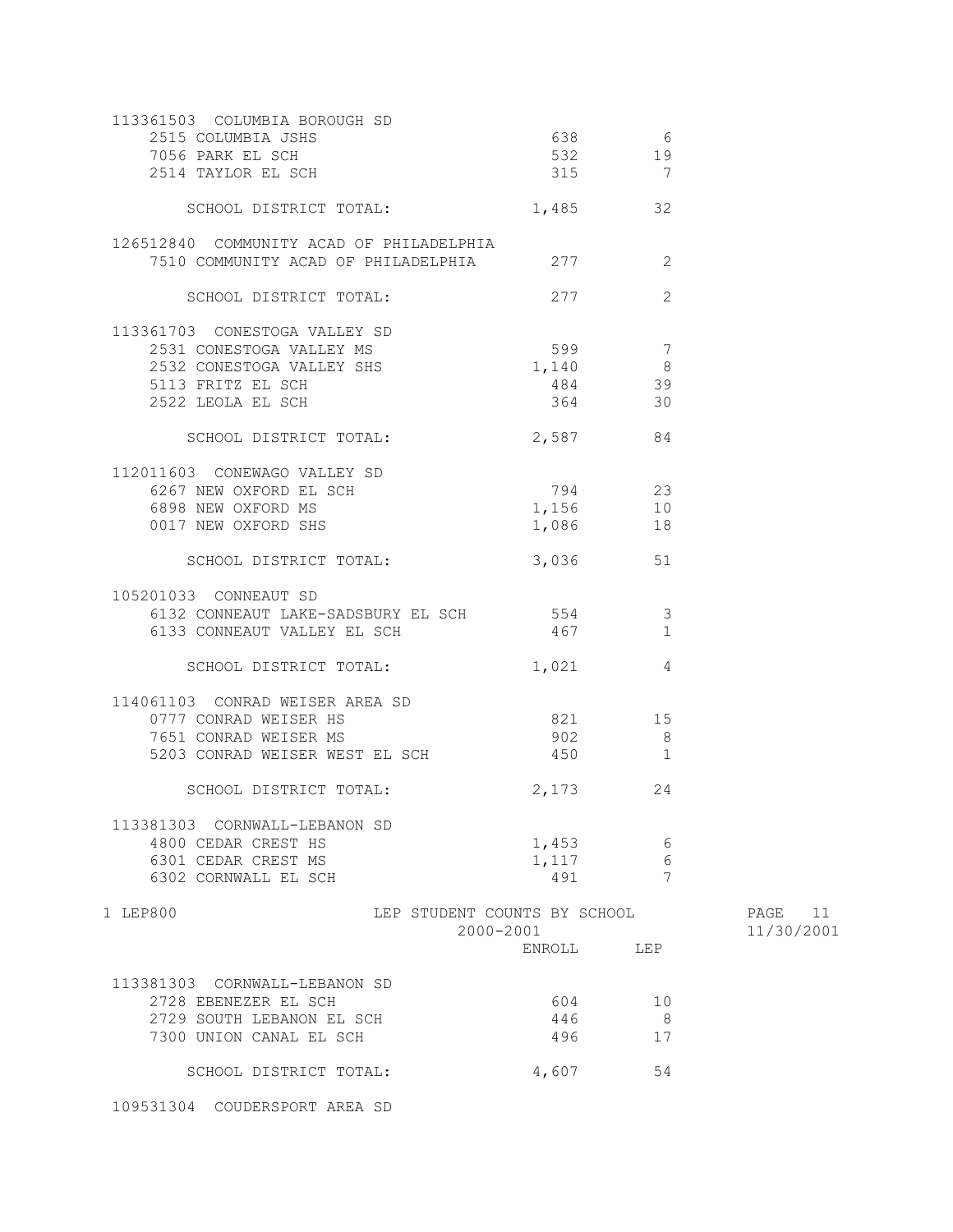| | ENROLL | LEP |
|---|---|---|
| **113361503 COLUMBIA BOROUGH SD** | | |
| 2515 COLUMBIA JSHS | 638 | 6 |
| 7056 PARK EL SCH | 532 | 19 |
| 2514 TAYLOR EL SCH | 315 | 7 |
| SCHOOL DISTRICT TOTAL: | 1,485 | 32 |
| **126512840 COMMUNITY ACAD OF PHILADELPHIA** | | |
| 7510 COMMUNITY ACAD OF PHILADELPHIA | 277 | 2 |
| SCHOOL DISTRICT TOTAL: | 277 | 2 |
| **113361703 CONESTOGA VALLEY SD** | | |
| 2531 CONESTOGA VALLEY MS | 599 | 7 |
| 2532 CONESTOGA VALLEY SHS | 1,140 | 8 |
| 5113 FRITZ EL SCH | 484 | 39 |
| 2522 LEOLA EL SCH | 364 | 30 |
| SCHOOL DISTRICT TOTAL: | 2,587 | 84 |
| **112011603 CONEWAGO VALLEY SD** | | |
| 6267 NEW OXFORD EL SCH | 794 | 23 |
| 6898 NEW OXFORD MS | 1,156 | 10 |
| 0017 NEW OXFORD SHS | 1,086 | 18 |
| SCHOOL DISTRICT TOTAL: | 3,036 | 51 |
| **105201033 CONNEAUT SD** | | |
| 6132 CONNEAUT LAKE-SADSBURY EL SCH | 554 | 3 |
| 6133 CONNEAUT VALLEY EL SCH | 467 | 1 |
| SCHOOL DISTRICT TOTAL: | 1,021 | 4 |
| **114061103 CONRAD WEISER AREA SD** | | |
| 0777 CONRAD WEISER HS | 821 | 15 |
| 7651 CONRAD WEISER MS | 902 | 8 |
| 5203 CONRAD WEISER WEST EL SCH | 450 | 1 |
| SCHOOL DISTRICT TOTAL: | 2,173 | 24 |
| **113381303 CORNWALL-LEBANON SD** | | |
| 4800 CEDAR CREST HS | 1,453 | 6 |
| 6301 CEDAR CREST MS | 1,117 | 6 |
| 6302 CORNWALL EL SCH | 491 | 7 |

LEP STUDENT COUNTS BY SCHOOL
2000-2001

| | ENROLL | LEP |
|---|---|---|
| **113381303 CORNWALL-LEBANON SD** | | |
| 2728 EBENEZER EL SCH | 604 | 10 |
| 2729 SOUTH LEBANON EL SCH | 446 | 8 |
| 7300 UNION CANAL EL SCH | 496 | 17 |
| SCHOOL DISTRICT TOTAL: | 4,607 | 54 |
| **109531304 COUDERSPORT AREA SD** | | |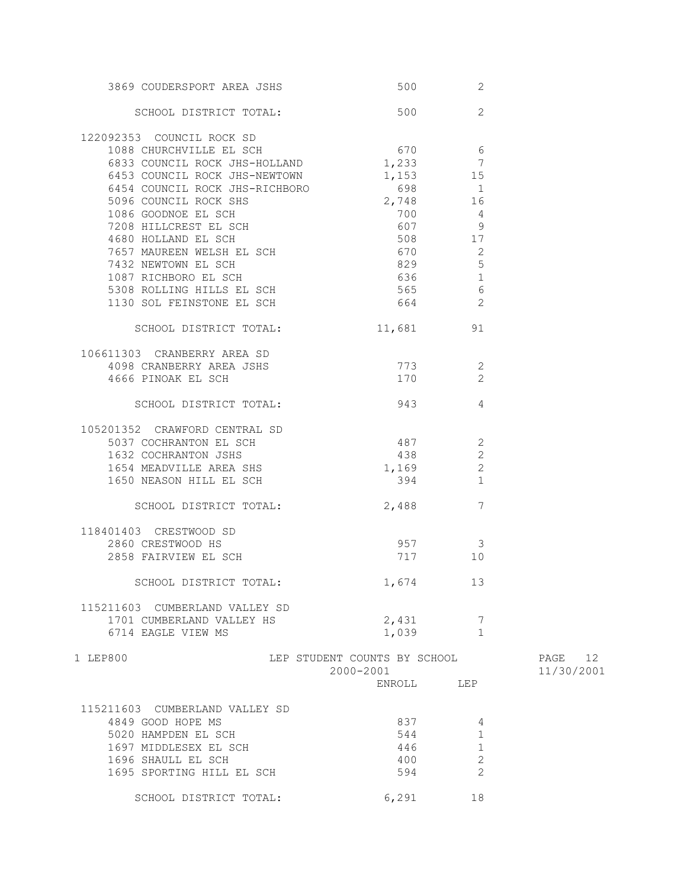| School | ENROLL | LEP |
|---|---|---|
| 3869 COUDERSPORT AREA JSHS | 500 | 2 |
| SCHOOL DISTRICT TOTAL: | 500 | 2 |
| **122092353 COUNCIL ROCK SD** | | |
| 1088 CHURCHVILLE EL SCH | 670 | 6 |
| 6833 COUNCIL ROCK JHS-HOLLAND | 1,233 | 7 |
| 6453 COUNCIL ROCK JHS-NEWTOWN | 1,153 | 15 |
| 6454 COUNCIL ROCK JHS-RICHBORO | 698 | 1 |
| 5096 COUNCIL ROCK SHS | 2,748 | 16 |
| 1086 GOODNOE EL SCH | 700 | 4 |
| 7208 HILLCREST EL SCH | 607 | 9 |
| 4680 HOLLAND EL SCH | 508 | 17 |
| 7657 MAUREEN WELSH EL SCH | 670 | 2 |
| 7432 NEWTOWN EL SCH | 829 | 5 |
| 1087 RICHBORO EL SCH | 636 | 1 |
| 5308 ROLLING HILLS EL SCH | 565 | 6 |
| 1130 SOL FEINSTONE EL SCH | 664 | 2 |
| SCHOOL DISTRICT TOTAL: | 11,681 | 91 |
| **106611303 CRANBERRY AREA SD** | | |
| 4098 CRANBERRY AREA JSHS | 773 | 2 |
| 4666 PINOAK EL SCH | 170 | 2 |
| SCHOOL DISTRICT TOTAL: | 943 | 4 |
| **105201352 CRAWFORD CENTRAL SD** | | |
| 5037 COCHRANTON EL SCH | 487 | 2 |
| 1632 COCHRANTON JSHS | 438 | 2 |
| 1654 MEADVILLE AREA SHS | 1,169 | 2 |
| 1650 NEASON HILL EL SCH | 394 | 1 |
| SCHOOL DISTRICT TOTAL: | 2,488 | 7 |
| **118401403 CRESTWOOD SD** | | |
| 2860 CRESTWOOD HS | 957 | 3 |
| 2858 FAIRVIEW EL SCH | 717 | 10 |
| SCHOOL DISTRICT TOTAL: | 1,674 | 13 |
| **115211603 CUMBERLAND VALLEY SD** | | |
| 1701 CUMBERLAND VALLEY HS | 2,431 | 7 |
| 6714 EAGLE VIEW MS | 1,039 | 1 |

LEP800 — LEP STUDENT COUNTS BY SCHOOL — 2000-2001 — 11/30/2001

| School | ENROLL | LEP |
|---|---|---|
| **115211603 CUMBERLAND VALLEY SD** | | |
| 4849 GOOD HOPE MS | 837 | 4 |
| 5020 HAMPDEN EL SCH | 544 | 1 |
| 1697 MIDDLESEX EL SCH | 446 | 1 |
| 1696 SHAULL EL SCH | 400 | 2 |
| 1695 SPORTING HILL EL SCH | 594 | 2 |
| SCHOOL DISTRICT TOTAL: | 6,291 | 18 |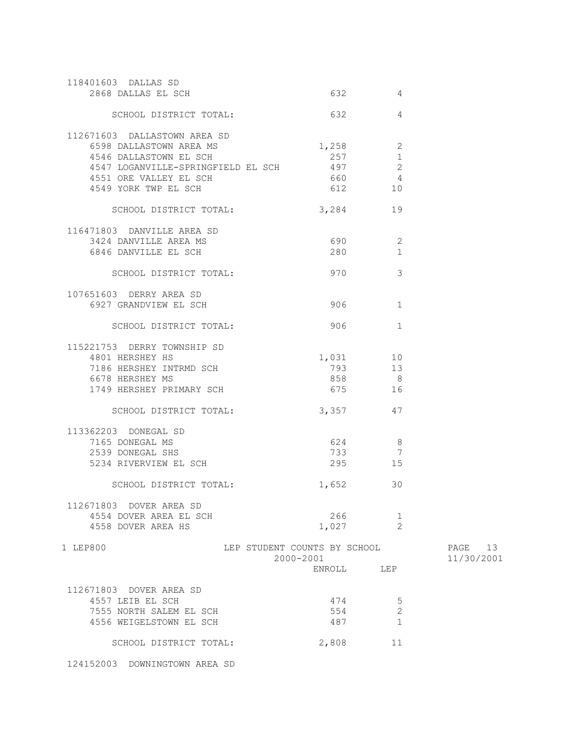| | ENROLL | LEP |
|---|---|---|
| **118401603 DALLAS SD** | | |
| 2868 DALLAS EL SCH | 632 | 4 |
| SCHOOL DISTRICT TOTAL: | 632 | 4 |
| **112671603 DALLASTOWN AREA SD** | | |
| 6598 DALLASTOWN AREA MS | 1,258 | 2 |
| 4546 DALLASTOWN EL SCH | 257 | 1 |
| 4547 LOGANVILLE-SPRINGFIELD EL SCH | 497 | 2 |
| 4551 ORE VALLEY EL SCH | 660 | 4 |
| 4549 YORK TWP EL SCH | 612 | 10 |
| SCHOOL DISTRICT TOTAL: | 3,284 | 19 |
| **116471803 DANVILLE AREA SD** | | |
| 3424 DANVILLE AREA MS | 690 | 2 |
| 6846 DANVILLE EL SCH | 280 | 1 |
| SCHOOL DISTRICT TOTAL: | 970 | 3 |
| **107651603 DERRY AREA SD** | | |
| 6927 GRANDVIEW EL SCH | 906 | 1 |
| SCHOOL DISTRICT TOTAL: | 906 | 1 |
| **115221753 DERRY TOWNSHIP SD** | | |
| 4801 HERSHEY HS | 1,031 | 10 |
| 7186 HERSHEY INTRMD SCH | 793 | 13 |
| 6678 HERSHEY MS | 858 | 8 |
| 1749 HERSHEY PRIMARY SCH | 675 | 16 |
| SCHOOL DISTRICT TOTAL: | 3,357 | 47 |
| **113362203 DONEGAL SD** | | |
| 7165 DONEGAL MS | 624 | 8 |
| 2539 DONEGAL SHS | 733 | 7 |
| 5234 RIVERVIEW EL SCH | 295 | 15 |
| SCHOOL DISTRICT TOTAL: | 1,652 | 30 |
| **112671803 DOVER AREA SD** | | |
| 4554 DOVER AREA EL SCH | 266 | 1 |
| 4558 DOVER AREA HS | 1,027 | 2 |
| 4557 LEIB EL SCH | 474 | 5 |
| 7555 NORTH SALEM EL SCH | 554 | 2 |
| 4556 WEIGELSTOWN EL SCH | 487 | 1 |
| SCHOOL DISTRICT TOTAL: | 2,808 | 11 |
| **124152003 DOWNINGTOWN AREA SD** | | |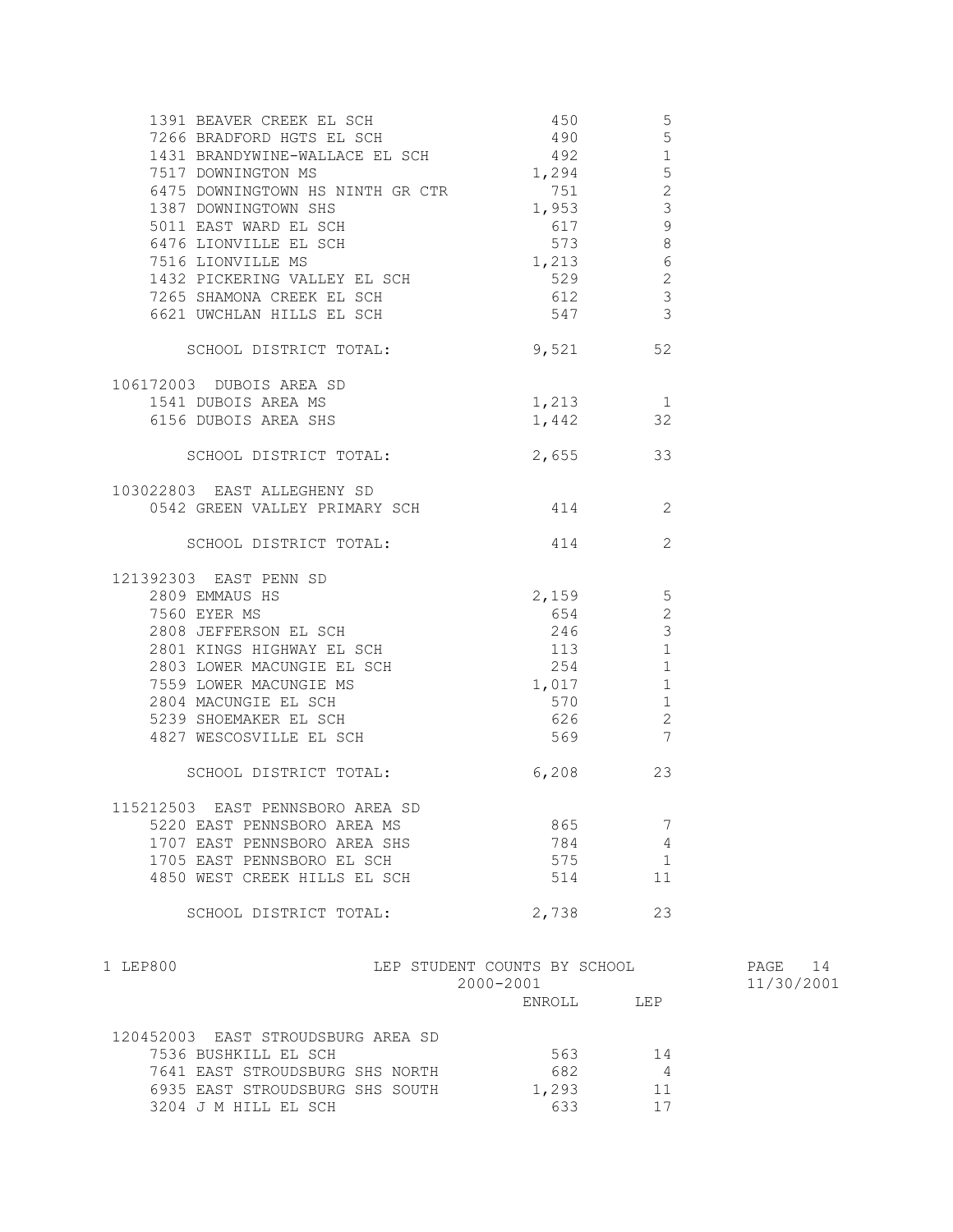| School | ENROLL | LEP |
|---|---|---|
| 1391 BEAVER CREEK EL SCH | 450 | 5 |
| 7266 BRADFORD HGTS EL SCH | 490 | 5 |
| 1431 BRANDYWINE-WALLACE EL SCH | 492 | 1 |
| 7517 DOWNINGTON MS | 1,294 | 5 |
| 6475 DOWNINGTOWN HS NINTH GR CTR | 751 | 2 |
| 1387 DOWNINGTOWN SHS | 1,953 | 3 |
| 5011 EAST WARD EL SCH | 617 | 9 |
| 6476 LIONVILLE EL SCH | 573 | 8 |
| 7516 LIONVILLE MS | 1,213 | 6 |
| 1432 PICKERING VALLEY EL SCH | 529 | 2 |
| 7265 SHAMONA CREEK EL SCH | 612 | 3 |
| 6621 UWCHLAN HILLS EL SCH | 547 | 3 |
| SCHOOL DISTRICT TOTAL: | 9,521 | 52 |
| **106172003 DUBOIS AREA SD** | | |
| 1541 DUBOIS AREA MS | 1,213 | 1 |
| 6156 DUBOIS AREA SHS | 1,442 | 32 |
| SCHOOL DISTRICT TOTAL: | 2,655 | 33 |
| **103022803 EAST ALLEGHENY SD** | | |
| 0542 GREEN VALLEY PRIMARY SCH | 414 | 2 |
| SCHOOL DISTRICT TOTAL: | 414 | 2 |
| **121392303 EAST PENN SD** | | |
| 2809 EMMAUS HS | 2,159 | 5 |
| 7560 EYER MS | 654 | 2 |
| 2808 JEFFERSON EL SCH | 246 | 3 |
| 2801 KINGS HIGHWAY EL SCH | 113 | 1 |
| 2803 LOWER MACUNGIE EL SCH | 254 | 1 |
| 7559 LOWER MACUNGIE MS | 1,017 | 1 |
| 2804 MACUNGIE EL SCH | 570 | 1 |
| 5239 SHOEMAKER EL SCH | 626 | 2 |
| 4827 WESCOSVILLE EL SCH | 569 | 7 |
| SCHOOL DISTRICT TOTAL: | 6,208 | 23 |
| **115212503 EAST PENNSBORO AREA SD** | | |
| 5220 EAST PENNSBORO AREA MS | 865 | 7 |
| 1707 EAST PENNSBORO AREA SHS | 784 | 4 |
| 1705 EAST PENNSBORO EL SCH | 575 | 1 |
| 4850 WEST CREEK HILLS EL SCH | 514 | 11 |
| SCHOOL DISTRICT TOTAL: | 2,738 | 23 |

1 LEP800 — LEP STUDENT COUNTS BY SCHOOL — 2000-2001

| School | ENROLL | LEP |
|---|---|---|
| **120452003 EAST STROUDSBURG AREA SD** | | |
| 7536 BUSHKILL EL SCH | 563 | 14 |
| 7641 EAST STROUDSBURG SHS NORTH | 682 | 4 |
| 6935 EAST STROUDSBURG SHS SOUTH | 1,293 | 11 |
| 3204 J M HILL EL SCH | 633 | 17 |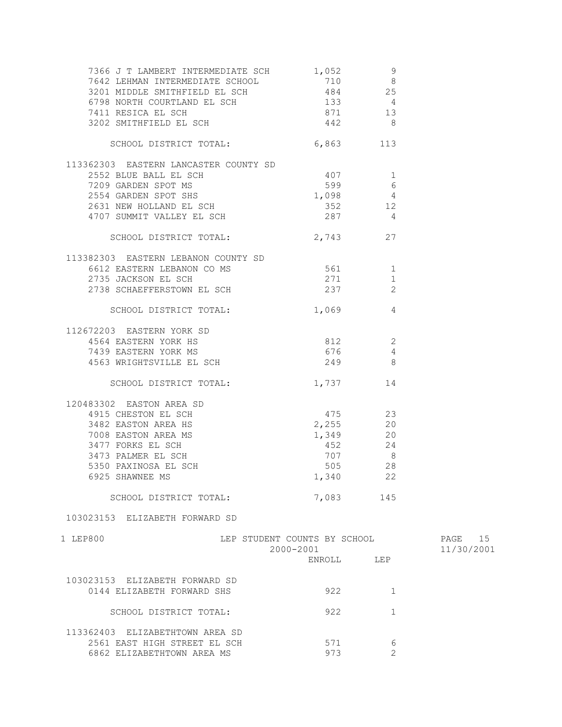| School | ENROLL | LEP |
|---|---|---|
| 7366 J T LAMBERT INTERMEDIATE SCH | 1,052 | 9 |
| 7642 LEHMAN INTERMEDIATE SCHOOL | 710 | 8 |
| 3201 MIDDLE SMITHFIELD EL SCH | 484 | 25 |
| 6798 NORTH COURTLAND EL SCH | 133 | 4 |
| 7411 RESICA EL SCH | 871 | 13 |
| 3202 SMITHFIELD EL SCH | 442 | 8 |
| SCHOOL DISTRICT TOTAL: | 6,863 | 113 |
| **113362303 EASTERN LANCASTER COUNTY SD** | | |
| 2552 BLUE BALL EL SCH | 407 | 1 |
| 7209 GARDEN SPOT MS | 599 | 6 |
| 2554 GARDEN SPOT SHS | 1,098 | 4 |
| 2631 NEW HOLLAND EL SCH | 352 | 12 |
| 4707 SUMMIT VALLEY EL SCH | 287 | 4 |
| SCHOOL DISTRICT TOTAL: | 2,743 | 27 |
| **113382303 EASTERN LEBANON COUNTY SD** | | |
| 6612 EASTERN LEBANON CO MS | 561 | 1 |
| 2735 JACKSON EL SCH | 271 | 1 |
| 2738 SCHAEFFERSTOWN EL SCH | 237 | 2 |
| SCHOOL DISTRICT TOTAL: | 1,069 | 4 |
| **112672203 EASTERN YORK SD** | | |
| 4564 EASTERN YORK HS | 812 | 2 |
| 7439 EASTERN YORK MS | 676 | 4 |
| 4563 WRIGHTSVILLE EL SCH | 249 | 8 |
| SCHOOL DISTRICT TOTAL: | 1,737 | 14 |
| **120483302 EASTON AREA SD** | | |
| 4915 CHESTON EL SCH | 475 | 23 |
| 3482 EASTON AREA HS | 2,255 | 20 |
| 7008 EASTON AREA MS | 1,349 | 20 |
| 3477 FORKS EL SCH | 452 | 24 |
| 3473 PALMER EL SCH | 707 | 8 |
| 5350 PAXINOSA EL SCH | 505 | 28 |
| 6925 SHAWNEE MS | 1,340 | 22 |
| SCHOOL DISTRICT TOTAL: | 7,083 | 145 |
| **103023153 ELIZABETH FORWARD SD** | | |

1 LEP800 — LEP STUDENT COUNTS BY SCHOOL — 2000-2001 — 11/30/2001

| School | ENROLL | LEP |
|---|---|---|
| **103023153 ELIZABETH FORWARD SD** | | |
| 0144 ELIZABETH FORWARD SHS | 922 | 1 |
| SCHOOL DISTRICT TOTAL: | 922 | 1 |
| **113362403 ELIZABETHTOWN AREA SD** | | |
| 2561 EAST HIGH STREET EL SCH | 571 | 6 |
| 6862 ELIZABETHTOWN AREA MS | 973 | 2 |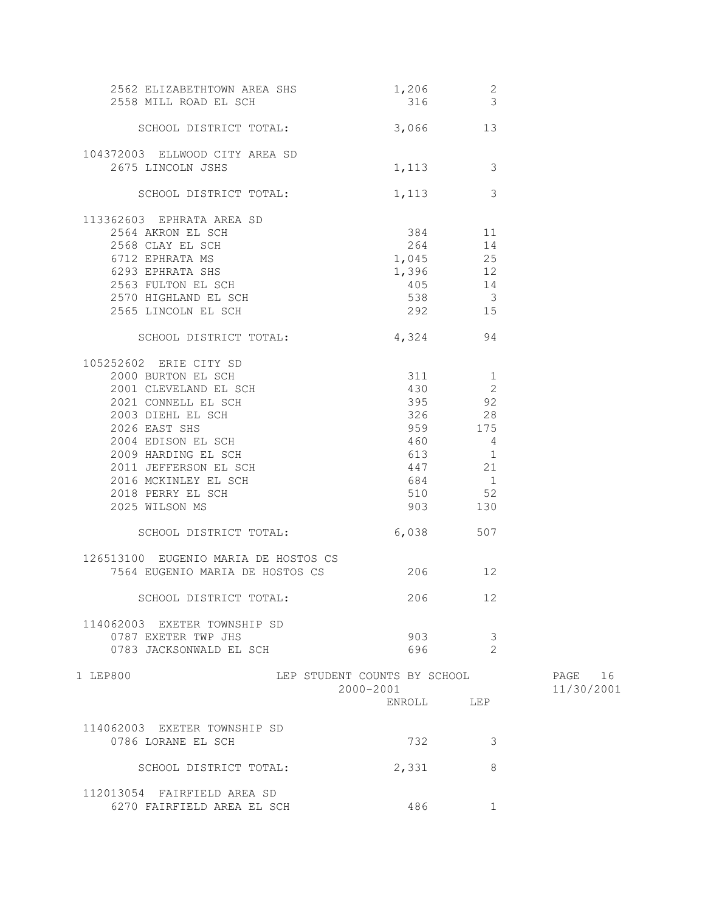| School | ENROLL | LEP |
|---|---|---|
| 2562 ELIZABETHTOWN AREA SHS | 1,206 | 2 |
| 2558 MILL ROAD EL SCH | 316 | 3 |
| SCHOOL DISTRICT TOTAL: | 3,066 | 13 |
| **104372003 ELLWOOD CITY AREA SD** | | |
| 2675 LINCOLN JSHS | 1,113 | 3 |
| SCHOOL DISTRICT TOTAL: | 1,113 | 3 |
| **113362603 EPHRATA AREA SD** | | |
| 2564 AKRON EL SCH | 384 | 11 |
| 2568 CLAY EL SCH | 264 | 14 |
| 6712 EPHRATA MS | 1,045 | 25 |
| 6293 EPHRATA SHS | 1,396 | 12 |
| 2563 FULTON EL SCH | 405 | 14 |
| 2570 HIGHLAND EL SCH | 538 | 3 |
| 2565 LINCOLN EL SCH | 292 | 15 |
| SCHOOL DISTRICT TOTAL: | 4,324 | 94 |
| **105252602 ERIE CITY SD** | | |
| 2000 BURTON EL SCH | 311 | 1 |
| 2001 CLEVELAND EL SCH | 430 | 2 |
| 2021 CONNELL EL SCH | 395 | 92 |
| 2003 DIEHL EL SCH | 326 | 28 |
| 2026 EAST SHS | 959 | 175 |
| 2004 EDISON EL SCH | 460 | 4 |
| 2009 HARDING EL SCH | 613 | 1 |
| 2011 JEFFERSON EL SCH | 447 | 21 |
| 2016 MCKINLEY EL SCH | 684 | 1 |
| 2018 PERRY EL SCH | 510 | 52 |
| 2025 WILSON MS | 903 | 130 |
| SCHOOL DISTRICT TOTAL: | 6,038 | 507 |
| **126513100 EUGENIO MARIA DE HOSTOS CS** | | |
| 7564 EUGENIO MARIA DE HOSTOS CS | 206 | 12 |
| SCHOOL DISTRICT TOTAL: | 206 | 12 |
| **114062003 EXETER TOWNSHIP SD** | | |
| 0787 EXETER TWP JHS | 903 | 3 |
| 0783 JACKSONWALD EL SCH | 696 | 2 |

LEP STUDENT COUNTS BY SCHOOL
2000-2001

| School | ENROLL | LEP |
|---|---|---|
| **114062003 EXETER TOWNSHIP SD** | | |
| 0786 LORANE EL SCH | 732 | 3 |
| SCHOOL DISTRICT TOTAL: | 2,331 | 8 |
| **112013054 FAIRFIELD AREA SD** | | |
| 6270 FAIRFIELD AREA EL SCH | 486 | 1 |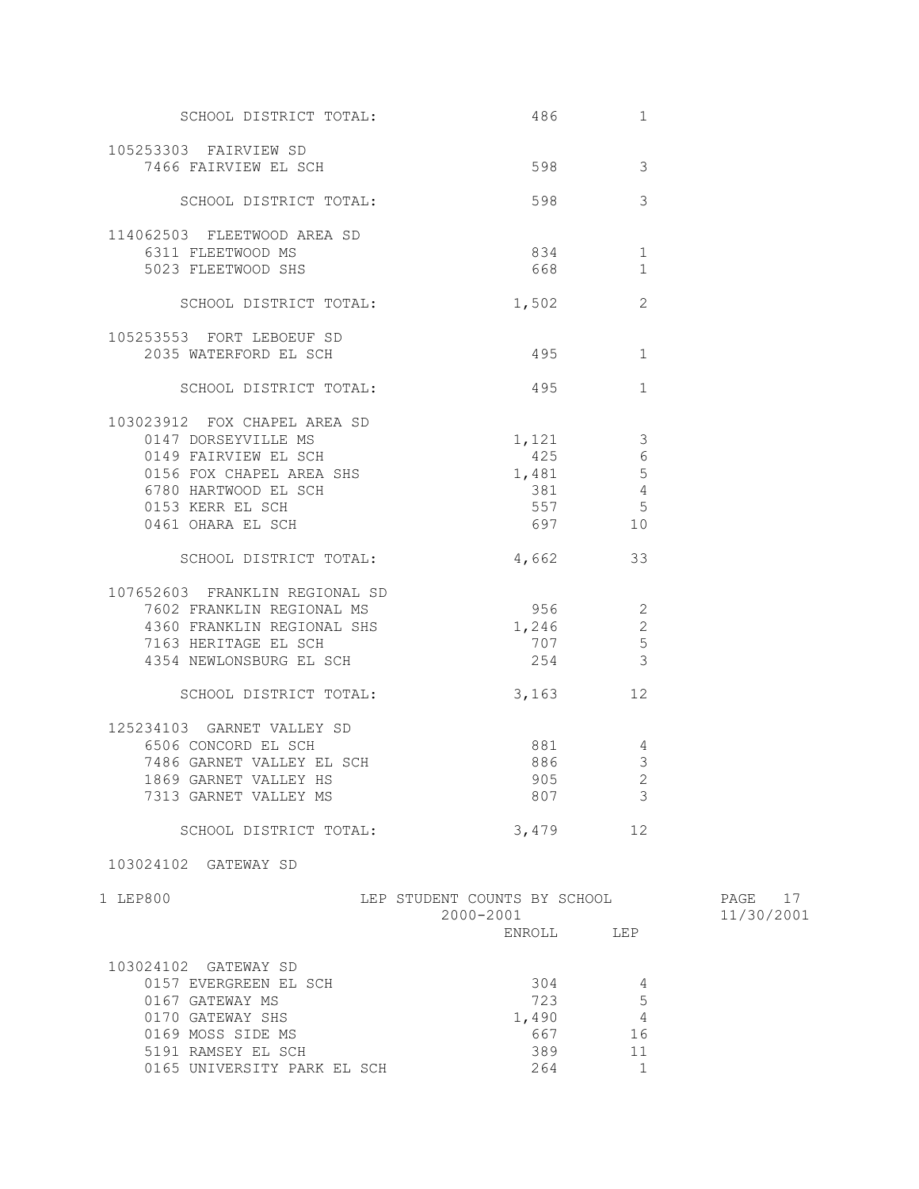| | ENROLL | LEP |
|---|---|---|
| SCHOOL DISTRICT TOTAL: | 486 | 1 |
| **105253303 FAIRVIEW SD** | | |
| 7466 FAIRVIEW EL SCH | 598 | 3 |
| SCHOOL DISTRICT TOTAL: | 598 | 3 |
| **114062503 FLEETWOOD AREA SD** | | |
| 6311 FLEETWOOD MS | 834 | 1 |
| 5023 FLEETWOOD SHS | 668 | 1 |
| SCHOOL DISTRICT TOTAL: | 1,502 | 2 |
| **105253553 FORT LEBOEUF SD** | | |
| 2035 WATERFORD EL SCH | 495 | 1 |
| SCHOOL DISTRICT TOTAL: | 495 | 1 |
| **103023912 FOX CHAPEL AREA SD** | | |
| 0147 DORSEYVILLE MS | 1,121 | 3 |
| 0149 FAIRVIEW EL SCH | 425 | 6 |
| 0156 FOX CHAPEL AREA SHS | 1,481 | 5 |
| 6780 HARTWOOD EL SCH | 381 | 4 |
| 0153 KERR EL SCH | 557 | 5 |
| 0461 OHARA EL SCH | 697 | 10 |
| SCHOOL DISTRICT TOTAL: | 4,662 | 33 |
| **107652603 FRANKLIN REGIONAL SD** | | |
| 7602 FRANKLIN REGIONAL MS | 956 | 2 |
| 4360 FRANKLIN REGIONAL SHS | 1,246 | 2 |
| 7163 HERITAGE EL SCH | 707 | 5 |
| 4354 NEWLONSBURG EL SCH | 254 | 3 |
| SCHOOL DISTRICT TOTAL: | 3,163 | 12 |
| **125234103 GARNET VALLEY SD** | | |
| 6506 CONCORD EL SCH | 881 | 4 |
| 7486 GARNET VALLEY EL SCH | 886 | 3 |
| 1869 GARNET VALLEY HS | 905 | 2 |
| 7313 GARNET VALLEY MS | 807 | 3 |
| SCHOOL DISTRICT TOTAL: | 3,479 | 12 |
| **103024102 GATEWAY SD** | | |

LEP STUDENT COUNTS BY SCHOOL
2000-2001

| | ENROLL | LEP |
|---|---|---|
| **103024102 GATEWAY SD** | | |
| 0157 EVERGREEN EL SCH | 304 | 4 |
| 0167 GATEWAY MS | 723 | 5 |
| 0170 GATEWAY SHS | 1,490 | 4 |
| 0169 MOSS SIDE MS | 667 | 16 |
| 5191 RAMSEY EL SCH | 389 | 11 |
| 0165 UNIVERSITY PARK EL SCH | 264 | 1 |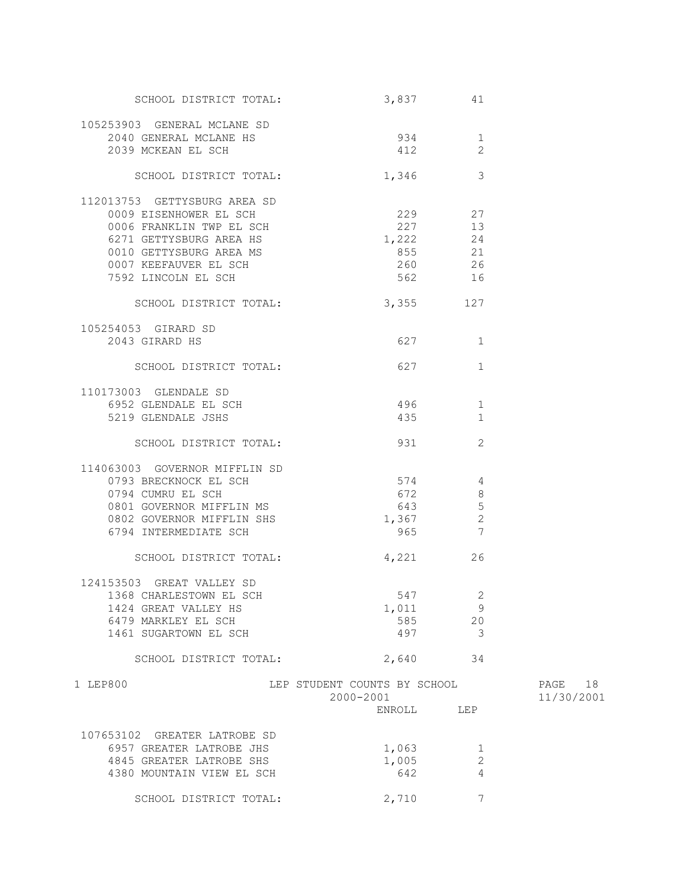| | ENROLL | LEP |
|---|---|---|
| SCHOOL DISTRICT TOTAL: | 3,837 | 41 |
| **105253903 GENERAL MCLANE SD** | | |
| 2040 GENERAL MCLANE HS | 934 | 1 |
| 2039 MCKEAN EL SCH | 412 | 2 |
| SCHOOL DISTRICT TOTAL: | 1,346 | 3 |
| **112013753 GETTYSBURG AREA SD** | | |
| 0009 EISENHOWER EL SCH | 229 | 27 |
| 0006 FRANKLIN TWP EL SCH | 227 | 13 |
| 6271 GETTYSBURG AREA HS | 1,222 | 24 |
| 0010 GETTYSBURG AREA MS | 855 | 21 |
| 0007 KEEFAUVER EL SCH | 260 | 26 |
| 7592 LINCOLN EL SCH | 562 | 16 |
| SCHOOL DISTRICT TOTAL: | 3,355 | 127 |
| **105254053 GIRARD SD** | | |
| 2043 GIRARD HS | 627 | 1 |
| SCHOOL DISTRICT TOTAL: | 627 | 1 |
| **110173003 GLENDALE SD** | | |
| 6952 GLENDALE EL SCH | 496 | 1 |
| 5219 GLENDALE JSHS | 435 | 1 |
| SCHOOL DISTRICT TOTAL: | 931 | 2 |
| **114063003 GOVERNOR MIFFLIN SD** | | |
| 0793 BRECKNOCK EL SCH | 574 | 4 |
| 0794 CUMRU EL SCH | 672 | 8 |
| 0801 GOVERNOR MIFFLIN MS | 643 | 5 |
| 0802 GOVERNOR MIFFLIN SHS | 1,367 | 2 |
| 6794 INTERMEDIATE SCH | 965 | 7 |
| SCHOOL DISTRICT TOTAL: | 4,221 | 26 |
| **124153503 GREAT VALLEY SD** | | |
| 1368 CHARLESTOWN EL SCH | 547 | 2 |
| 1424 GREAT VALLEY HS | 1,011 | 9 |
| 6479 MARKLEY EL SCH | 585 | 20 |
| 1461 SUGARTOWN EL SCH | 497 | 3 |
| SCHOOL DISTRICT TOTAL: | 2,640 | 34 |

1 LEP800 LEP STUDENT COUNTS BY SCHOOL 2000-2001

| | ENROLL | LEP |
|---|---|---|
| **107653102 GREATER LATROBE SD** | | |
| 6957 GREATER LATROBE JHS | 1,063 | 1 |
| 4845 GREATER LATROBE SHS | 1,005 | 2 |
| 4380 MOUNTAIN VIEW EL SCH | 642 | 4 |
| SCHOOL DISTRICT TOTAL: | 2,710 | 7 |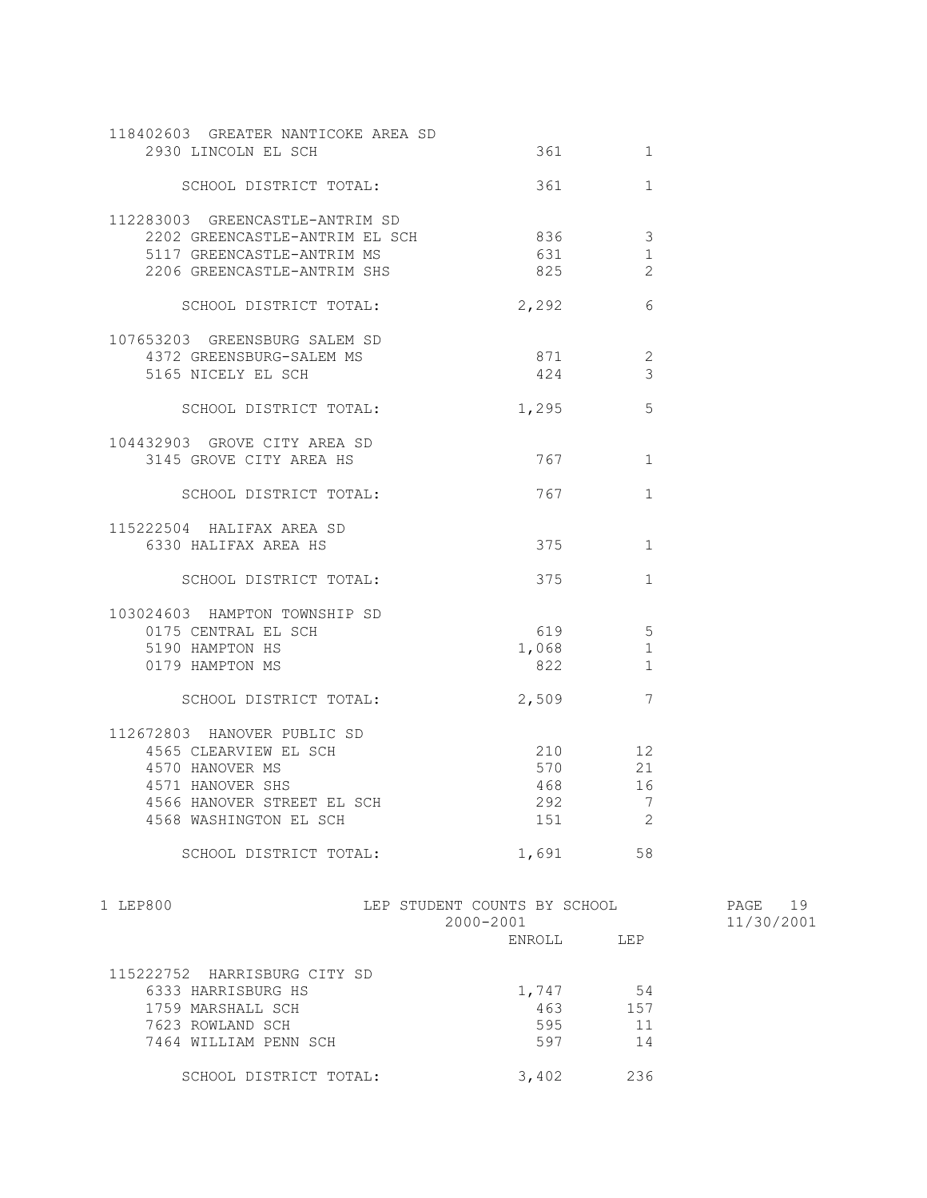| | ENROLL | LEP |
|---|---|---|
| 118402603 GREATER NANTICOKE AREA SD | | |
| 2930 LINCOLN EL SCH | 361 | 1 |
| SCHOOL DISTRICT TOTAL: | 361 | 1 |
| 112283003 GREENCASTLE-ANTRIM SD | | |
| 2202 GREENCASTLE-ANTRIM EL SCH | 836 | 3 |
| 5117 GREENCASTLE-ANTRIM MS | 631 | 1 |
| 2206 GREENCASTLE-ANTRIM SHS | 825 | 2 |
| SCHOOL DISTRICT TOTAL: | 2,292 | 6 |
| 107653203 GREENSBURG SALEM SD | | |
| 4372 GREENSBURG-SALEM MS | 871 | 2 |
| 5165 NICELY EL SCH | 424 | 3 |
| SCHOOL DISTRICT TOTAL: | 1,295 | 5 |
| 104432903 GROVE CITY AREA SD | | |
| 3145 GROVE CITY AREA HS | 767 | 1 |
| SCHOOL DISTRICT TOTAL: | 767 | 1 |
| 115222504 HALIFAX AREA SD | | |
| 6330 HALIFAX AREA HS | 375 | 1 |
| SCHOOL DISTRICT TOTAL: | 375 | 1 |
| 103024603 HAMPTON TOWNSHIP SD | | |
| 0175 CENTRAL EL SCH | 619 | 5 |
| 5190 HAMPTON HS | 1,068 | 1 |
| 0179 HAMPTON MS | 822 | 1 |
| SCHOOL DISTRICT TOTAL: | 2,509 | 7 |
| 112672803 HANOVER PUBLIC SD | | |
| 4565 CLEARVIEW EL SCH | 210 | 12 |
| 4570 HANOVER MS | 570 | 21 |
| 4571 HANOVER SHS | 468 | 16 |
| 4566 HANOVER STREET EL SCH | 292 | 7 |
| 4568 WASHINGTON EL SCH | 151 | 2 |
| SCHOOL DISTRICT TOTAL: | 1,691 | 58 |

LEP800 — LEP STUDENT COUNTS BY SCHOOL — 2000-2001 — 11/30/2001

| | ENROLL | LEP |
|---|---|---|
| 115222752 HARRISBURG CITY SD | | |
| 6333 HARRISBURG HS | 1,747 | 54 |
| 1759 MARSHALL SCH | 463 | 157 |
| 7623 ROWLAND SCH | 595 | 11 |
| 7464 WILLIAM PENN SCH | 597 | 14 |
| SCHOOL DISTRICT TOTAL: | 3,402 | 236 |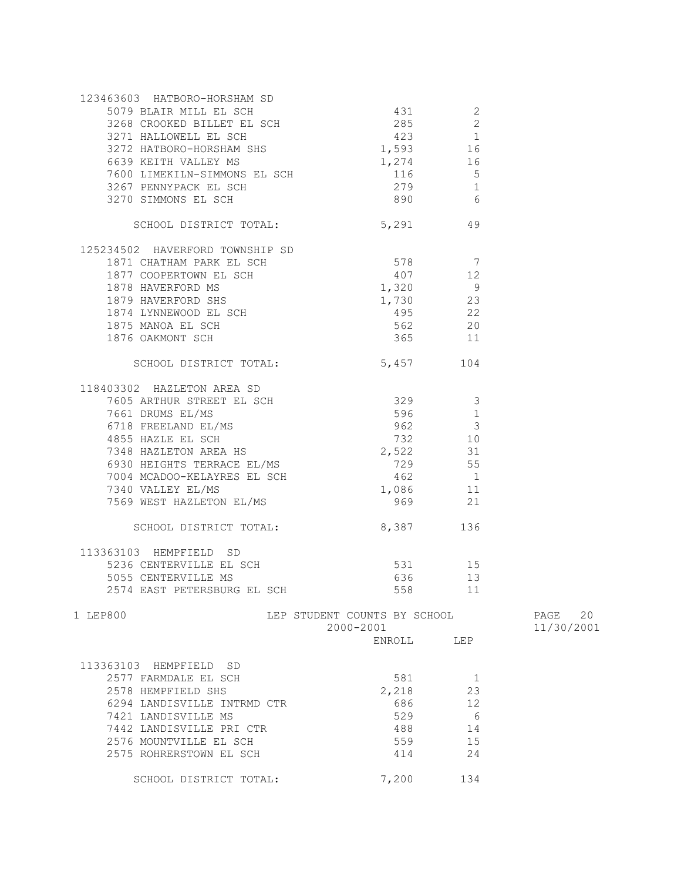| School | ENROLL | LEP |
|---|---|---|
| **123463603 HATBORO-HORSHAM SD** | | |
| 5079 BLAIR MILL EL SCH | 431 | 2 |
| 3268 CROOKED BILLET EL SCH | 285 | 2 |
| 3271 HALLOWELL EL SCH | 423 | 1 |
| 3272 HATBORO-HORSHAM SHS | 1,593 | 16 |
| 6639 KEITH VALLEY MS | 1,274 | 16 |
| 7600 LIMEKILN-SIMMONS EL SCH | 116 | 5 |
| 3267 PENNYPACK EL SCH | 279 | 1 |
| 3270 SIMMONS EL SCH | 890 | 6 |
| SCHOOL DISTRICT TOTAL: | 5,291 | 49 |
| **125234502 HAVERFORD TOWNSHIP SD** | | |
| 1871 CHATHAM PARK EL SCH | 578 | 7 |
| 1877 COOPERTOWN EL SCH | 407 | 12 |
| 1878 HAVERFORD MS | 1,320 | 9 |
| 1879 HAVERFORD SHS | 1,730 | 23 |
| 1874 LYNNEWOOD EL SCH | 495 | 22 |
| 1875 MANOA EL SCH | 562 | 20 |
| 1876 OAKMONT SCH | 365 | 11 |
| SCHOOL DISTRICT TOTAL: | 5,457 | 104 |
| **118403302 HAZLETON AREA SD** | | |
| 7605 ARTHUR STREET EL SCH | 329 | 3 |
| 7661 DRUMS EL/MS | 596 | 1 |
| 6718 FREELAND EL/MS | 962 | 3 |
| 4855 HAZLE EL SCH | 732 | 10 |
| 7348 HAZLETON AREA HS | 2,522 | 31 |
| 6930 HEIGHTS TERRACE EL/MS | 729 | 55 |
| 7004 MCADOO-KELAYRES EL SCH | 462 | 1 |
| 7340 VALLEY EL/MS | 1,086 | 11 |
| 7569 WEST HAZLETON EL/MS | 969 | 21 |
| SCHOOL DISTRICT TOTAL: | 8,387 | 136 |
| **113363103 HEMPFIELD SD** | | |
| 5236 CENTERVILLE EL SCH | 531 | 15 |
| 5055 CENTERVILLE MS | 636 | 13 |
| 2574 EAST PETERSBURG EL SCH | 558 | 11 |

1 LEP800 — LEP STUDENT COUNTS BY SCHOOL — 2000-2001 — PAGE 20 — 11/30/2001

| School | ENROLL | LEP |
|---|---|---|
| **113363103 HEMPFIELD SD** | | |
| 2577 FARMDALE EL SCH | 581 | 1 |
| 2578 HEMPFIELD SHS | 2,218 | 23 |
| 6294 LANDISVILLE INTRMD CTR | 686 | 12 |
| 7421 LANDISVILLE MS | 529 | 6 |
| 7442 LANDISVILLE PRI CTR | 488 | 14 |
| 2576 MOUNTVILLE EL SCH | 559 | 15 |
| 2575 ROHRERSTOWN EL SCH | 414 | 24 |
| SCHOOL DISTRICT TOTAL: | 7,200 | 134 |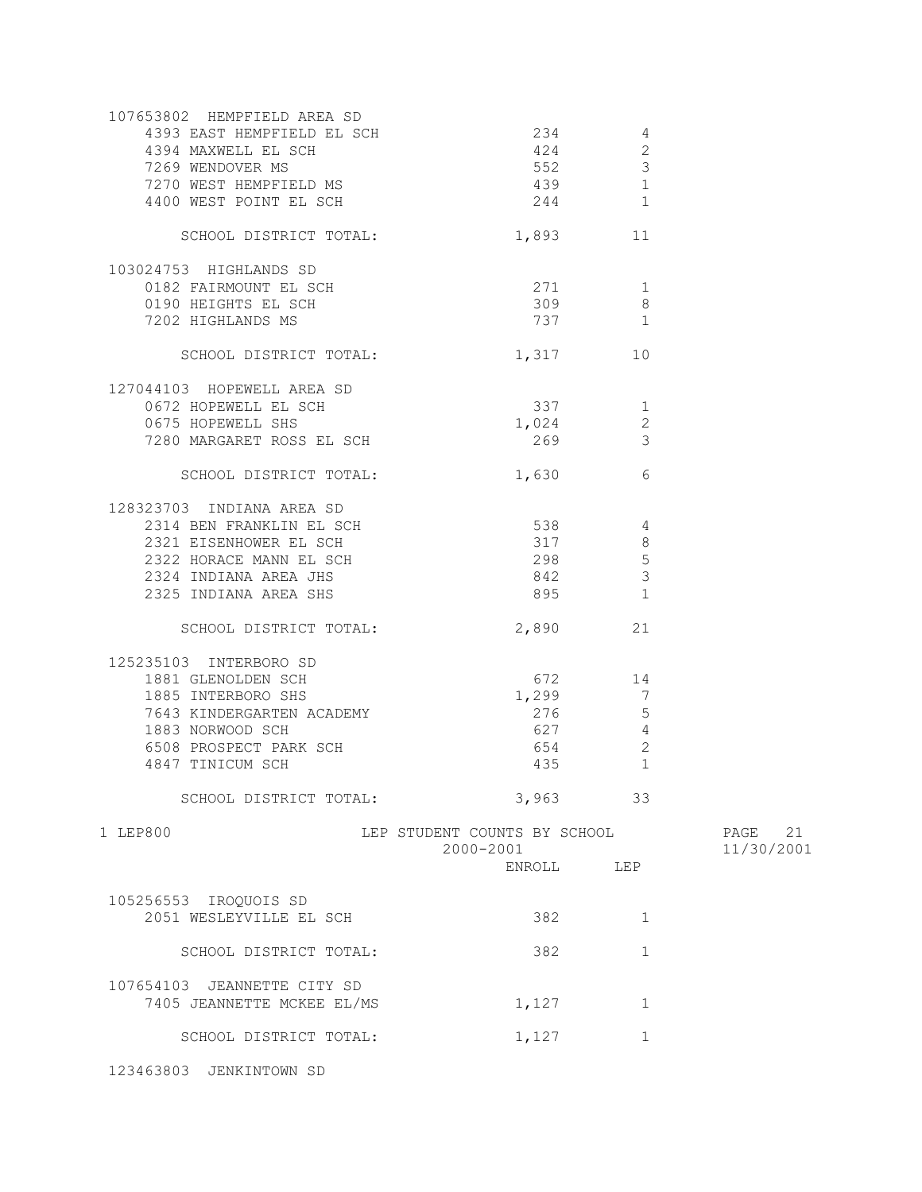| School | ENROLL | LEP |
|---|---|---|
| **107653802 HEMPFIELD AREA SD** | | |
| 4393 EAST HEMPFIELD EL SCH | 234 | 4 |
| 4394 MAXWELL EL SCH | 424 | 2 |
| 7269 WENDOVER MS | 552 | 3 |
| 7270 WEST HEMPFIELD MS | 439 | 1 |
| 4400 WEST POINT EL SCH | 244 | 1 |
| SCHOOL DISTRICT TOTAL: | 1,893 | 11 |
| **103024753 HIGHLANDS SD** | | |
| 0182 FAIRMOUNT EL SCH | 271 | 1 |
| 0190 HEIGHTS EL SCH | 309 | 8 |
| 7202 HIGHLANDS MS | 737 | 1 |
| SCHOOL DISTRICT TOTAL: | 1,317 | 10 |
| **127044103 HOPEWELL AREA SD** | | |
| 0672 HOPEWELL EL SCH | 337 | 1 |
| 0675 HOPEWELL SHS | 1,024 | 2 |
| 7280 MARGARET ROSS EL SCH | 269 | 3 |
| SCHOOL DISTRICT TOTAL: | 1,630 | 6 |
| **128323703 INDIANA AREA SD** | | |
| 2314 BEN FRANKLIN EL SCH | 538 | 4 |
| 2321 EISENHOWER EL SCH | 317 | 8 |
| 2322 HORACE MANN EL SCH | 298 | 5 |
| 2324 INDIANA AREA JHS | 842 | 3 |
| 2325 INDIANA AREA SHS | 895 | 1 |
| SCHOOL DISTRICT TOTAL: | 2,890 | 21 |
| **125235103 INTERBORO SD** | | |
| 1881 GLENOLDEN SCH | 672 | 14 |
| 1885 INTERBORO SHS | 1,299 | 7 |
| 7643 KINDERGARTEN ACADEMY | 276 | 5 |
| 1883 NORWOOD SCH | 627 | 4 |
| 6508 PROSPECT PARK SCH | 654 | 2 |
| 4847 TINICUM SCH | 435 | 1 |
| SCHOOL DISTRICT TOTAL: | 3,963 | 33 |

LEP STUDENT COUNTS BY SCHOOL
2000-2001

| School | ENROLL | LEP |
|---|---|---|
| **105256553 IROQUOIS SD** | | |
| 2051 WESLEYVILLE EL SCH | 382 | 1 |
| SCHOOL DISTRICT TOTAL: | 382 | 1 |
| **107654103 JEANNETTE CITY SD** | | |
| 7405 JEANNETTE MCKEE EL/MS | 1,127 | 1 |
| SCHOOL DISTRICT TOTAL: | 1,127 | 1 |
| **123463803 JENKINTOWN SD** | | |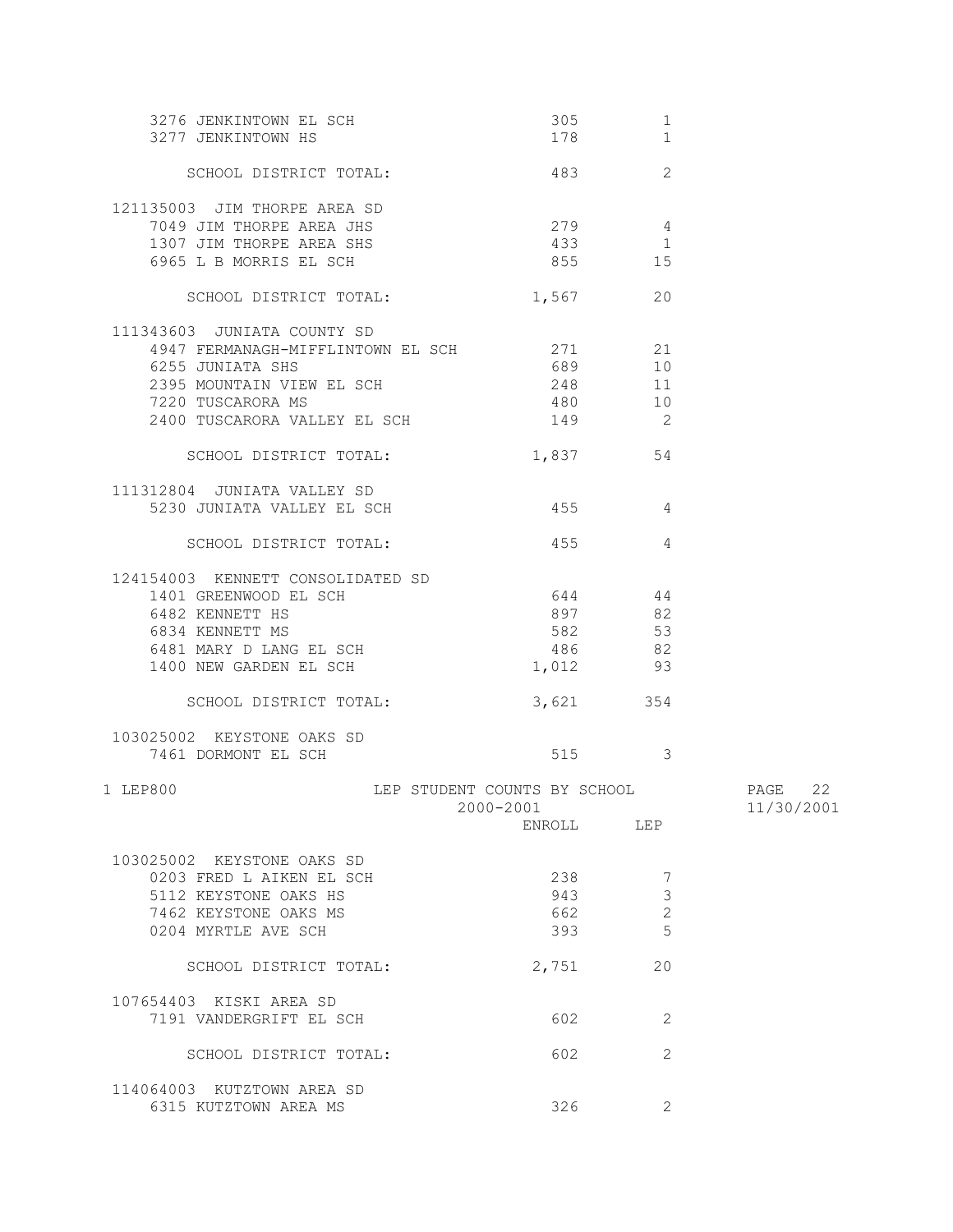| School | ENROLL | LEP |
|---|---|---|
| 3276 JENKINTOWN EL SCH | 305 | 1 |
| 3277 JENKINTOWN HS | 178 | 1 |
| SCHOOL DISTRICT TOTAL: | 483 | 2 |
| **121135003 JIM THORPE AREA SD** | | |
| 7049 JIM THORPE AREA JHS | 279 | 4 |
| 1307 JIM THORPE AREA SHS | 433 | 1 |
| 6965 L B MORRIS EL SCH | 855 | 15 |
| SCHOOL DISTRICT TOTAL: | 1,567 | 20 |
| **111343603 JUNIATA COUNTY SD** | | |
| 4947 FERMANAGH-MIFFLINTOWN EL SCH | 271 | 21 |
| 6255 JUNIATA SHS | 689 | 10 |
| 2395 MOUNTAIN VIEW EL SCH | 248 | 11 |
| 7220 TUSCARORA MS | 480 | 10 |
| 2400 TUSCARORA VALLEY EL SCH | 149 | 2 |
| SCHOOL DISTRICT TOTAL: | 1,837 | 54 |
| **111312804 JUNIATA VALLEY SD** | | |
| 5230 JUNIATA VALLEY EL SCH | 455 | 4 |
| SCHOOL DISTRICT TOTAL: | 455 | 4 |
| **124154003 KENNETT CONSOLIDATED SD** | | |
| 1401 GREENWOOD EL SCH | 644 | 44 |
| 6482 KENNETT HS | 897 | 82 |
| 6834 KENNETT MS | 582 | 53 |
| 6481 MARY D LANG EL SCH | 486 | 82 |
| 1400 NEW GARDEN EL SCH | 1,012 | 93 |
| SCHOOL DISTRICT TOTAL: | 3,621 | 354 |
| **103025002 KEYSTONE OAKS SD** | | |
| 7461 DORMONT EL SCH | 515 | 3 |

1 LEP800 — LEP STUDENT COUNTS BY SCHOOL — 2000-2001 — PAGE 22 — 11/30/2001

| School | ENROLL | LEP |
|---|---|---|
| **103025002 KEYSTONE OAKS SD** | | |
| 0203 FRED L AIKEN EL SCH | 238 | 7 |
| 5112 KEYSTONE OAKS HS | 943 | 3 |
| 7462 KEYSTONE OAKS MS | 662 | 2 |
| 0204 MYRTLE AVE SCH | 393 | 5 |
| SCHOOL DISTRICT TOTAL: | 2,751 | 20 |
| **107654403 KISKI AREA SD** | | |
| 7191 VANDERGRIFT EL SCH | 602 | 2 |
| SCHOOL DISTRICT TOTAL: | 602 | 2 |
| **114064003 KUTZTOWN AREA SD** | | |
| 6315 KUTZTOWN AREA MS | 326 | 2 |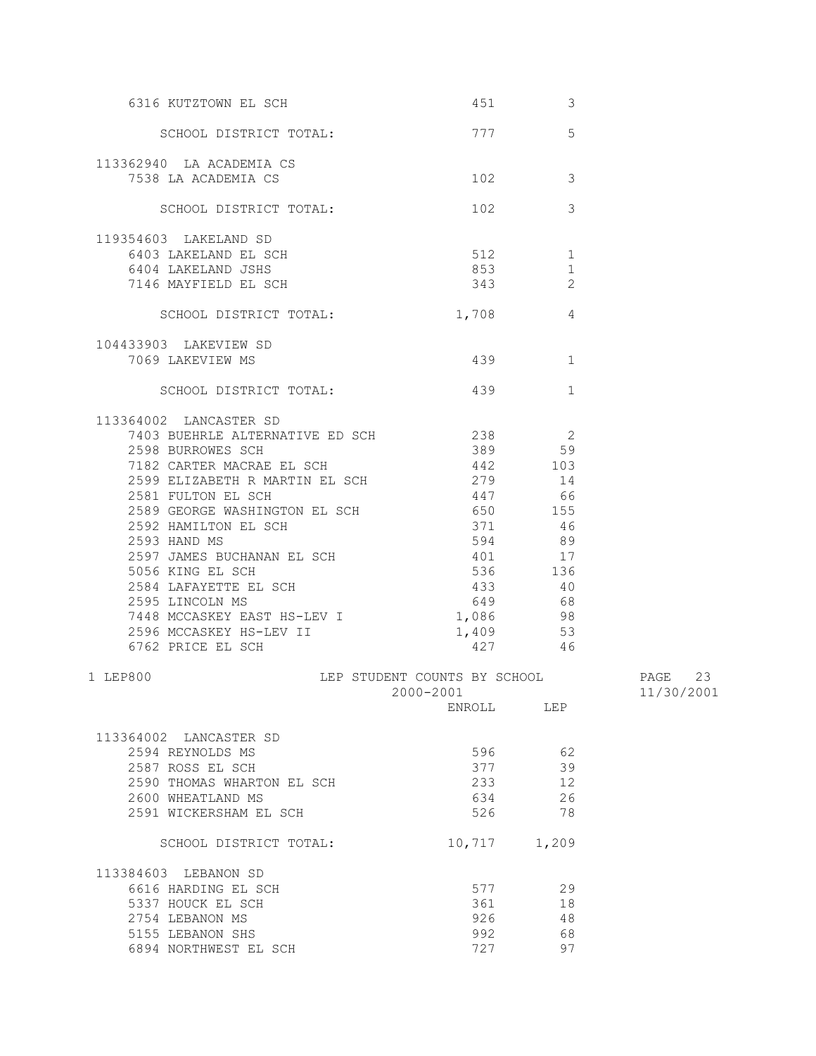| | ENROLL | LEP |
|---|---|---|
| 6316 KUTZTOWN EL SCH | 451 | 3 |
| SCHOOL DISTRICT TOTAL: | 777 | 5 |
| **113362940 LA ACADEMIA CS** | | |
| 7538 LA ACADEMIA CS | 102 | 3 |
| SCHOOL DISTRICT TOTAL: | 102 | 3 |
| **119354603 LAKELAND SD** | | |
| 6403 LAKELAND EL SCH | 512 | 1 |
| 6404 LAKELAND JSHS | 853 | 1 |
| 7146 MAYFIELD EL SCH | 343 | 2 |
| SCHOOL DISTRICT TOTAL: | 1,708 | 4 |
| **104433903 LAKEVIEW SD** | | |
| 7069 LAKEVIEW MS | 439 | 1 |
| SCHOOL DISTRICT TOTAL: | 439 | 1 |
| **113364002 LANCASTER SD** | | |
| 7403 BUEHRLE ALTERNATIVE ED SCH | 238 | 2 |
| 2598 BURROWES SCH | 389 | 59 |
| 7182 CARTER MACRAE EL SCH | 442 | 103 |
| 2599 ELIZABETH R MARTIN EL SCH | 279 | 14 |
| 2581 FULTON EL SCH | 447 | 66 |
| 2589 GEORGE WASHINGTON EL SCH | 650 | 155 |
| 2592 HAMILTON EL SCH | 371 | 46 |
| 2593 HAND MS | 594 | 89 |
| 2597 JAMES BUCHANAN EL SCH | 401 | 17 |
| 5056 KING EL SCH | 536 | 136 |
| 2584 LAFAYETTE EL SCH | 433 | 40 |
| 2595 LINCOLN MS | 649 | 68 |
| 7448 MCCASKEY EAST HS-LEV I | 1,086 | 98 |
| 2596 MCCASKEY HS-LEV II | 1,409 | 53 |
| 6762 PRICE EL SCH | 427 | 46 |

LEP STUDENT COUNTS BY SCHOOL
2000-2001

| | ENROLL | LEP |
|---|---|---|
| **113364002 LANCASTER SD** | | |
| 2594 REYNOLDS MS | 596 | 62 |
| 2587 ROSS EL SCH | 377 | 39 |
| 2590 THOMAS WHARTON EL SCH | 233 | 12 |
| 2600 WHEATLAND MS | 634 | 26 |
| 2591 WICKERSHAM EL SCH | 526 | 78 |
| SCHOOL DISTRICT TOTAL: | 10,717 | 1,209 |
| **113384603 LEBANON SD** | | |
| 6616 HARDING EL SCH | 577 | 29 |
| 5337 HOUCK EL SCH | 361 | 18 |
| 2754 LEBANON MS | 926 | 48 |
| 5155 LEBANON SHS | 992 | 68 |
| 6894 NORTHWEST EL SCH | 727 | 97 |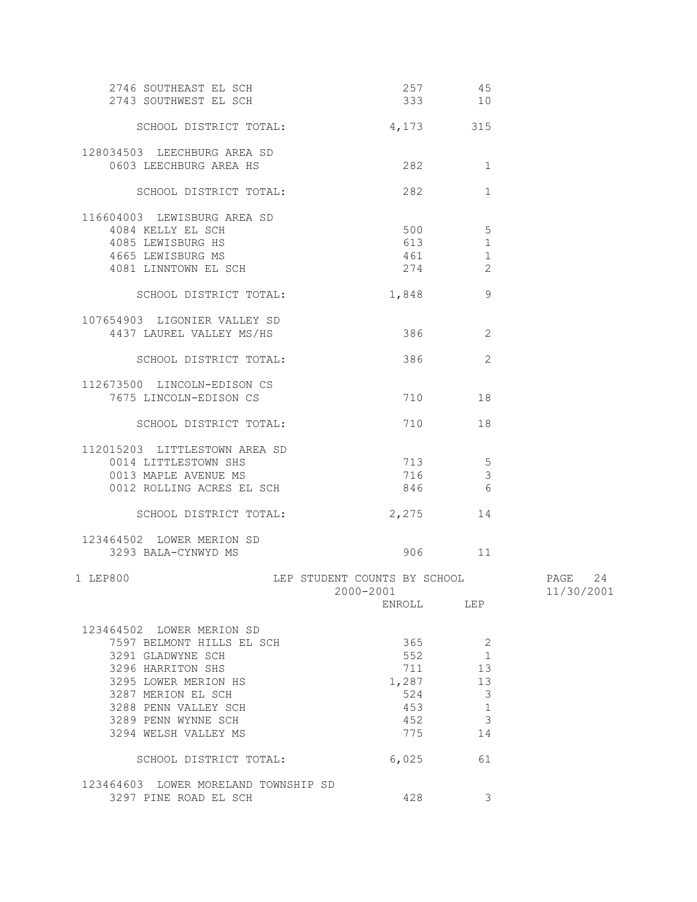| | ENROLL | LEP |
|---|---|---|
| 2746 SOUTHEAST EL SCH | 257 | 45 |
| 2743 SOUTHWEST EL SCH | 333 | 10 |
| SCHOOL DISTRICT TOTAL: | 4,173 | 315 |
| **128034503 LEECHBURG AREA SD** | | |
| 0603 LEECHBURG AREA HS | 282 | 1 |
| SCHOOL DISTRICT TOTAL: | 282 | 1 |
| **116604003 LEWISBURG AREA SD** | | |
| 4084 KELLY EL SCH | 500 | 5 |
| 4085 LEWISBURG HS | 613 | 1 |
| 4665 LEWISBURG MS | 461 | 1 |
| 4081 LINNTOWN EL SCH | 274 | 2 |
| SCHOOL DISTRICT TOTAL: | 1,848 | 9 |
| **107654903 LIGONIER VALLEY SD** | | |
| 4437 LAUREL VALLEY MS/HS | 386 | 2 |
| SCHOOL DISTRICT TOTAL: | 386 | 2 |
| **112673500 LINCOLN-EDISON CS** | | |
| 7675 LINCOLN-EDISON CS | 710 | 18 |
| SCHOOL DISTRICT TOTAL: | 710 | 18 |
| **112015203 LITTLESTOWN AREA SD** | | |
| 0014 LITTLESTOWN SHS | 713 | 5 |
| 0013 MAPLE AVENUE MS | 716 | 3 |
| 0012 ROLLING ACRES EL SCH | 846 | 6 |
| SCHOOL DISTRICT TOTAL: | 2,275 | 14 |
| **123464502 LOWER MERION SD** | | |
| 3293 BALA-CYNWYD MS | 906 | 11 |

LEP800 — LEP STUDENT COUNTS BY SCHOOL — 2000-2001 — 11/30/2001

| | ENROLL | LEP |
|---|---|---|
| **123464502 LOWER MERION SD** | | |
| 7597 BELMONT HILLS EL SCH | 365 | 2 |
| 3291 GLADWYNE SCH | 552 | 1 |
| 3296 HARRITON SHS | 711 | 13 |
| 3295 LOWER MERION HS | 1,287 | 13 |
| 3287 MERION EL SCH | 524 | 3 |
| 3288 PENN VALLEY SCH | 453 | 1 |
| 3289 PENN WYNNE SCH | 452 | 3 |
| 3294 WELSH VALLEY MS | 775 | 14 |
| SCHOOL DISTRICT TOTAL: | 6,025 | 61 |
| **123464603 LOWER MORELAND TOWNSHIP SD** | | |
| 3297 PINE ROAD EL SCH | 428 | 3 |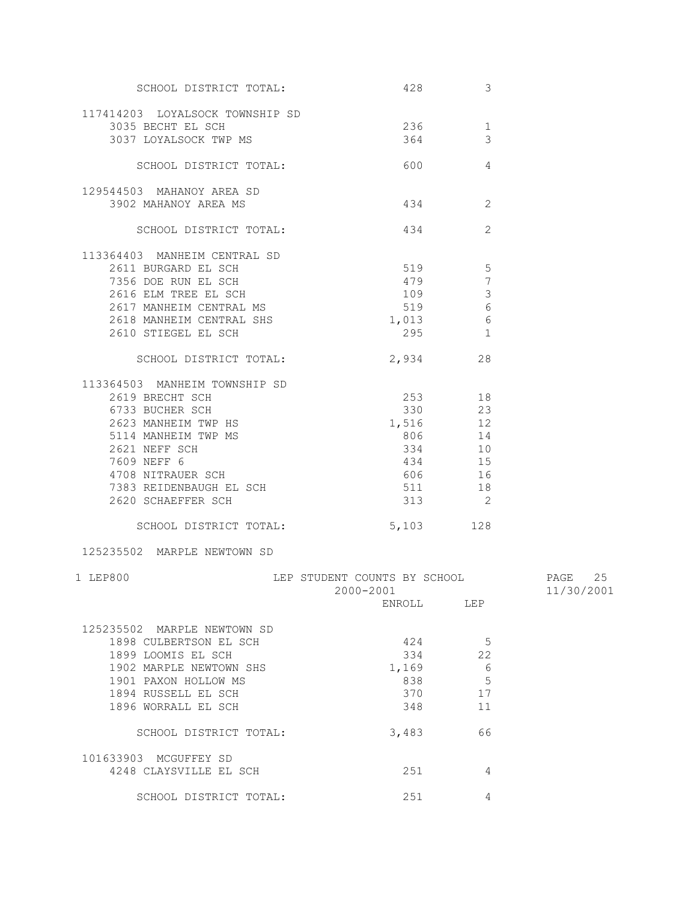| | ENROLL | LEP |
|---|---|---|
| SCHOOL DISTRICT TOTAL: | 428 | 3 |
| **117414203 LOYALSOCK TOWNSHIP SD** | | |
| 3035 BECHT EL SCH | 236 | 1 |
| 3037 LOYALSOCK TWP MS | 364 | 3 |
| SCHOOL DISTRICT TOTAL: | 600 | 4 |
| **129544503 MAHANOY AREA SD** | | |
| 3902 MAHANOY AREA MS | 434 | 2 |
| SCHOOL DISTRICT TOTAL: | 434 | 2 |
| **113364403 MANHEIM CENTRAL SD** | | |
| 2611 BURGARD EL SCH | 519 | 5 |
| 7356 DOE RUN EL SCH | 479 | 7 |
| 2616 ELM TREE EL SCH | 109 | 3 |
| 2617 MANHEIM CENTRAL MS | 519 | 6 |
| 2618 MANHEIM CENTRAL SHS | 1,013 | 6 |
| 2610 STIEGEL EL SCH | 295 | 1 |
| SCHOOL DISTRICT TOTAL: | 2,934 | 28 |
| **113364503 MANHEIM TOWNSHIP SD** | | |
| 2619 BRECHT SCH | 253 | 18 |
| 6733 BUCHER SCH | 330 | 23 |
| 2623 MANHEIM TWP HS | 1,516 | 12 |
| 5114 MANHEIM TWP MS | 806 | 14 |
| 2621 NEFF SCH | 334 | 10 |
| 7609 NEFF 6 | 434 | 15 |
| 4708 NITRAUER SCH | 606 | 16 |
| 7383 REIDENBAUGH EL SCH | 511 | 18 |
| 2620 SCHAEFFER SCH | 313 | 2 |
| SCHOOL DISTRICT TOTAL: | 5,103 | 128 |
| **125235502 MARPLE NEWTOWN SD** | | |

LEP800 — LEP STUDENT COUNTS BY SCHOOL — 2000-2001 — 11/30/2001

| | ENROLL | LEP |
|---|---|---|
| **125235502 MARPLE NEWTOWN SD** | | |
| 1898 CULBERTSON EL SCH | 424 | 5 |
| 1899 LOOMIS EL SCH | 334 | 22 |
| 1902 MARPLE NEWTOWN SHS | 1,169 | 6 |
| 1901 PAXON HOLLOW MS | 838 | 5 |
| 1894 RUSSELL EL SCH | 370 | 17 |
| 1896 WORRALL EL SCH | 348 | 11 |
| SCHOOL DISTRICT TOTAL: | 3,483 | 66 |
| **101633903 MCGUFFEY SD** | | |
| 4248 CLAYSVILLE EL SCH | 251 | 4 |
| SCHOOL DISTRICT TOTAL: | 251 | 4 |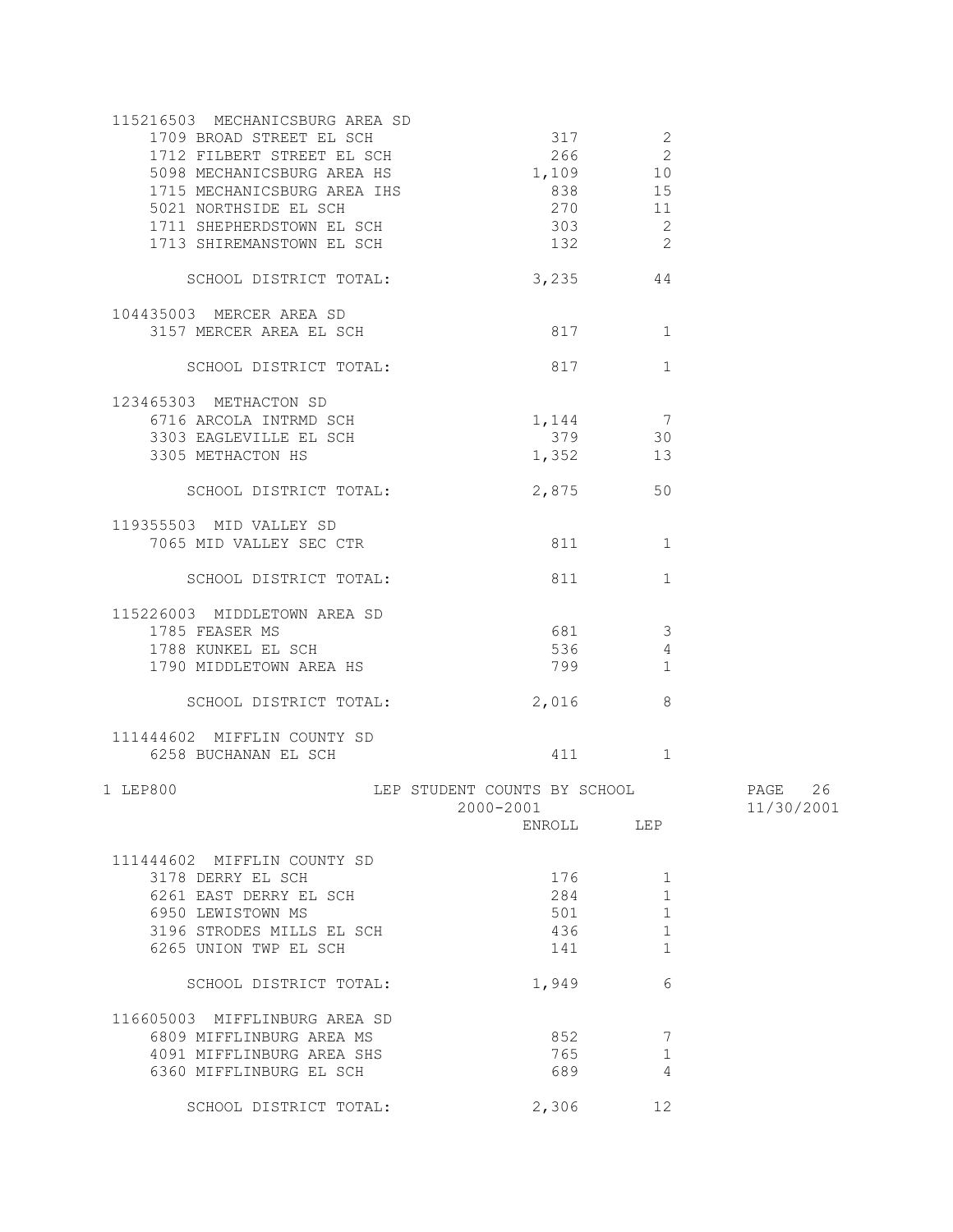| School | ENROLL | LEP |
|---|---|---|
| **115216503 MECHANICSBURG AREA SD** | | |
| 1709 BROAD STREET EL SCH | 317 | 2 |
| 1712 FILBERT STREET EL SCH | 266 | 2 |
| 5098 MECHANICSBURG AREA HS | 1,109 | 10 |
| 1715 MECHANICSBURG AREA IHS | 838 | 15 |
| 5021 NORTHSIDE EL SCH | 270 | 11 |
| 1711 SHEPHERDSTOWN EL SCH | 303 | 2 |
| 1713 SHIREMANSTOWN EL SCH | 132 | 2 |
| SCHOOL DISTRICT TOTAL: | 3,235 | 44 |
| **104435003 MERCER AREA SD** | | |
| 3157 MERCER AREA EL SCH | 817 | 1 |
| SCHOOL DISTRICT TOTAL: | 817 | 1 |
| **123465303 METHACTON SD** | | |
| 6716 ARCOLA INTRMD SCH | 1,144 | 7 |
| 3303 EAGLEVILLE EL SCH | 379 | 30 |
| 3305 METHACTON HS | 1,352 | 13 |
| SCHOOL DISTRICT TOTAL: | 2,875 | 50 |
| **119355503 MID VALLEY SD** | | |
| 7065 MID VALLEY SEC CTR | 811 | 1 |
| SCHOOL DISTRICT TOTAL: | 811 | 1 |
| **115226003 MIDDLETOWN AREA SD** | | |
| 1785 FEASER MS | 681 | 3 |
| 1788 KUNKEL EL SCH | 536 | 4 |
| 1790 MIDDLETOWN AREA HS | 799 | 1 |
| SCHOOL DISTRICT TOTAL: | 2,016 | 8 |
| **111444602 MIFFLIN COUNTY SD** | | |
| 6258 BUCHANAN EL SCH | 411 | 1 |
| 3178 DERRY EL SCH | 176 | 1 |
| 6261 EAST DERRY EL SCH | 284 | 1 |
| 6950 LEWISTOWN MS | 501 | 1 |
| 3196 STRODES MILLS EL SCH | 436 | 1 |
| 6265 UNION TWP EL SCH | 141 | 1 |
| SCHOOL DISTRICT TOTAL: | 1,949 | 6 |
| **116605003 MIFFLINBURG AREA SD** | | |
| 6809 MIFFLINBURG AREA MS | 852 | 7 |
| 4091 MIFFLINBURG AREA SHS | 765 | 1 |
| 6360 MIFFLINBURG EL SCH | 689 | 4 |
| SCHOOL DISTRICT TOTAL: | 2,306 | 12 |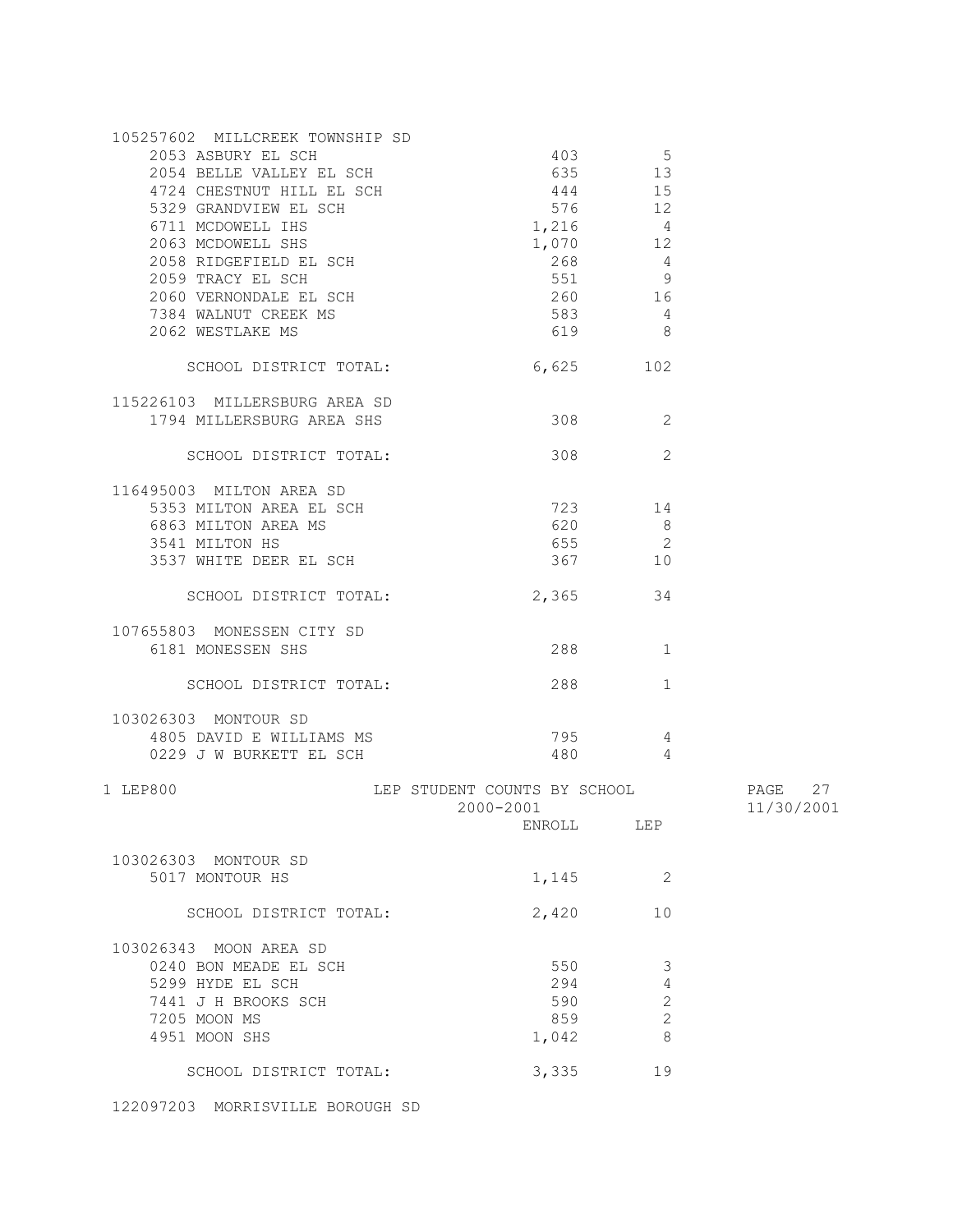| School | ENROLL | LEP |
|---|---|---|
| **105257602 MILLCREEK TOWNSHIP SD** | | |
| 2053 ASBURY EL SCH | 403 | 5 |
| 2054 BELLE VALLEY EL SCH | 635 | 13 |
| 4724 CHESTNUT HILL EL SCH | 444 | 15 |
| 5329 GRANDVIEW EL SCH | 576 | 12 |
| 6711 MCDOWELL IHS | 1,216 | 4 |
| 2063 MCDOWELL SHS | 1,070 | 12 |
| 2058 RIDGEFIELD EL SCH | 268 | 4 |
| 2059 TRACY EL SCH | 551 | 9 |
| 2060 VERNONDALE EL SCH | 260 | 16 |
| 7384 WALNUT CREEK MS | 583 | 4 |
| 2062 WESTLAKE MS | 619 | 8 |
| SCHOOL DISTRICT TOTAL: | 6,625 | 102 |
| **115226103 MILLERSBURG AREA SD** | | |
| 1794 MILLERSBURG AREA SHS | 308 | 2 |
| SCHOOL DISTRICT TOTAL: | 308 | 2 |
| **116495003 MILTON AREA SD** | | |
| 5353 MILTON AREA EL SCH | 723 | 14 |
| 6863 MILTON AREA MS | 620 | 8 |
| 3541 MILTON HS | 655 | 2 |
| 3537 WHITE DEER EL SCH | 367 | 10 |
| SCHOOL DISTRICT TOTAL: | 2,365 | 34 |
| **107655803 MONESSEN CITY SD** | | |
| 6181 MONESSEN SHS | 288 | 1 |
| SCHOOL DISTRICT TOTAL: | 288 | 1 |
| **103026303 MONTOUR SD** | | |
| 4805 DAVID E WILLIAMS MS | 795 | 4 |
| 0229 J W BURKETT EL SCH | 480 | 4 |

LEP800 — LEP STUDENT COUNTS BY SCHOOL — 2000-2001

| School | ENROLL | LEP |
|---|---|---|
| **103026303 MONTOUR SD** | | |
| 5017 MONTOUR HS | 1,145 | 2 |
| SCHOOL DISTRICT TOTAL: | 2,420 | 10 |
| **103026343 MOON AREA SD** | | |
| 0240 BON MEADE EL SCH | 550 | 3 |
| 5299 HYDE EL SCH | 294 | 4 |
| 7441 J H BROOKS SCH | 590 | 2 |
| 7205 MOON MS | 859 | 2 |
| 4951 MOON SHS | 1,042 | 8 |
| SCHOOL DISTRICT TOTAL: | 3,335 | 19 |
| **122097203 MORRISVILLE BOROUGH SD** | | |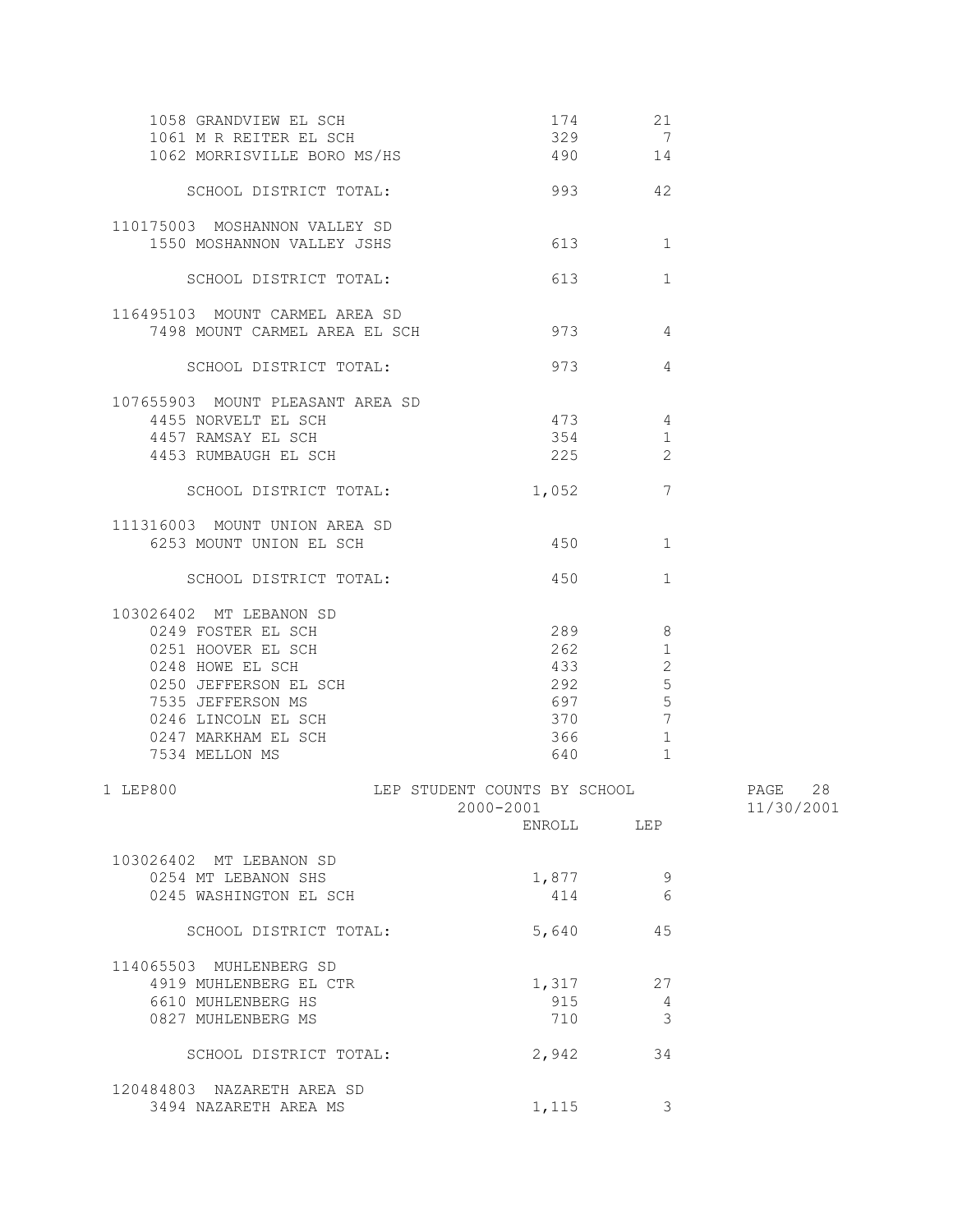| | ENROLL | LEP |
|---|---|---|
| 1058 GRANDVIEW EL SCH | 174 | 21 |
| 1061 M R REITER EL SCH | 329 | 7 |
| 1062 MORRISVILLE BORO MS/HS | 490 | 14 |
| SCHOOL DISTRICT TOTAL: | 993 | 42 |
| **110175003 MOSHANNON VALLEY SD** | | |
| 1550 MOSHANNON VALLEY JSHS | 613 | 1 |
| SCHOOL DISTRICT TOTAL: | 613 | 1 |
| **116495103 MOUNT CARMEL AREA SD** | | |
| 7498 MOUNT CARMEL AREA EL SCH | 973 | 4 |
| SCHOOL DISTRICT TOTAL: | 973 | 4 |
| **107655903 MOUNT PLEASANT AREA SD** | | |
| 4455 NORVELT EL SCH | 473 | 4 |
| 4457 RAMSAY EL SCH | 354 | 1 |
| 4453 RUMBAUGH EL SCH | 225 | 2 |
| SCHOOL DISTRICT TOTAL: | 1,052 | 7 |
| **111316003 MOUNT UNION AREA SD** | | |
| 6253 MOUNT UNION EL SCH | 450 | 1 |
| SCHOOL DISTRICT TOTAL: | 450 | 1 |
| **103026402 MT LEBANON SD** | | |
| 0249 FOSTER EL SCH | 289 | 8 |
| 0251 HOOVER EL SCH | 262 | 1 |
| 0248 HOWE EL SCH | 433 | 2 |
| 0250 JEFFERSON EL SCH | 292 | 5 |
| 7535 JEFFERSON MS | 697 | 5 |
| 0246 LINCOLN EL SCH | 370 | 7 |
| 0247 MARKHAM EL SCH | 366 | 1 |
| 7534 MELLON MS | 640 | 1 |

1 LEP800 LEP STUDENT COUNTS BY SCHOOL 2000-2001 PAGE 28 11/30/2001

| | ENROLL | LEP |
|---|---|---|
| **103026402 MT LEBANON SD** | | |
| 0254 MT LEBANON SHS | 1,877 | 9 |
| 0245 WASHINGTON EL SCH | 414 | 6 |
| SCHOOL DISTRICT TOTAL: | 5,640 | 45 |
| **114065503 MUHLENBERG SD** | | |
| 4919 MUHLENBERG EL CTR | 1,317 | 27 |
| 6610 MUHLENBERG HS | 915 | 4 |
| 0827 MUHLENBERG MS | 710 | 3 |
| SCHOOL DISTRICT TOTAL: | 2,942 | 34 |
| **120484803 NAZARETH AREA SD** | | |
| 3494 NAZARETH AREA MS | 1,115 | 3 |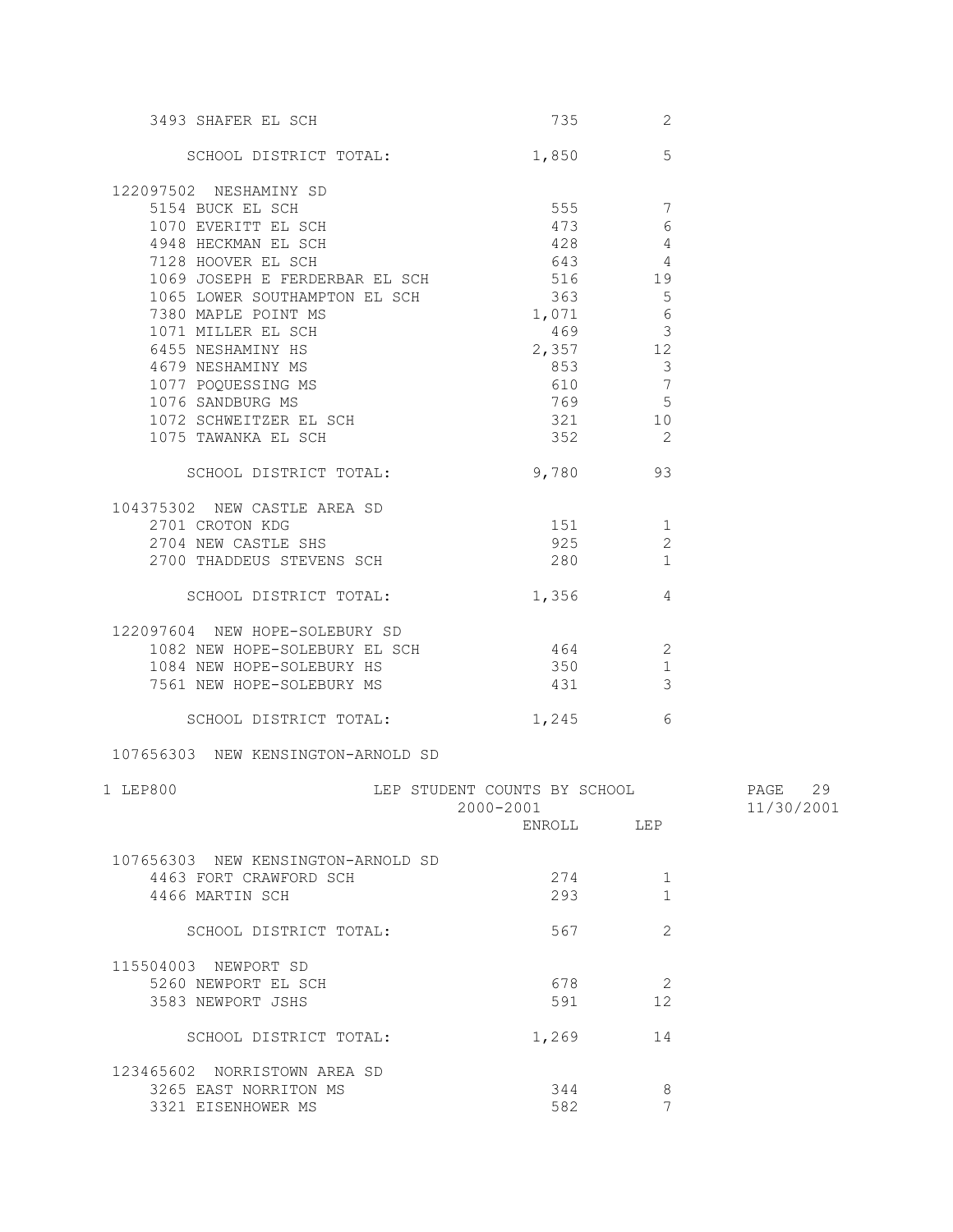| School | ENROLL | LEP |
|---|---|---|
| 3493 SHAFER EL SCH | 735 | 2 |
| SCHOOL DISTRICT TOTAL: | 1,850 | 5 |
| **122097502 NESHAMINY SD** | | |
| 5154 BUCK EL SCH | 555 | 7 |
| 1070 EVERITT EL SCH | 473 | 6 |
| 4948 HECKMAN EL SCH | 428 | 4 |
| 7128 HOOVER EL SCH | 643 | 4 |
| 1069 JOSEPH E FERDERBAR EL SCH | 516 | 19 |
| 1065 LOWER SOUTHAMPTON EL SCH | 363 | 5 |
| 7380 MAPLE POINT MS | 1,071 | 6 |
| 1071 MILLER EL SCH | 469 | 3 |
| 6455 NESHAMINY HS | 2,357 | 12 |
| 4679 NESHAMINY MS | 853 | 3 |
| 1077 POQUESSING MS | 610 | 7 |
| 1076 SANDBURG MS | 769 | 5 |
| 1072 SCHWEITZER EL SCH | 321 | 10 |
| 1075 TAWANKA EL SCH | 352 | 2 |
| SCHOOL DISTRICT TOTAL: | 9,780 | 93 |
| **104375302 NEW CASTLE AREA SD** | | |
| 2701 CROTON KDG | 151 | 1 |
| 2704 NEW CASTLE SHS | 925 | 2 |
| 2700 THADDEUS STEVENS SCH | 280 | 1 |
| SCHOOL DISTRICT TOTAL: | 1,356 | 4 |
| **122097604 NEW HOPE-SOLEBURY SD** | | |
| 1082 NEW HOPE-SOLEBURY EL SCH | 464 | 2 |
| 1084 NEW HOPE-SOLEBURY HS | 350 | 1 |
| 7561 NEW HOPE-SOLEBURY MS | 431 | 3 |
| SCHOOL DISTRICT TOTAL: | 1,245 | 6 |
| **107656303 NEW KENSINGTON-ARNOLD SD** | | |
| 4463 FORT CRAWFORD SCH | 274 | 1 |
| 4466 MARTIN SCH | 293 | 1 |
| SCHOOL DISTRICT TOTAL: | 567 | 2 |
| **115504003 NEWPORT SD** | | |
| 5260 NEWPORT EL SCH | 678 | 2 |
| 3583 NEWPORT JSHS | 591 | 12 |
| SCHOOL DISTRICT TOTAL: | 1,269 | 14 |
| **123465602 NORRISTOWN AREA SD** | | |
| 3265 EAST NORRITON MS | 344 | 8 |
| 3321 EISENHOWER MS | 582 | 7 |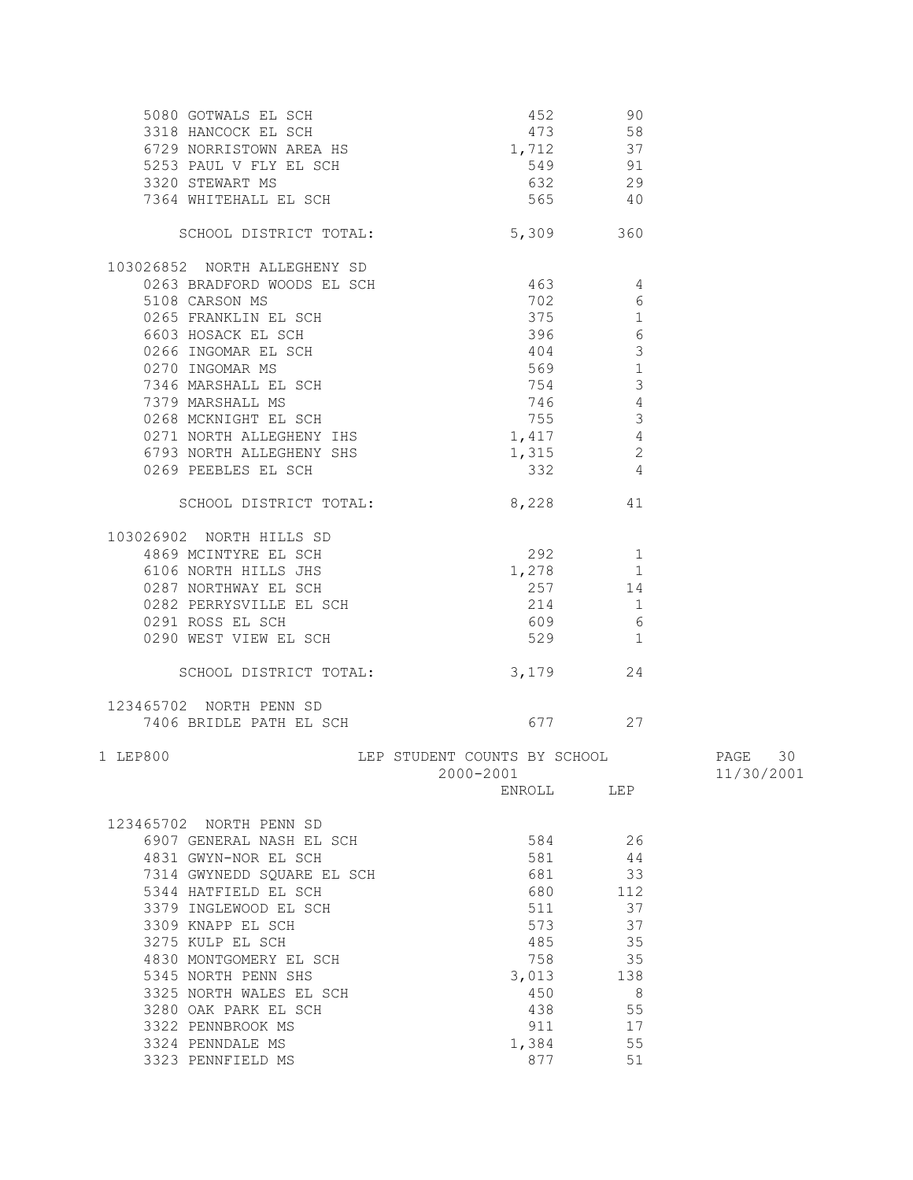| School | ENROLL | LEP |
|---|---|---|
| 5080 GOTWALS EL SCH | 452 | 90 |
| 3318 HANCOCK EL SCH | 473 | 58 |
| 6729 NORRISTOWN AREA HS | 1,712 | 37 |
| 5253 PAUL V FLY EL SCH | 549 | 91 |
| 3320 STEWART MS | 632 | 29 |
| 7364 WHITEHALL EL SCH | 565 | 40 |
| SCHOOL DISTRICT TOTAL: | 5,309 | 360 |
| **103026852 NORTH ALLEGHENY SD** | | |
| 0263 BRADFORD WOODS EL SCH | 463 | 4 |
| 5108 CARSON MS | 702 | 6 |
| 0265 FRANKLIN EL SCH | 375 | 1 |
| 6603 HOSACK EL SCH | 396 | 6 |
| 0266 INGOMAR EL SCH | 404 | 3 |
| 0270 INGOMAR MS | 569 | 1 |
| 7346 MARSHALL EL SCH | 754 | 3 |
| 7379 MARSHALL MS | 746 | 4 |
| 0268 MCKNIGHT EL SCH | 755 | 3 |
| 0271 NORTH ALLEGHENY IHS | 1,417 | 4 |
| 6793 NORTH ALLEGHENY SHS | 1,315 | 2 |
| 0269 PEEBLES EL SCH | 332 | 4 |
| SCHOOL DISTRICT TOTAL: | 8,228 | 41 |
| **103026902 NORTH HILLS SD** | | |
| 4869 MCINTYRE EL SCH | 292 | 1 |
| 6106 NORTH HILLS JHS | 1,278 | 1 |
| 0287 NORTHWAY EL SCH | 257 | 14 |
| 0282 PERRYSVILLE EL SCH | 214 | 1 |
| 0291 ROSS EL SCH | 609 | 6 |
| 0290 WEST VIEW EL SCH | 529 | 1 |
| SCHOOL DISTRICT TOTAL: | 3,179 | 24 |
| **123465702 NORTH PENN SD** | | |
| 7406 BRIDLE PATH EL SCH | 677 | 27 |

LEP STUDENT COUNTS BY SCHOOL

2000-2001

| School | ENROLL | LEP |
|---|---|---|
| **123465702 NORTH PENN SD** | | |
| 6907 GENERAL NASH EL SCH | 584 | 26 |
| 4831 GWYN-NOR EL SCH | 581 | 44 |
| 7314 GWYNEDD SQUARE EL SCH | 681 | 33 |
| 5344 HATFIELD EL SCH | 680 | 112 |
| 3379 INGLEWOOD EL SCH | 511 | 37 |
| 3309 KNAPP EL SCH | 573 | 37 |
| 3275 KULP EL SCH | 485 | 35 |
| 4830 MONTGOMERY EL SCH | 758 | 35 |
| 5345 NORTH PENN SHS | 3,013 | 138 |
| 3325 NORTH WALES EL SCH | 450 | 8 |
| 3280 OAK PARK EL SCH | 438 | 55 |
| 3322 PENNBROOK MS | 911 | 17 |
| 3324 PENNDALE MS | 1,384 | 55 |
| 3323 PENNFIELD MS | 877 | 51 |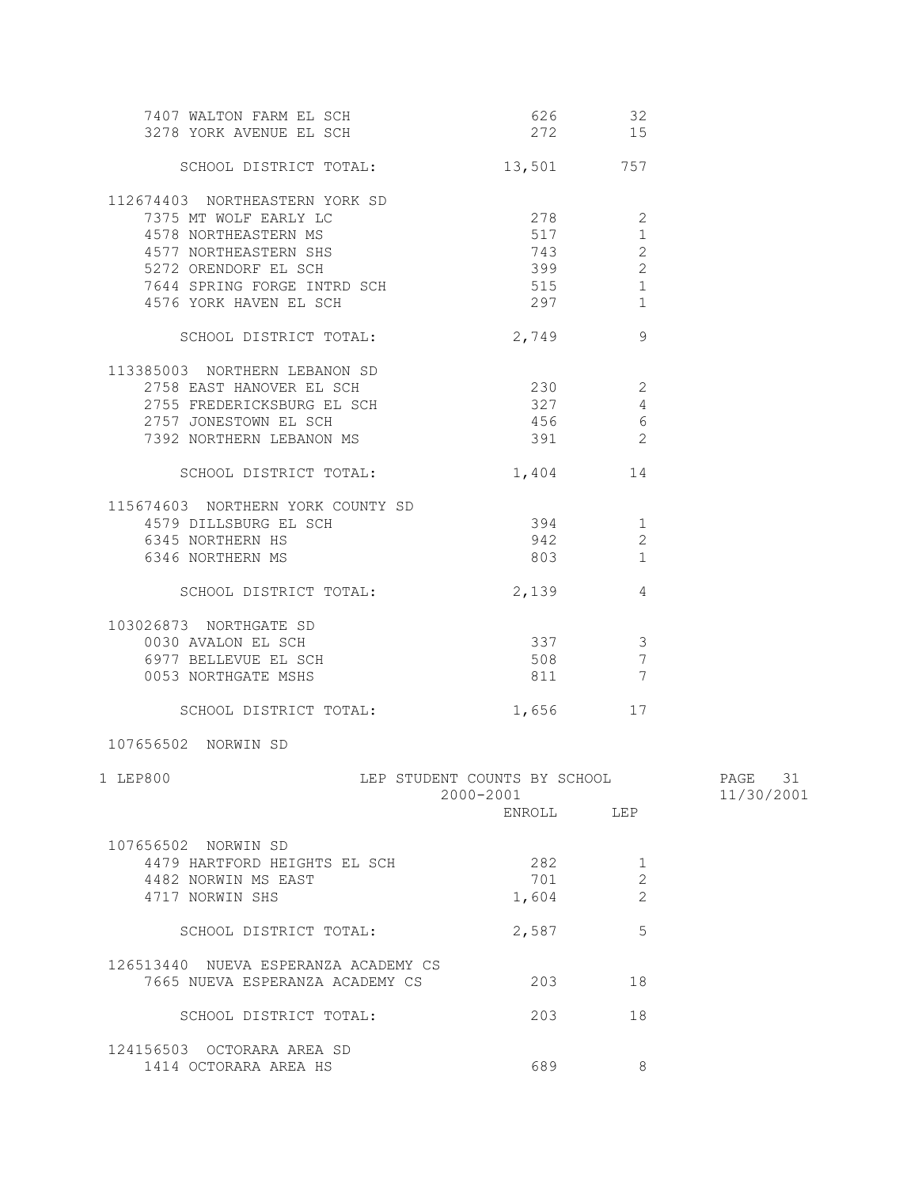| | ENROLL | LEP |
|---|---|---|
| 7407 WALTON FARM EL SCH | 626 | 32 |
| 3278 YORK AVENUE EL SCH | 272 | 15 |
| SCHOOL DISTRICT TOTAL: | 13,501 | 757 |
| **112674403 NORTHEASTERN YORK SD** | | |
| 7375 MT WOLF EARLY LC | 278 | 2 |
| 4578 NORTHEASTERN MS | 517 | 1 |
| 4577 NORTHEASTERN SHS | 743 | 2 |
| 5272 ORENDORF EL SCH | 399 | 2 |
| 7644 SPRING FORGE INTRD SCH | 515 | 1 |
| 4576 YORK HAVEN EL SCH | 297 | 1 |
| SCHOOL DISTRICT TOTAL: | 2,749 | 9 |
| **113385003 NORTHERN LEBANON SD** | | |
| 2758 EAST HANOVER EL SCH | 230 | 2 |
| 2755 FREDERICKSBURG EL SCH | 327 | 4 |
| 2757 JONESTOWN EL SCH | 456 | 6 |
| 7392 NORTHERN LEBANON MS | 391 | 2 |
| SCHOOL DISTRICT TOTAL: | 1,404 | 14 |
| **115674603 NORTHERN YORK COUNTY SD** | | |
| 4579 DILLSBURG EL SCH | 394 | 1 |
| 6345 NORTHERN HS | 942 | 2 |
| 6346 NORTHERN MS | 803 | 1 |
| SCHOOL DISTRICT TOTAL: | 2,139 | 4 |
| **103026873 NORTHGATE SD** | | |
| 0030 AVALON EL SCH | 337 | 3 |
| 6977 BELLEVUE EL SCH | 508 | 7 |
| 0053 NORTHGATE MSHS | 811 | 7 |
| SCHOOL DISTRICT TOTAL: | 1,656 | 17 |

1 LEP800 — LEP STUDENT COUNTS BY SCHOOL — 2000-2001

| | ENROLL | LEP |
|---|---|---|
| **107656502 NORWIN SD** | | |
| 4479 HARTFORD HEIGHTS EL SCH | 282 | 1 |
| 4482 NORWIN MS EAST | 701 | 2 |
| 4717 NORWIN SHS | 1,604 | 2 |
| SCHOOL DISTRICT TOTAL: | 2,587 | 5 |
| **126513440 NUEVA ESPERANZA ACADEMY CS** | | |
| 7665 NUEVA ESPERANZA ACADEMY CS | 203 | 18 |
| SCHOOL DISTRICT TOTAL: | 203 | 18 |
| **124156503 OCTORARA AREA SD** | | |
| 1414 OCTORARA AREA HS | 689 | 8 |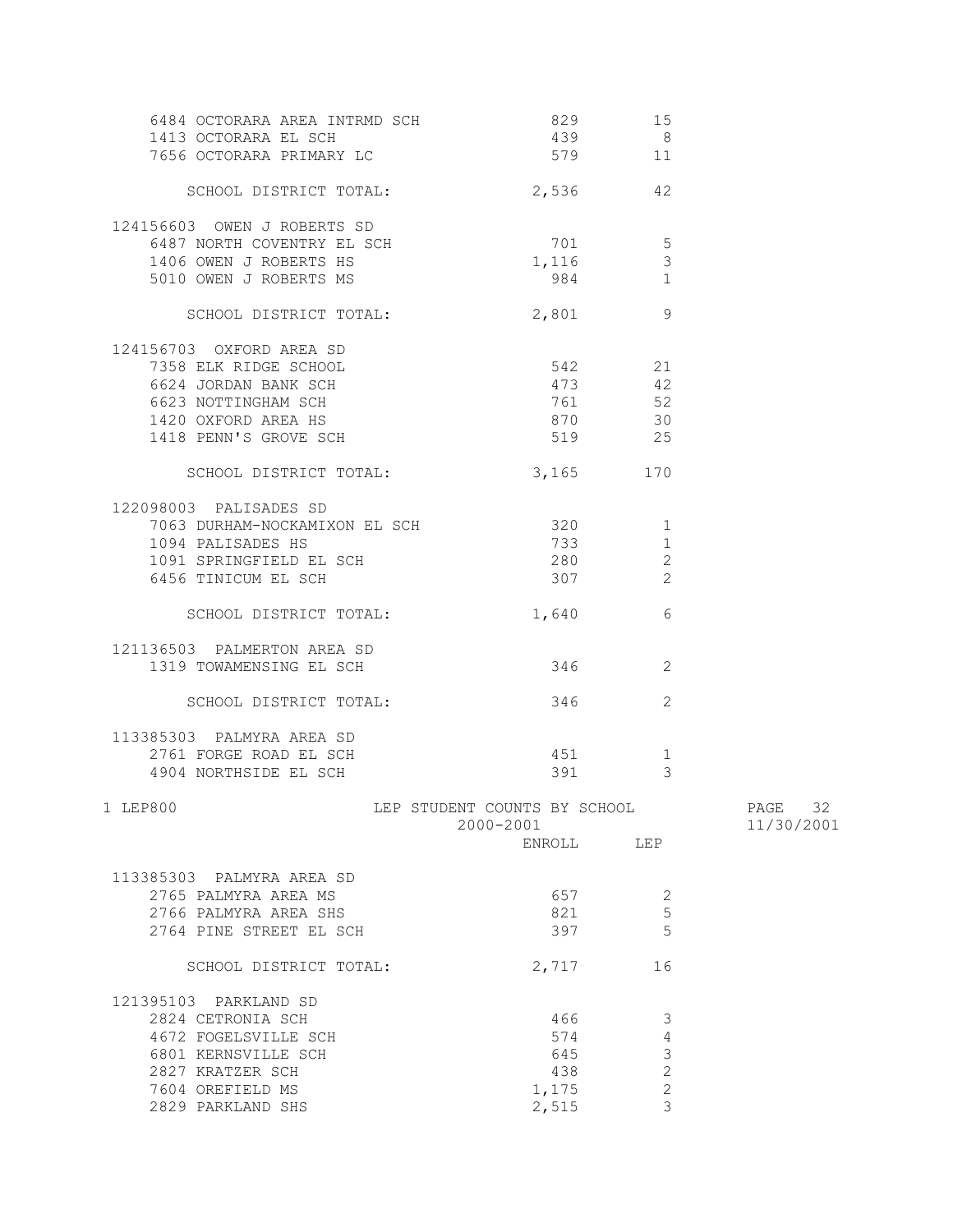| | ENROLL | LEP |
|---|---|---|
| 6484 OCTORARA AREA INTRMD SCH | 829 | 15 |
| 1413 OCTORARA EL SCH | 439 | 8 |
| 7656 OCTORARA PRIMARY LC | 579 | 11 |
| SCHOOL DISTRICT TOTAL: | 2,536 | 42 |
| **124156603 OWEN J ROBERTS SD** | | |
| 6487 NORTH COVENTRY EL SCH | 701 | 5 |
| 1406 OWEN J ROBERTS HS | 1,116 | 3 |
| 5010 OWEN J ROBERTS MS | 984 | 1 |
| SCHOOL DISTRICT TOTAL: | 2,801 | 9 |
| **124156703 OXFORD AREA SD** | | |
| 7358 ELK RIDGE SCHOOL | 542 | 21 |
| 6624 JORDAN BANK SCH | 473 | 42 |
| 6623 NOTTINGHAM SCH | 761 | 52 |
| 1420 OXFORD AREA HS | 870 | 30 |
| 1418 PENN'S GROVE SCH | 519 | 25 |
| SCHOOL DISTRICT TOTAL: | 3,165 | 170 |
| **122098003 PALISADES SD** | | |
| 7063 DURHAM-NOCKAMIXON EL SCH | 320 | 1 |
| 1094 PALISADES HS | 733 | 1 |
| 1091 SPRINGFIELD EL SCH | 280 | 2 |
| 6456 TINICUM EL SCH | 307 | 2 |
| SCHOOL DISTRICT TOTAL: | 1,640 | 6 |
| **121136503 PALMERTON AREA SD** | | |
| 1319 TOWAMENSING EL SCH | 346 | 2 |
| SCHOOL DISTRICT TOTAL: | 346 | 2 |
| **113385303 PALMYRA AREA SD** | | |
| 2761 FORGE ROAD EL SCH | 451 | 1 |
| 4904 NORTHSIDE EL SCH | 391 | 3 |

LEP800 — LEP STUDENT COUNTS BY SCHOOL — 2000-2001 — 11/30/2001

| | ENROLL | LEP |
|---|---|---|
| **113385303 PALMYRA AREA SD** | | |
| 2765 PALMYRA AREA MS | 657 | 2 |
| 2766 PALMYRA AREA SHS | 821 | 5 |
| 2764 PINE STREET EL SCH | 397 | 5 |
| SCHOOL DISTRICT TOTAL: | 2,717 | 16 |
| **121395103 PARKLAND SD** | | |
| 2824 CETRONIA SCH | 466 | 3 |
| 4672 FOGELSVILLE SCH | 574 | 4 |
| 6801 KERNSVILLE SCH | 645 | 3 |
| 2827 KRATZER SCH | 438 | 2 |
| 7604 OREFIELD MS | 1,175 | 2 |
| 2829 PARKLAND SHS | 2,515 | 3 |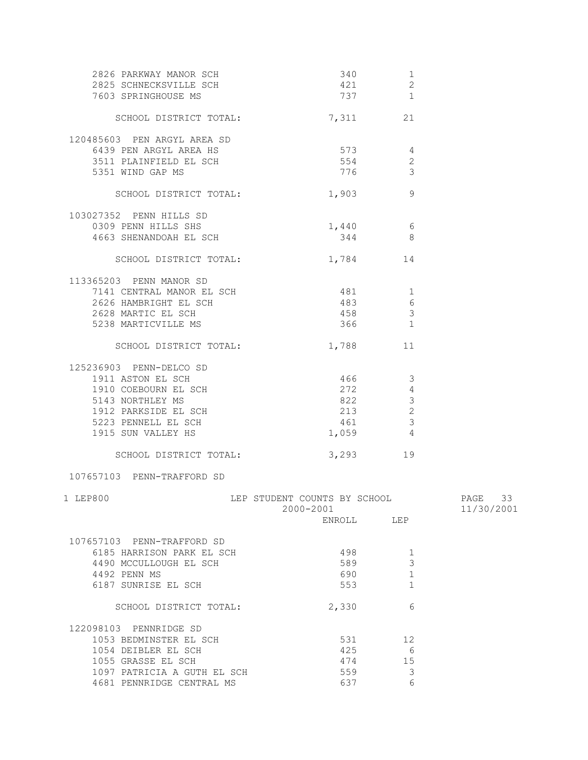| | ENROLL | LEP |
|---|---|---|
| 2826 PARKWAY MANOR SCH | 340 | 1 |
| 2825 SCHNECKSVILLE SCH | 421 | 2 |
| 7603 SPRINGHOUSE MS | 737 | 1 |
| SCHOOL DISTRICT TOTAL: | 7,311 | 21 |
| **120485603 PEN ARGYL AREA SD** | | |
| 6439 PEN ARGYL AREA HS | 573 | 4 |
| 3511 PLAINFIELD EL SCH | 554 | 2 |
| 5351 WIND GAP MS | 776 | 3 |
| SCHOOL DISTRICT TOTAL: | 1,903 | 9 |
| **103027352 PENN HILLS SD** | | |
| 0309 PENN HILLS SHS | 1,440 | 6 |
| 4663 SHENANDOAH EL SCH | 344 | 8 |
| SCHOOL DISTRICT TOTAL: | 1,784 | 14 |
| **113365203 PENN MANOR SD** | | |
| 7141 CENTRAL MANOR EL SCH | 481 | 1 |
| 2626 HAMBRIGHT EL SCH | 483 | 6 |
| 2628 MARTIC EL SCH | 458 | 3 |
| 5238 MARTICVILLE MS | 366 | 1 |
| SCHOOL DISTRICT TOTAL: | 1,788 | 11 |
| **125236903 PENN-DELCO SD** | | |
| 1911 ASTON EL SCH | 466 | 3 |
| 1910 COEBOURN EL SCH | 272 | 4 |
| 5143 NORTHLEY MS | 822 | 3 |
| 1912 PARKSIDE EL SCH | 213 | 2 |
| 5223 PENNELL EL SCH | 461 | 3 |
| 1915 SUN VALLEY HS | 1,059 | 4 |
| SCHOOL DISTRICT TOTAL: | 3,293 | 19 |
| **107657103 PENN-TRAFFORD SD** | | |
| 6185 HARRISON PARK EL SCH | 498 | 1 |
| 4490 MCCULLOUGH EL SCH | 589 | 3 |
| 4492 PENN MS | 690 | 1 |
| 6187 SUNRISE EL SCH | 553 | 1 |
| SCHOOL DISTRICT TOTAL: | 2,330 | 6 |
| **122098103 PENNRIDGE SD** | | |
| 1053 BEDMINSTER EL SCH | 531 | 12 |
| 1054 DEIBLER EL SCH | 425 | 6 |
| 1055 GRASSE EL SCH | 474 | 15 |
| 1097 PATRICIA A GUTH EL SCH | 559 | 3 |
| 4681 PENNRIDGE CENTRAL MS | 637 | 6 |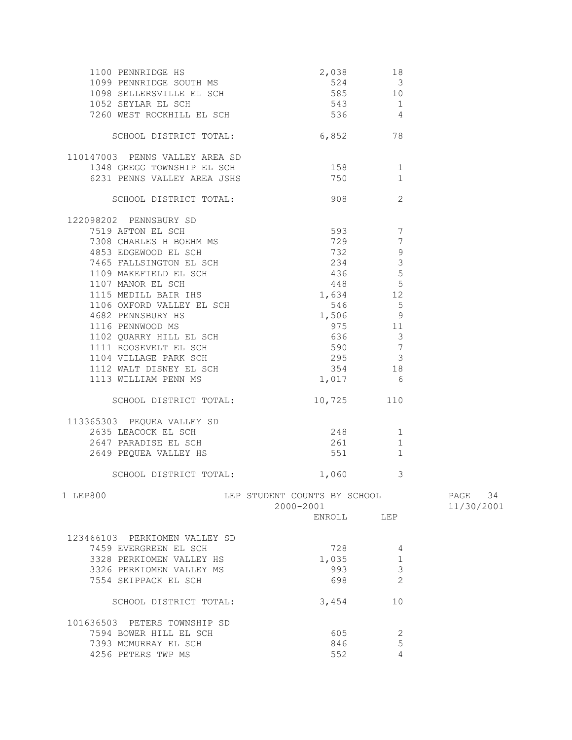| | ENROLL | LEP |
|---|---|---|
| 1100 PENNRIDGE HS | 2,038 | 18 |
| 1099 PENNRIDGE SOUTH MS | 524 | 3 |
| 1098 SELLERSVILLE EL SCH | 585 | 10 |
| 1052 SEYLAR EL SCH | 543 | 1 |
| 7260 WEST ROCKHILL EL SCH | 536 | 4 |
| SCHOOL DISTRICT TOTAL: | 6,852 | 78 |
| **110147003 PENNS VALLEY AREA SD** | | |
| 1348 GREGG TOWNSHIP EL SCH | 158 | 1 |
| 6231 PENNS VALLEY AREA JSHS | 750 | 1 |
| SCHOOL DISTRICT TOTAL: | 908 | 2 |
| **122098202 PENNSBURY SD** | | |
| 7519 AFTON EL SCH | 593 | 7 |
| 7308 CHARLES H BOEHM MS | 729 | 7 |
| 4853 EDGEWOOD EL SCH | 732 | 9 |
| 7465 FALLSINGTON EL SCH | 234 | 3 |
| 1109 MAKEFIELD EL SCH | 436 | 5 |
| 1107 MANOR EL SCH | 448 | 5 |
| 1115 MEDILL BAIR IHS | 1,634 | 12 |
| 1106 OXFORD VALLEY EL SCH | 546 | 5 |
| 4682 PENNSBURY HS | 1,506 | 9 |
| 1116 PENNWOOD MS | 975 | 11 |
| 1102 QUARRY HILL EL SCH | 636 | 3 |
| 1111 ROOSEVELT EL SCH | 590 | 7 |
| 1104 VILLAGE PARK SCH | 295 | 3 |
| 1112 WALT DISNEY EL SCH | 354 | 18 |
| 1113 WILLIAM PENN MS | 1,017 | 6 |
| SCHOOL DISTRICT TOTAL: | 10,725 | 110 |
| **113365303 PEQUEA VALLEY SD** | | |
| 2635 LEACOCK EL SCH | 248 | 1 |
| 2647 PARADISE EL SCH | 261 | 1 |
| 2649 PEQUEA VALLEY HS | 551 | 1 |
| SCHOOL DISTRICT TOTAL: | 1,060 | 3 |

1 LEP800 LEP STUDENT COUNTS BY SCHOOL 2000-2001

| | ENROLL | LEP |
|---|---|---|
| **123466103 PERKIOMEN VALLEY SD** | | |
| 7459 EVERGREEN EL SCH | 728 | 4 |
| 3328 PERKIOMEN VALLEY HS | 1,035 | 1 |
| 3326 PERKIOMEN VALLEY MS | 993 | 3 |
| 7554 SKIPPACK EL SCH | 698 | 2 |
| SCHOOL DISTRICT TOTAL: | 3,454 | 10 |
| **101636503 PETERS TOWNSHIP SD** | | |
| 7594 BOWER HILL EL SCH | 605 | 2 |
| 7393 MCMURRAY EL SCH | 846 | 5 |
| 4256 PETERS TWP MS | 552 | 4 |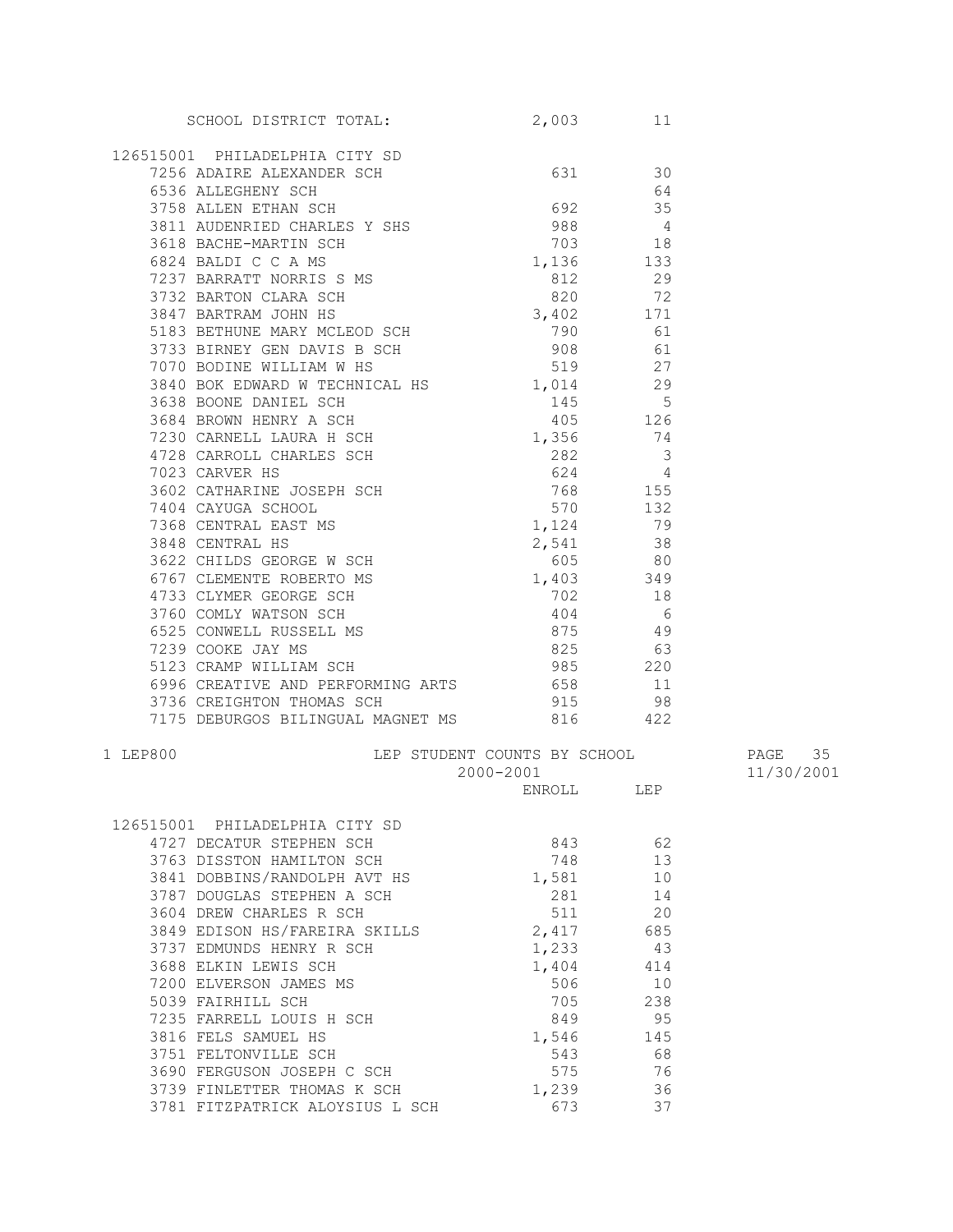| | ENROLL | LEP |
|---|---|---|
| SCHOOL DISTRICT TOTAL: | 2,003 | 11 |
| **126515001 PHILADELPHIA CITY SD** | | |
| 7256 ADAIRE ALEXANDER SCH | 631 | 30 |
| 6536 ALLEGHENY SCH | | 64 |
| 3758 ALLEN ETHAN SCH | 692 | 35 |
| 3811 AUDENRIED CHARLES Y SHS | 988 | 4 |
| 3618 BACHE-MARTIN SCH | 703 | 18 |
| 6824 BALDI C C A MS | 1,136 | 133 |
| 7237 BARRATT NORRIS S MS | 812 | 29 |
| 3732 BARTON CLARA SCH | 820 | 72 |
| 3847 BARTRAM JOHN HS | 3,402 | 171 |
| 5183 BETHUNE MARY MCLEOD SCH | 790 | 61 |
| 3733 BIRNEY GEN DAVIS B SCH | 908 | 61 |
| 7070 BODINE WILLIAM W HS | 519 | 27 |
| 3840 BOK EDWARD W TECHNICAL HS | 1,014 | 29 |
| 3638 BOONE DANIEL SCH | 145 | 5 |
| 3684 BROWN HENRY A SCH | 405 | 126 |
| 7230 CARNELL LAURA H SCH | 1,356 | 74 |
| 4728 CARROLL CHARLES SCH | 282 | 3 |
| 7023 CARVER HS | 624 | 4 |
| 3602 CATHARINE JOSEPH SCH | 768 | 155 |
| 7404 CAYUGA SCHOOL | 570 | 132 |
| 7368 CENTRAL EAST MS | 1,124 | 79 |
| 3848 CENTRAL HS | 2,541 | 38 |
| 3622 CHILDS GEORGE W SCH | 605 | 80 |
| 6767 CLEMENTE ROBERTO MS | 1,403 | 349 |
| 4733 CLYMER GEORGE SCH | 702 | 18 |
| 3760 COMLY WATSON SCH | 404 | 6 |
| 6525 CONWELL RUSSELL MS | 875 | 49 |
| 7239 COOKE JAY MS | 825 | 63 |
| 5123 CRAMP WILLIAM SCH | 985 | 220 |
| 6996 CREATIVE AND PERFORMING ARTS | 658 | 11 |
| 3736 CREIGHTON THOMAS SCH | 915 | 98 |
| 7175 DEBURGOS BILINGUAL MAGNET MS | 816 | 422 |

1 LEP800 LEP STUDENT COUNTS BY SCHOOL PAGE 35
2000-2001 11/30/2001

| | ENROLL | LEP |
|---|---|---|
| **126515001 PHILADELPHIA CITY SD** | | |
| 4727 DECATUR STEPHEN SCH | 843 | 62 |
| 3763 DISSTON HAMILTON SCH | 748 | 13 |
| 3841 DOBBINS/RANDOLPH AVT HS | 1,581 | 10 |
| 3787 DOUGLAS STEPHEN A SCH | 281 | 14 |
| 3604 DREW CHARLES R SCH | 511 | 20 |
| 3849 EDISON HS/FAREIRA SKILLS | 2,417 | 685 |
| 3737 EDMUNDS HENRY R SCH | 1,233 | 43 |
| 3688 ELKIN LEWIS SCH | 1,404 | 414 |
| 7200 ELVERSON JAMES MS | 506 | 10 |
| 5039 FAIRHILL SCH | 705 | 238 |
| 7235 FARRELL LOUIS H SCH | 849 | 95 |
| 3816 FELS SAMUEL HS | 1,546 | 145 |
| 3751 FELTONVILLE SCH | 543 | 68 |
| 3690 FERGUSON JOSEPH C SCH | 575 | 76 |
| 3739 FINLETTER THOMAS K SCH | 1,239 | 36 |
| 3781 FITZPATRICK ALOYSIUS L SCH | 673 | 37 |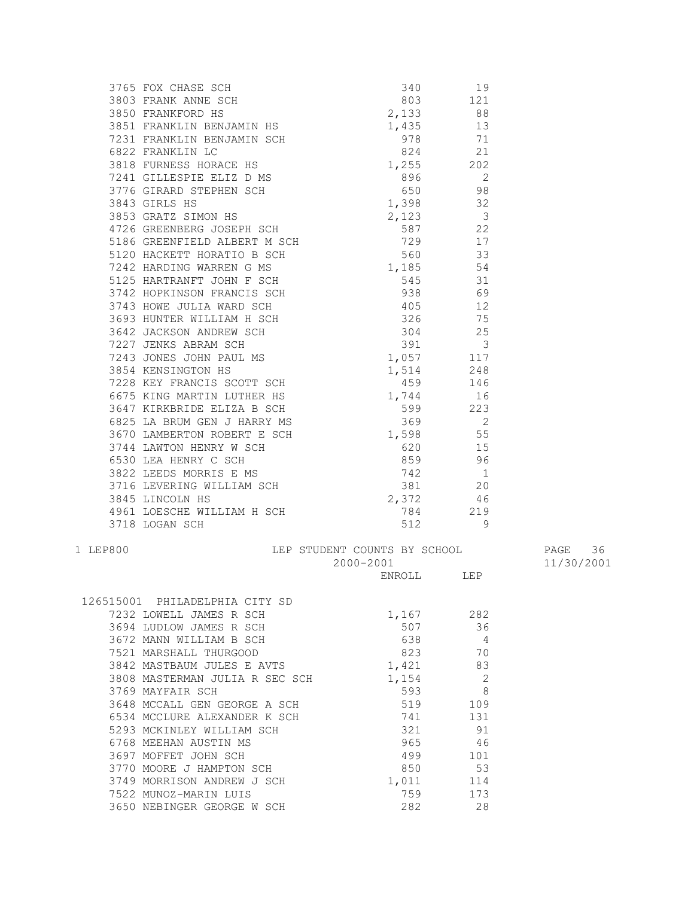| School | ENROLL | LEP |
|---|---|---|
| 3765 FOX CHASE SCH | 340 | 19 |
| 3803 FRANK ANNE SCH | 803 | 121 |
| 3850 FRANKFORD HS | 2,133 | 88 |
| 3851 FRANKLIN BENJAMIN HS | 1,435 | 13 |
| 7231 FRANKLIN BENJAMIN SCH | 978 | 71 |
| 6822 FRANKLIN LC | 824 | 21 |
| 3818 FURNESS HORACE HS | 1,255 | 202 |
| 7241 GILLESPIE ELIZ D MS | 896 | 2 |
| 3776 GIRARD STEPHEN SCH | 650 | 98 |
| 3843 GIRLS HS | 1,398 | 32 |
| 3853 GRATZ SIMON HS | 2,123 | 3 |
| 4726 GREENBERG JOSEPH SCH | 587 | 22 |
| 5186 GREENFIELD ALBERT M SCH | 729 | 17 |
| 5120 HACKETT HORATIO B SCH | 560 | 33 |
| 7242 HARDING WARREN G MS | 1,185 | 54 |
| 5125 HARTRANFT JOHN F SCH | 545 | 31 |
| 3742 HOPKINSON FRANCIS SCH | 938 | 69 |
| 3743 HOWE JULIA WARD SCH | 405 | 12 |
| 3693 HUNTER WILLIAM H SCH | 326 | 75 |
| 3642 JACKSON ANDREW SCH | 304 | 25 |
| 7227 JENKS ABRAM SCH | 391 | 3 |
| 7243 JONES JOHN PAUL MS | 1,057 | 117 |
| 3854 KENSINGTON HS | 1,514 | 248 |
| 7228 KEY FRANCIS SCOTT SCH | 459 | 146 |
| 6675 KING MARTIN LUTHER HS | 1,744 | 16 |
| 3647 KIRKBRIDE ELIZA B SCH | 599 | 223 |
| 6825 LA BRUM GEN J HARRY MS | 369 | 2 |
| 3670 LAMBERTON ROBERT E SCH | 1,598 | 55 |
| 3744 LAWTON HENRY W SCH | 620 | 15 |
| 6530 LEA HENRY C SCH | 859 | 96 |
| 3822 LEEDS MORRIS E MS | 742 | 1 |
| 3716 LEVERING WILLIAM SCH | 381 | 20 |
| 3845 LINCOLN HS | 2,372 | 46 |
| 4961 LOESCHE WILLIAM H SCH | 784 | 219 |
| 3718 LOGAN SCH | 512 | 9 |

1 LEP800 LEP STUDENT COUNTS BY SCHOOL PAGE 36

2000-2001 11/30/2001

126515001 PHILADELPHIA CITY SD

| School | ENROLL | LEP |
|---|---|---|
| 7232 LOWELL JAMES R SCH | 1,167 | 282 |
| 3694 LUDLOW JAMES R SCH | 507 | 36 |
| 3672 MANN WILLIAM B SCH | 638 | 4 |
| 7521 MARSHALL THURGOOD | 823 | 70 |
| 3842 MASTBAUM JULES E AVTS | 1,421 | 83 |
| 3808 MASTERMAN JULIA R SEC SCH | 1,154 | 2 |
| 3769 MAYFAIR SCH | 593 | 8 |
| 3648 MCCALL GEN GEORGE A SCH | 519 | 109 |
| 6534 MCCLURE ALEXANDER K SCH | 741 | 131 |
| 5293 MCKINLEY WILLIAM SCH | 321 | 91 |
| 6768 MEEHAN AUSTIN MS | 965 | 46 |
| 3697 MOFFET JOHN SCH | 499 | 101 |
| 3770 MOORE J HAMPTON SCH | 850 | 53 |
| 3749 MORRISON ANDREW J SCH | 1,011 | 114 |
| 7522 MUNOZ-MARIN LUIS | 759 | 173 |
| 3650 NEBINGER GEORGE W SCH | 282 | 28 |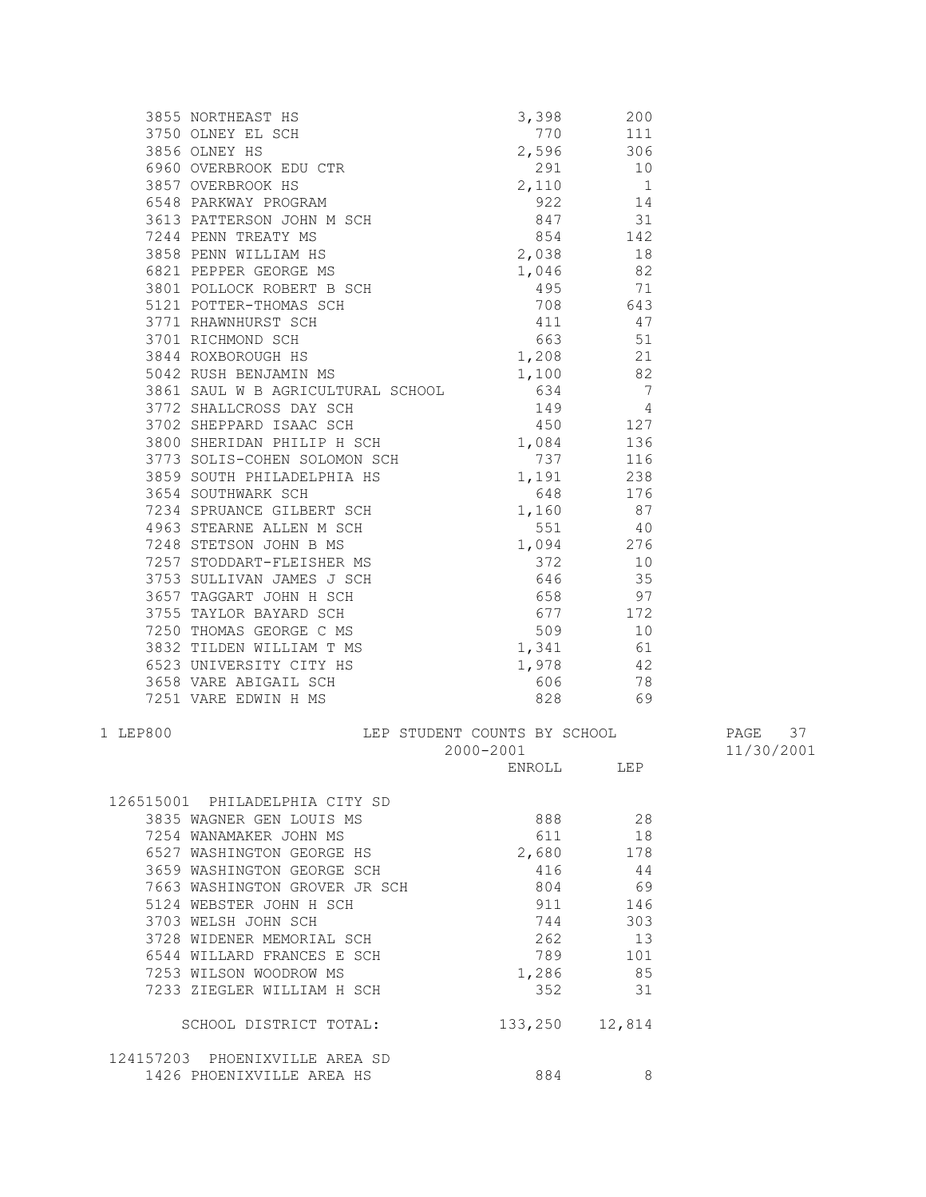| School | ENROLL | LEP |
|---|---|---|
| 3855 NORTHEAST HS | 3,398 | 200 |
| 3750 OLNEY EL SCH | 770 | 111 |
| 3856 OLNEY HS | 2,596 | 306 |
| 6960 OVERBROOK EDU CTR | 291 | 10 |
| 3857 OVERBROOK HS | 2,110 | 1 |
| 6548 PARKWAY PROGRAM | 922 | 14 |
| 3613 PATTERSON JOHN M SCH | 847 | 31 |
| 7244 PENN TREATY MS | 854 | 142 |
| 3858 PENN WILLIAM HS | 2,038 | 18 |
| 6821 PEPPER GEORGE MS | 1,046 | 82 |
| 3801 POLLOCK ROBERT B SCH | 495 | 71 |
| 5121 POTTER-THOMAS SCH | 708 | 643 |
| 3771 RHAWNHURST SCH | 411 | 47 |
| 3701 RICHMOND SCH | 663 | 51 |
| 3844 ROXBOROUGH HS | 1,208 | 21 |
| 5042 RUSH BENJAMIN MS | 1,100 | 82 |
| 3861 SAUL W B AGRICULTURAL SCHOOL | 634 | 7 |
| 3772 SHALLCROSS DAY SCH | 149 | 4 |
| 3702 SHEPPARD ISAAC SCH | 450 | 127 |
| 3800 SHERIDAN PHILIP H SCH | 1,084 | 136 |
| 3773 SOLIS-COHEN SOLOMON SCH | 737 | 116 |
| 3859 SOUTH PHILADELPHIA HS | 1,191 | 238 |
| 3654 SOUTHWARK SCH | 648 | 176 |
| 7234 SPRUANCE GILBERT SCH | 1,160 | 87 |
| 4963 STEARNE ALLEN M SCH | 551 | 40 |
| 7248 STETSON JOHN B MS | 1,094 | 276 |
| 7257 STODDART-FLEISHER MS | 372 | 10 |
| 3753 SULLIVAN JAMES J SCH | 646 | 35 |
| 3657 TAGGART JOHN H SCH | 658 | 97 |
| 3755 TAYLOR BAYARD SCH | 677 | 172 |
| 7250 THOMAS GEORGE C MS | 509 | 10 |
| 3832 TILDEN WILLIAM T MS | 1,341 | 61 |
| 6523 UNIVERSITY CITY HS | 1,978 | 42 |
| 3658 VARE ABIGAIL SCH | 606 | 78 |
| 7251 VARE EDWIN H MS | 828 | 69 |

1 LEP800 — LEP STUDENT COUNTS BY SCHOOL — 2000-2001 — 11/30/2001

| School | ENROLL | LEP |
|---|---|---|
| **126515001 PHILADELPHIA CITY SD** | | |
| 3835 WAGNER GEN LOUIS MS | 888 | 28 |
| 7254 WANAMAKER JOHN MS | 611 | 18 |
| 6527 WASHINGTON GEORGE HS | 2,680 | 178 |
| 3659 WASHINGTON GEORGE SCH | 416 | 44 |
| 7663 WASHINGTON GROVER JR SCH | 804 | 69 |
| 5124 WEBSTER JOHN H SCH | 911 | 146 |
| 3703 WELSH JOHN SCH | 744 | 303 |
| 3728 WIDENER MEMORIAL SCH | 262 | 13 |
| 6544 WILLARD FRANCES E SCH | 789 | 101 |
| 7253 WILSON WOODROW MS | 1,286 | 85 |
| 7233 ZIEGLER WILLIAM H SCH | 352 | 31 |
| SCHOOL DISTRICT TOTAL: | 133,250 | 12,814 |
| **124157203 PHOENIXVILLE AREA SD** | | |
| 1426 PHOENIXVILLE AREA HS | 884 | 8 |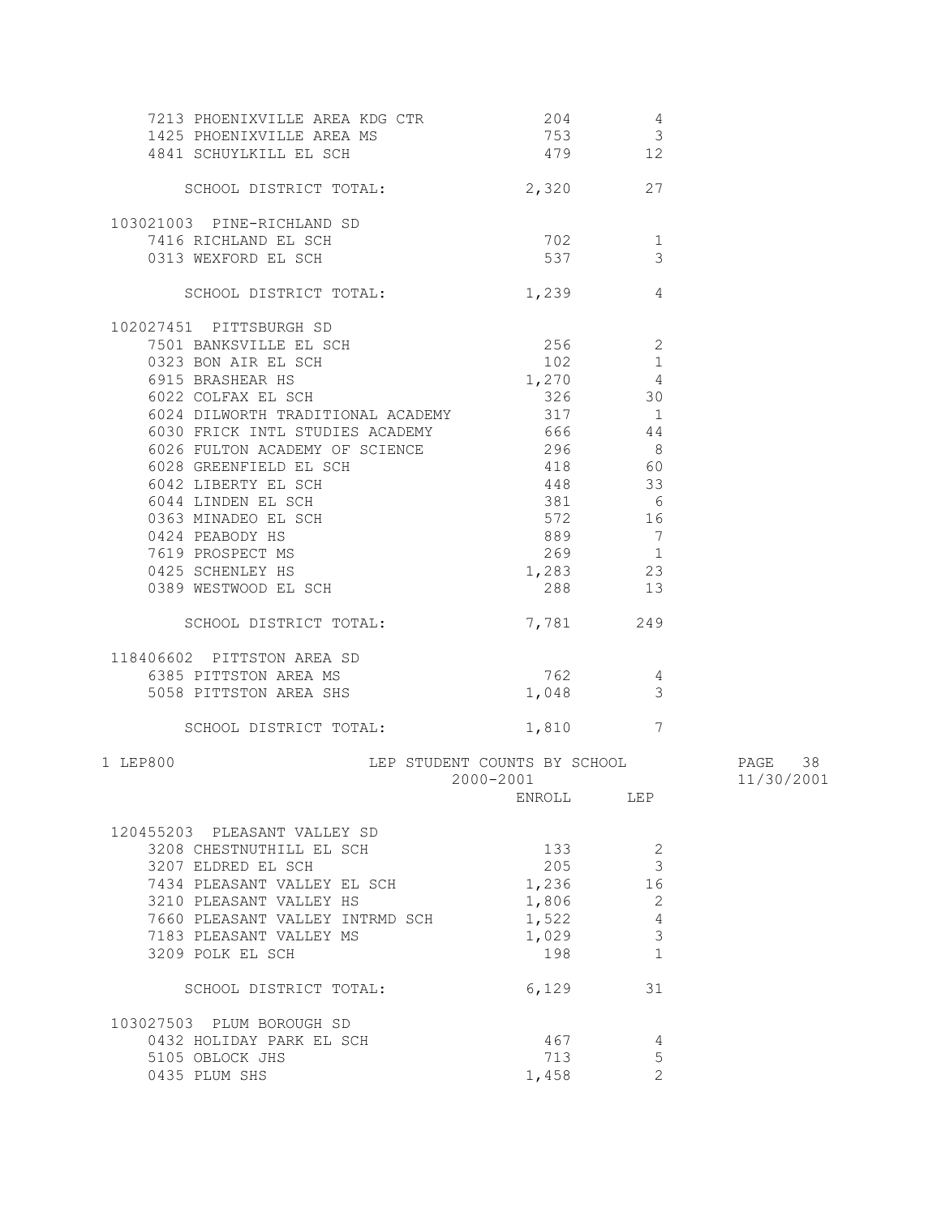| School | ENROLL | LEP |
|---|---|---|
| 7213 PHOENIXVILLE AREA KDG CTR | 204 | 4 |
| 1425 PHOENIXVILLE AREA MS | 753 | 3 |
| 4841 SCHUYLKILL EL SCH | 479 | 12 |
| SCHOOL DISTRICT TOTAL: | 2,320 | 27 |
| **103021003 PINE-RICHLAND SD** | | |
| 7416 RICHLAND EL SCH | 702 | 1 |
| 0313 WEXFORD EL SCH | 537 | 3 |
| SCHOOL DISTRICT TOTAL: | 1,239 | 4 |
| **102027451 PITTSBURGH SD** | | |
| 7501 BANKSVILLE EL SCH | 256 | 2 |
| 0323 BON AIR EL SCH | 102 | 1 |
| 6915 BRASHEAR HS | 1,270 | 4 |
| 6022 COLFAX EL SCH | 326 | 30 |
| 6024 DILWORTH TRADITIONAL ACADEMY | 317 | 1 |
| 6030 FRICK INTL STUDIES ACADEMY | 666 | 44 |
| 6026 FULTON ACADEMY OF SCIENCE | 296 | 8 |
| 6028 GREENFIELD EL SCH | 418 | 60 |
| 6042 LIBERTY EL SCH | 448 | 33 |
| 6044 LINDEN EL SCH | 381 | 6 |
| 0363 MINADEO EL SCH | 572 | 16 |
| 0424 PEABODY HS | 889 | 7 |
| 7619 PROSPECT MS | 269 | 1 |
| 0425 SCHENLEY HS | 1,283 | 23 |
| 0389 WESTWOOD EL SCH | 288 | 13 |
| SCHOOL DISTRICT TOTAL: | 7,781 | 249 |
| **118406602 PITTSTON AREA SD** | | |
| 6385 PITTSTON AREA MS | 762 | 4 |
| 5058 PITTSTON AREA SHS | 1,048 | 3 |
| SCHOOL DISTRICT TOTAL: | 1,810 | 7 |

1 LEP800 — LEP STUDENT COUNTS BY SCHOOL — 2000-2001 — PAGE 38 — 11/30/2001

| School | ENROLL | LEP |
|---|---|---|
| **120455203 PLEASANT VALLEY SD** | | |
| 3208 CHESTNUTHILL EL SCH | 133 | 2 |
| 3207 ELDRED EL SCH | 205 | 3 |
| 7434 PLEASANT VALLEY EL SCH | 1,236 | 16 |
| 3210 PLEASANT VALLEY HS | 1,806 | 2 |
| 7660 PLEASANT VALLEY INTRMD SCH | 1,522 | 4 |
| 7183 PLEASANT VALLEY MS | 1,029 | 3 |
| 3209 POLK EL SCH | 198 | 1 |
| SCHOOL DISTRICT TOTAL: | 6,129 | 31 |
| **103027503 PLUM BOROUGH SD** | | |
| 0432 HOLIDAY PARK EL SCH | 467 | 4 |
| 5105 OBLOCK JHS | 713 | 5 |
| 0435 PLUM SHS | 1,458 | 2 |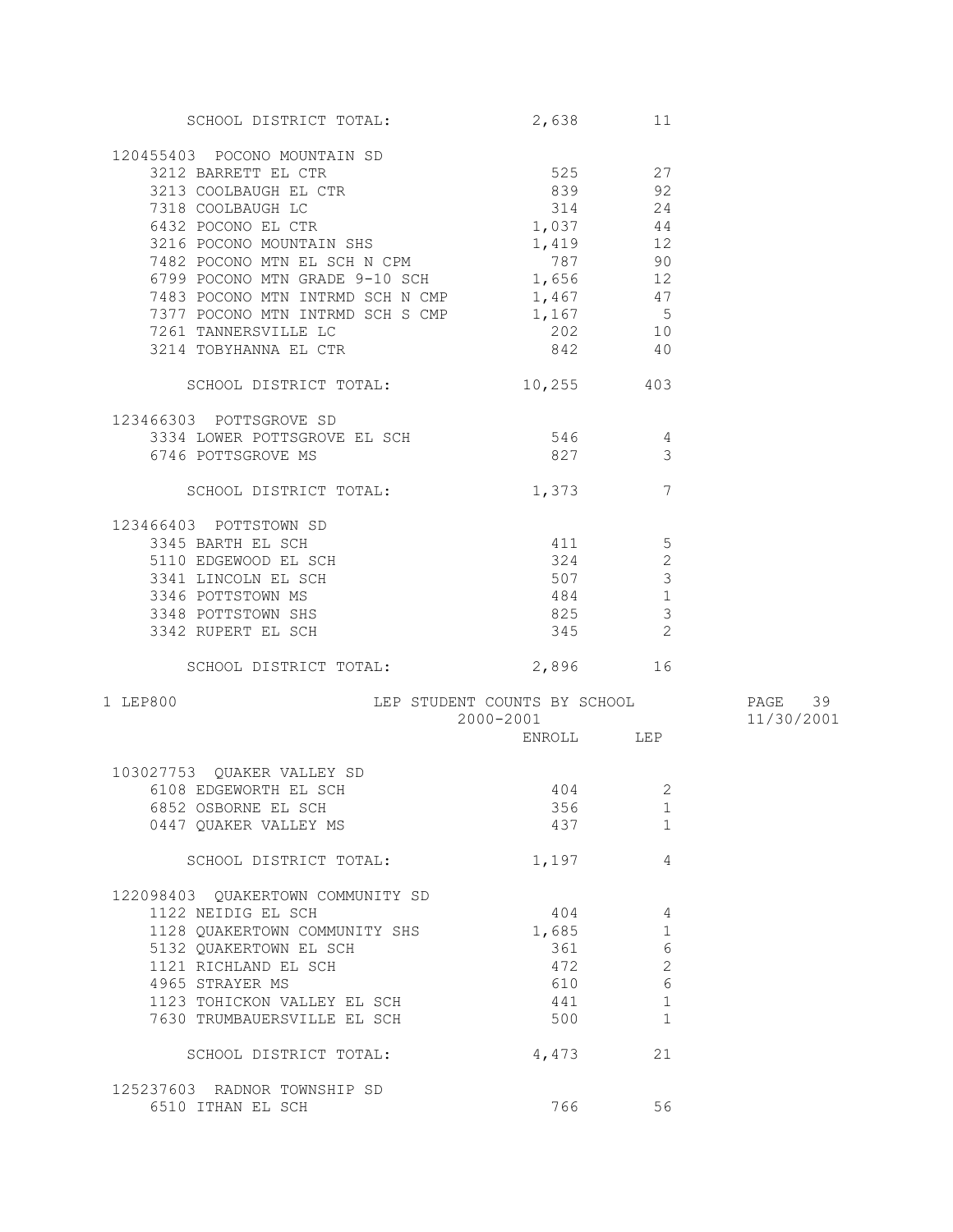| | ENROLL | LEP |
|---|---|---|
| SCHOOL DISTRICT TOTAL: | 2,638 | 11 |
| **120455403 POCONO MOUNTAIN SD** | | |
| 3212 BARRETT EL CTR | 525 | 27 |
| 3213 COOLBAUGH EL CTR | 839 | 92 |
| 7318 COOLBAUGH LC | 314 | 24 |
| 6432 POCONO EL CTR | 1,037 | 44 |
| 3216 POCONO MOUNTAIN SHS | 1,419 | 12 |
| 7482 POCONO MTN EL SCH N CPM | 787 | 90 |
| 6799 POCONO MTN GRADE 9-10 SCH | 1,656 | 12 |
| 7483 POCONO MTN INTRMD SCH N CMP | 1,467 | 47 |
| 7377 POCONO MTN INTRMD SCH S CMP | 1,167 | 5 |
| 7261 TANNERSVILLE LC | 202 | 10 |
| 3214 TOBYHANNA EL CTR | 842 | 40 |
| SCHOOL DISTRICT TOTAL: | 10,255 | 403 |
| **123466303 POTTSGROVE SD** | | |
| 3334 LOWER POTTSGROVE EL SCH | 546 | 4 |
| 6746 POTTSGROVE MS | 827 | 3 |
| SCHOOL DISTRICT TOTAL: | 1,373 | 7 |
| **123466403 POTTSTOWN SD** | | |
| 3345 BARTH EL SCH | 411 | 5 |
| 5110 EDGEWOOD EL SCH | 324 | 2 |
| 3341 LINCOLN EL SCH | 507 | 3 |
| 3346 POTTSTOWN MS | 484 | 1 |
| 3348 POTTSTOWN SHS | 825 | 3 |
| 3342 RUPERT EL SCH | 345 | 2 |
| SCHOOL DISTRICT TOTAL: | 2,896 | 16 |

1 LEP800 — LEP STUDENT COUNTS BY SCHOOL — 2000-2001 — 11/30/2001

| | ENROLL | LEP |
|---|---|---|
| **103027753 QUAKER VALLEY SD** | | |
| 6108 EDGEWORTH EL SCH | 404 | 2 |
| 6852 OSBORNE EL SCH | 356 | 1 |
| 0447 QUAKER VALLEY MS | 437 | 1 |
| SCHOOL DISTRICT TOTAL: | 1,197 | 4 |
| **122098403 QUAKERTOWN COMMUNITY SD** | | |
| 1122 NEIDIG EL SCH | 404 | 4 |
| 1128 QUAKERTOWN COMMUNITY SHS | 1,685 | 1 |
| 5132 QUAKERTOWN EL SCH | 361 | 6 |
| 1121 RICHLAND EL SCH | 472 | 2 |
| 4965 STRAYER MS | 610 | 6 |
| 1123 TOHICKON VALLEY EL SCH | 441 | 1 |
| 7630 TRUMBAUERSVILLE EL SCH | 500 | 1 |
| SCHOOL DISTRICT TOTAL: | 4,473 | 21 |
| **125237603 RADNOR TOWNSHIP SD** | | |
| 6510 ITHAN EL SCH | 766 | 56 |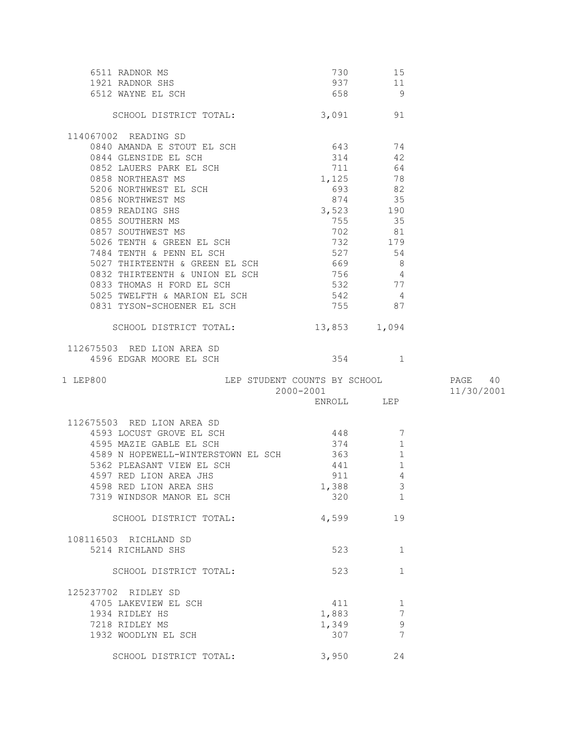| School | ENROLL | LEP |
|---|---|---|
| 6511 RADNOR MS | 730 | 15 |
| 1921 RADNOR SHS | 937 | 11 |
| 6512 WAYNE EL SCH | 658 | 9 |
| SCHOOL DISTRICT TOTAL: | 3,091 | 91 |

**114067002 READING SD**

| School | ENROLL | LEP |
|---|---|---|
| 0840 AMANDA E STOUT EL SCH | 643 | 74 |
| 0844 GLENSIDE EL SCH | 314 | 42 |
| 0852 LAUERS PARK EL SCH | 711 | 64 |
| 0858 NORTHEAST MS | 1,125 | 78 |
| 5206 NORTHWEST EL SCH | 693 | 82 |
| 0856 NORTHWEST MS | 874 | 35 |
| 0859 READING SHS | 3,523 | 190 |
| 0855 SOUTHERN MS | 755 | 35 |
| 0857 SOUTHWEST MS | 702 | 81 |
| 5026 TENTH & GREEN EL SCH | 732 | 179 |
| 7484 TENTH & PENN EL SCH | 527 | 54 |
| 5027 THIRTEENTH & GREEN EL SCH | 669 | 8 |
| 0832 THIRTEENTH & UNION EL SCH | 756 | 4 |
| 0833 THOMAS H FORD EL SCH | 532 | 77 |
| 5025 TWELFTH & MARION EL SCH | 542 | 4 |
| 0831 TYSON-SCHOENER EL SCH | 755 | 87 |
| SCHOOL DISTRICT TOTAL: | 13,853 | 1,094 |

**112675503 RED LION AREA SD**

| School | ENROLL | LEP |
|---|---|---|
| 4596 EDGAR MOORE EL SCH | 354 | 1 |

LEP800 — LEP STUDENT COUNTS BY SCHOOL — 2000-2001 — 11/30/2001

**112675503 RED LION AREA SD**

| School | ENROLL | LEP |
|---|---|---|
| 4593 LOCUST GROVE EL SCH | 448 | 7 |
| 4595 MAZIE GABLE EL SCH | 374 | 1 |
| 4589 N HOPEWELL-WINTERSTOWN EL SCH | 363 | 1 |
| 5362 PLEASANT VIEW EL SCH | 441 | 1 |
| 4597 RED LION AREA JHS | 911 | 4 |
| 4598 RED LION AREA SHS | 1,388 | 3 |
| 7319 WINDSOR MANOR EL SCH | 320 | 1 |
| SCHOOL DISTRICT TOTAL: | 4,599 | 19 |

**108116503 RICHLAND SD**

| School | ENROLL | LEP |
|---|---|---|
| 5214 RICHLAND SHS | 523 | 1 |
| SCHOOL DISTRICT TOTAL: | 523 | 1 |

**125237702 RIDLEY SD**

| School | ENROLL | LEP |
|---|---|---|
| 4705 LAKEVIEW EL SCH | 411 | 1 |
| 1934 RIDLEY HS | 1,883 | 7 |
| 7218 RIDLEY MS | 1,349 | 9 |
| 1932 WOODLYN EL SCH | 307 | 7 |
| SCHOOL DISTRICT TOTAL: | 3,950 | 24 |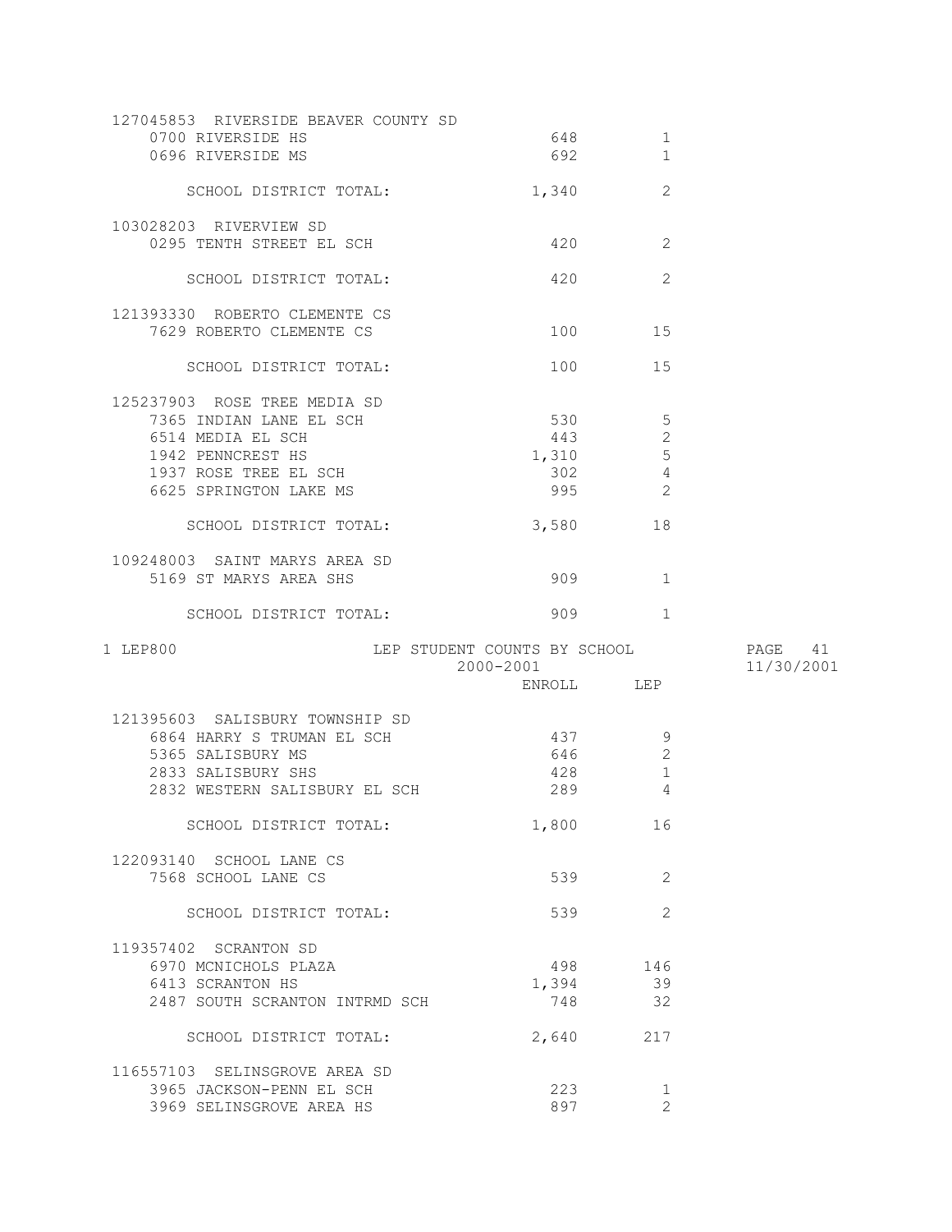| School | ENROLL | LEP |
|---|---|---|
| **127045853 RIVERSIDE BEAVER COUNTY SD** | | |
| 0700 RIVERSIDE HS | 648 | 1 |
| 0696 RIVERSIDE MS | 692 | 1 |
| SCHOOL DISTRICT TOTAL: | 1,340 | 2 |
| **103028203 RIVERVIEW SD** | | |
| 0295 TENTH STREET EL SCH | 420 | 2 |
| SCHOOL DISTRICT TOTAL: | 420 | 2 |
| **121393330 ROBERTO CLEMENTE CS** | | |
| 7629 ROBERTO CLEMENTE CS | 100 | 15 |
| SCHOOL DISTRICT TOTAL: | 100 | 15 |
| **125237903 ROSE TREE MEDIA SD** | | |
| 7365 INDIAN LANE EL SCH | 530 | 5 |
| 6514 MEDIA EL SCH | 443 | 2 |
| 1942 PENNCREST HS | 1,310 | 5 |
| 1937 ROSE TREE EL SCH | 302 | 4 |
| 6625 SPRINGTON LAKE MS | 995 | 2 |
| SCHOOL DISTRICT TOTAL: | 3,580 | 18 |
| **109248003 SAINT MARYS AREA SD** | | |
| 5169 ST MARYS AREA SHS | 909 | 1 |
| SCHOOL DISTRICT TOTAL: | 909 | 1 |

LEP800 — LEP STUDENT COUNTS BY SCHOOL — 2000-2001 — 11/30/2001

| School | ENROLL | LEP |
|---|---|---|
| **121395603 SALISBURY TOWNSHIP SD** | | |
| 6864 HARRY S TRUMAN EL SCH | 437 | 9 |
| 5365 SALISBURY MS | 646 | 2 |
| 2833 SALISBURY SHS | 428 | 1 |
| 2832 WESTERN SALISBURY EL SCH | 289 | 4 |
| SCHOOL DISTRICT TOTAL: | 1,800 | 16 |
| **122093140 SCHOOL LANE CS** | | |
| 7568 SCHOOL LANE CS | 539 | 2 |
| SCHOOL DISTRICT TOTAL: | 539 | 2 |
| **119357402 SCRANTON SD** | | |
| 6970 MCNICHOLS PLAZA | 498 | 146 |
| 6413 SCRANTON HS | 1,394 | 39 |
| 2487 SOUTH SCRANTON INTRMD SCH | 748 | 32 |
| SCHOOL DISTRICT TOTAL: | 2,640 | 217 |
| **116557103 SELINSGROVE AREA SD** | | |
| 3965 JACKSON-PENN EL SCH | 223 | 1 |
| 3969 SELINSGROVE AREA HS | 897 | 2 |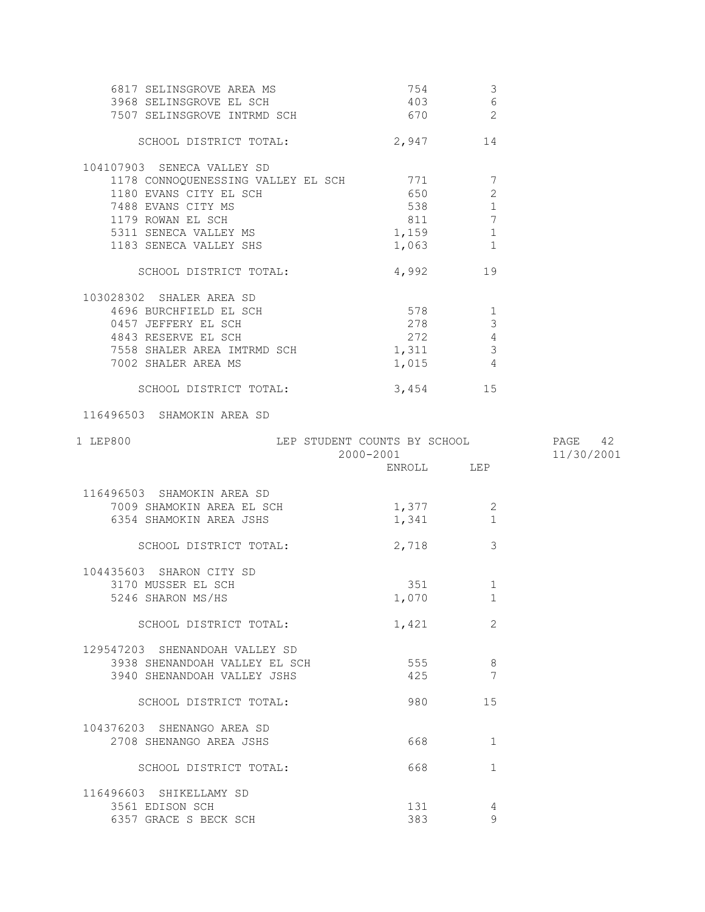| | ENROLL | LEP |
|---|---|---|
| 6817 SELINSGROVE AREA MS | 754 | 3 |
| 3968 SELINSGROVE EL SCH | 403 | 6 |
| 7507 SELINSGROVE INTRMD SCH | 670 | 2 |
| SCHOOL DISTRICT TOTAL: | 2,947 | 14 |
| **104107903 SENECA VALLEY SD** | | |
| 1178 CONNOQUENESSING VALLEY EL SCH | 771 | 7 |
| 1180 EVANS CITY EL SCH | 650 | 2 |
| 7488 EVANS CITY MS | 538 | 1 |
| 1179 ROWAN EL SCH | 811 | 7 |
| 5311 SENECA VALLEY MS | 1,159 | 1 |
| 1183 SENECA VALLEY SHS | 1,063 | 1 |
| SCHOOL DISTRICT TOTAL: | 4,992 | 19 |
| **103028302 SHALER AREA SD** | | |
| 4696 BURCHFIELD EL SCH | 578 | 1 |
| 0457 JEFFERY EL SCH | 278 | 3 |
| 4843 RESERVE EL SCH | 272 | 4 |
| 7558 SHALER AREA IMTRMD SCH | 1,311 | 3 |
| 7002 SHALER AREA MS | 1,015 | 4 |
| SCHOOL DISTRICT TOTAL: | 3,454 | 15 |
| **116496503 SHAMOKIN AREA SD** | | |

LEP800 — LEP STUDENT COUNTS BY SCHOOL — 2000-2001 — PAGE 42 — 11/30/2001

| | ENROLL | LEP |
|---|---|---|
| **116496503 SHAMOKIN AREA SD** | | |
| 7009 SHAMOKIN AREA EL SCH | 1,377 | 2 |
| 6354 SHAMOKIN AREA JSHS | 1,341 | 1 |
| SCHOOL DISTRICT TOTAL: | 2,718 | 3 |
| **104435603 SHARON CITY SD** | | |
| 3170 MUSSER EL SCH | 351 | 1 |
| 5246 SHARON MS/HS | 1,070 | 1 |
| SCHOOL DISTRICT TOTAL: | 1,421 | 2 |
| **129547203 SHENANDOAH VALLEY SD** | | |
| 3938 SHENANDOAH VALLEY EL SCH | 555 | 8 |
| 3940 SHENANDOAH VALLEY JSHS | 425 | 7 |
| SCHOOL DISTRICT TOTAL: | 980 | 15 |
| **104376203 SHENANGO AREA SD** | | |
| 2708 SHENANGO AREA JSHS | 668 | 1 |
| SCHOOL DISTRICT TOTAL: | 668 | 1 |
| **116496603 SHIKELLAMY SD** | | |
| 3561 EDISON SCH | 131 | 4 |
| 6357 GRACE S BECK SCH | 383 | 9 |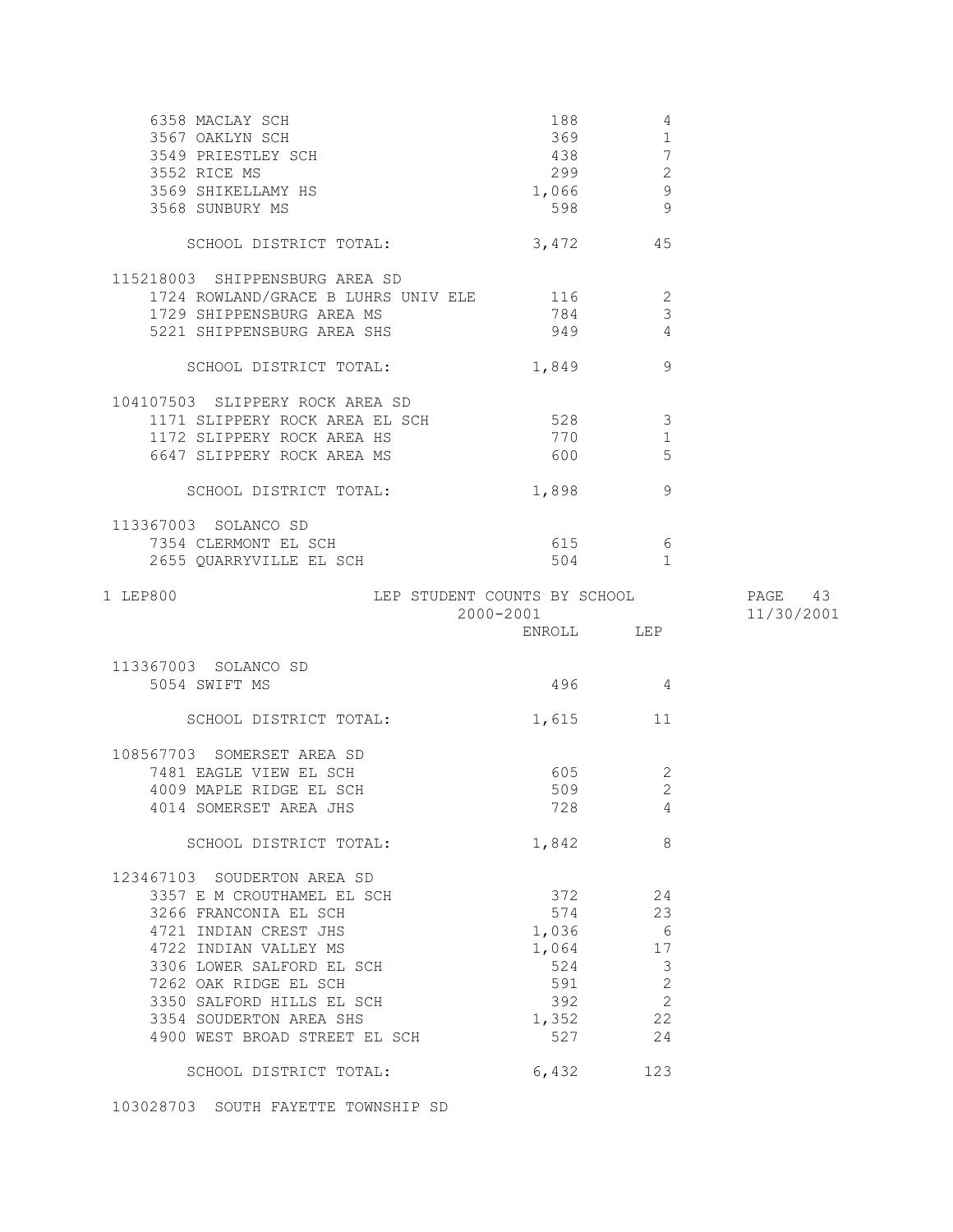| School | ENROLL | LEP |
|---|---|---|
| 6358 MACLAY SCH | 188 | 4 |
| 3567 OAKLYN SCH | 369 | 1 |
| 3549 PRIESTLEY SCH | 438 | 7 |
| 3552 RICE MS | 299 | 2 |
| 3569 SHIKELLAMY HS | 1,066 | 9 |
| 3568 SUNBURY MS | 598 | 9 |
| SCHOOL DISTRICT TOTAL: | 3,472 | 45 |
| **115218003 SHIPPENSBURG AREA SD** | | |
| 1724 ROWLAND/GRACE B LUHRS UNIV ELE | 116 | 2 |
| 1729 SHIPPENSBURG AREA MS | 784 | 3 |
| 5221 SHIPPENSBURG AREA SHS | 949 | 4 |
| SCHOOL DISTRICT TOTAL: | 1,849 | 9 |
| **104107503 SLIPPERY ROCK AREA SD** | | |
| 1171 SLIPPERY ROCK AREA EL SCH | 528 | 3 |
| 1172 SLIPPERY ROCK AREA HS | 770 | 1 |
| 6647 SLIPPERY ROCK AREA MS | 600 | 5 |
| SCHOOL DISTRICT TOTAL: | 1,898 | 9 |
| **113367003 SOLANCO SD** | | |
| 7354 CLERMONT EL SCH | 615 | 6 |
| 2655 QUARRYVILLE EL SCH | 504 | 1 |

1 LEP800 LEP STUDENT COUNTS BY SCHOOL

2000-2001 11/30/2001

| School | ENROLL | LEP |
|---|---|---|
| **113367003 SOLANCO SD** | | |
| 5054 SWIFT MS | 496 | 4 |
| SCHOOL DISTRICT TOTAL: | 1,615 | 11 |
| **108567703 SOMERSET AREA SD** | | |
| 7481 EAGLE VIEW EL SCH | 605 | 2 |
| 4009 MAPLE RIDGE EL SCH | 509 | 2 |
| 4014 SOMERSET AREA JHS | 728 | 4 |
| SCHOOL DISTRICT TOTAL: | 1,842 | 8 |
| **123467103 SOUDERTON AREA SD** | | |
| 3357 E M CROUTHAMEL EL SCH | 372 | 24 |
| 3266 FRANCONIA EL SCH | 574 | 23 |
| 4721 INDIAN CREST JHS | 1,036 | 6 |
| 4722 INDIAN VALLEY MS | 1,064 | 17 |
| 3306 LOWER SALFORD EL SCH | 524 | 3 |
| 7262 OAK RIDGE EL SCH | 591 | 2 |
| 3350 SALFORD HILLS EL SCH | 392 | 2 |
| 3354 SOUDERTON AREA SHS | 1,352 | 22 |
| 4900 WEST BROAD STREET EL SCH | 527 | 24 |
| SCHOOL DISTRICT TOTAL: | 6,432 | 123 |

103028703 SOUTH FAYETTE TOWNSHIP SD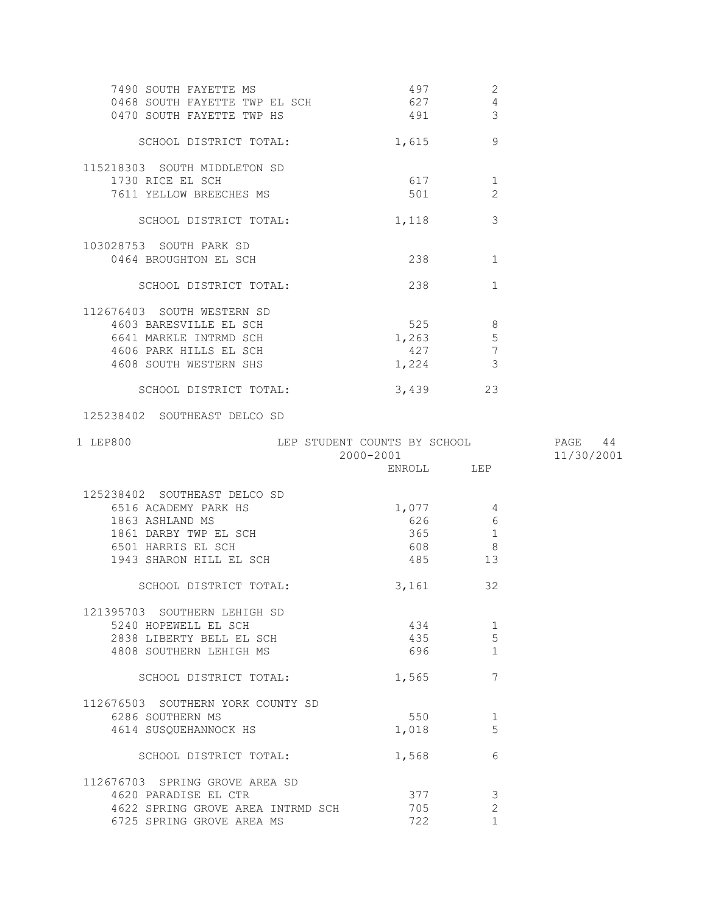| School | ENROLL | LEP |
|---|---|---|
| 7490 SOUTH FAYETTE MS | 497 | 2 |
| 0468 SOUTH FAYETTE TWP EL SCH | 627 | 4 |
| 0470 SOUTH FAYETTE TWP HS | 491 | 3 |
| SCHOOL DISTRICT TOTAL: | 1,615 | 9 |
| **115218303 SOUTH MIDDLETON SD** | | |
| 1730 RICE EL SCH | 617 | 1 |
| 7611 YELLOW BREECHES MS | 501 | 2 |
| SCHOOL DISTRICT TOTAL: | 1,118 | 3 |
| **103028753 SOUTH PARK SD** | | |
| 0464 BROUGHTON EL SCH | 238 | 1 |
| SCHOOL DISTRICT TOTAL: | 238 | 1 |
| **112676403 SOUTH WESTERN SD** | | |
| 4603 BARESVILLE EL SCH | 525 | 8 |
| 6641 MARKLE INTRMD SCH | 1,263 | 5 |
| 4606 PARK HILLS EL SCH | 427 | 7 |
| 4608 SOUTH WESTERN SHS | 1,224 | 3 |
| SCHOOL DISTRICT TOTAL: | 3,439 | 23 |

LEP800 — LEP STUDENT COUNTS BY SCHOOL — 2000-2001 — 11/30/2001

| School | ENROLL | LEP |
|---|---|---|
| **125238402 SOUTHEAST DELCO SD** | | |
| 6516 ACADEMY PARK HS | 1,077 | 4 |
| 1863 ASHLAND MS | 626 | 6 |
| 1861 DARBY TWP EL SCH | 365 | 1 |
| 6501 HARRIS EL SCH | 608 | 8 |
| 1943 SHARON HILL EL SCH | 485 | 13 |
| SCHOOL DISTRICT TOTAL: | 3,161 | 32 |
| **121395703 SOUTHERN LEHIGH SD** | | |
| 5240 HOPEWELL EL SCH | 434 | 1 |
| 2838 LIBERTY BELL EL SCH | 435 | 5 |
| 4808 SOUTHERN LEHIGH MS | 696 | 1 |
| SCHOOL DISTRICT TOTAL: | 1,565 | 7 |
| **112676503 SOUTHERN YORK COUNTY SD** | | |
| 6286 SOUTHERN MS | 550 | 1 |
| 4614 SUSQUEHANNOCK HS | 1,018 | 5 |
| SCHOOL DISTRICT TOTAL: | 1,568 | 6 |
| **112676703 SPRING GROVE AREA SD** | | |
| 4620 PARADISE EL CTR | 377 | 3 |
| 4622 SPRING GROVE AREA INTRMD SCH | 705 | 2 |
| 6725 SPRING GROVE AREA MS | 722 | 1 |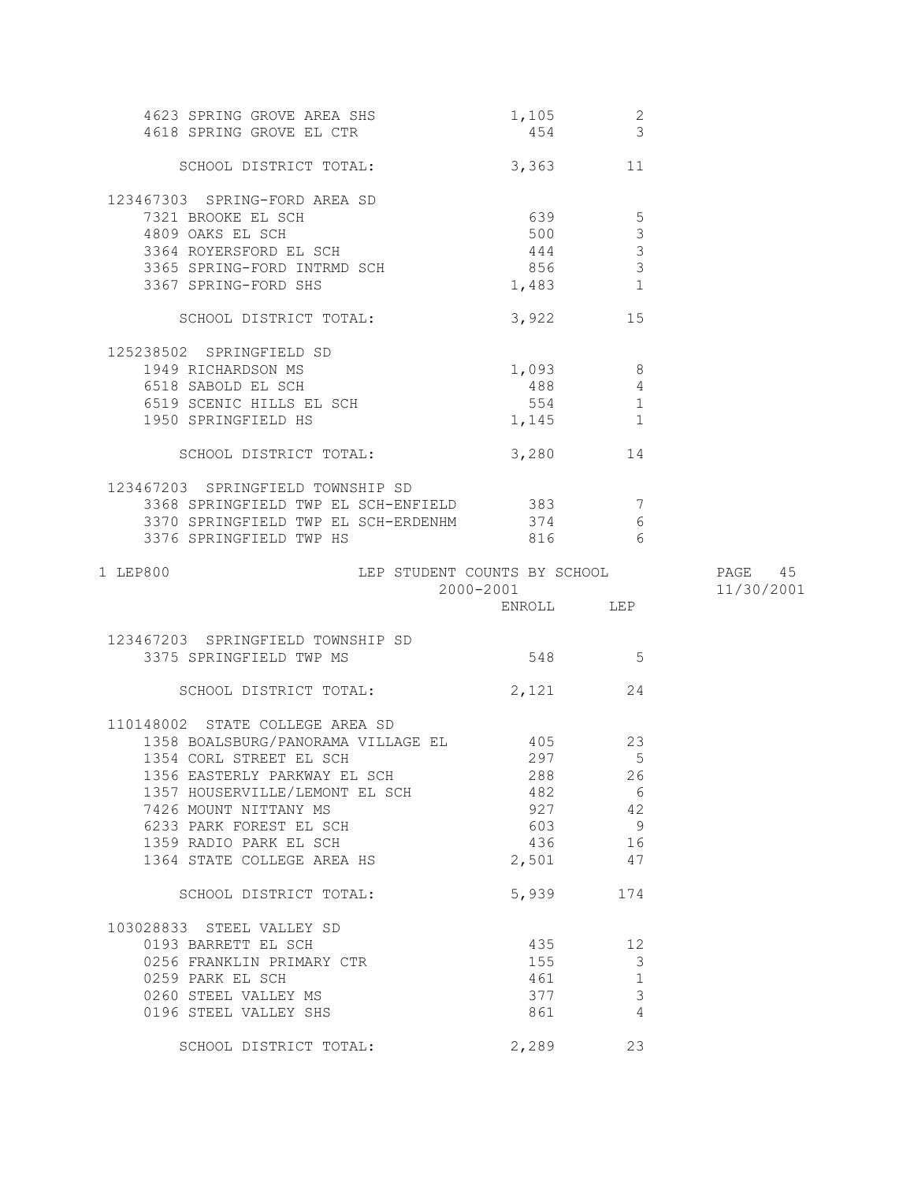| | ENROLL | LEP |
|---|---|---|
| 4623 SPRING GROVE AREA SHS | 1,105 | 2 |
| 4618 SPRING GROVE EL CTR | 454 | 3 |
| SCHOOL DISTRICT TOTAL: | 3,363 | 11 |
| **123467303 SPRING-FORD AREA SD** | | |
| 7321 BROOKE EL SCH | 639 | 5 |
| 4809 OAKS EL SCH | 500 | 3 |
| 3364 ROYERSFORD EL SCH | 444 | 3 |
| 3365 SPRING-FORD INTRMD SCH | 856 | 3 |
| 3367 SPRING-FORD SHS | 1,483 | 1 |
| SCHOOL DISTRICT TOTAL: | 3,922 | 15 |
| **125238502 SPRINGFIELD SD** | | |
| 1949 RICHARDSON MS | 1,093 | 8 |
| 6518 SABOLD EL SCH | 488 | 4 |
| 6519 SCENIC HILLS EL SCH | 554 | 1 |
| 1950 SPRINGFIELD HS | 1,145 | 1 |
| SCHOOL DISTRICT TOTAL: | 3,280 | 14 |
| **123467203 SPRINGFIELD TOWNSHIP SD** | | |
| 3368 SPRINGFIELD TWP EL SCH-ENFIELD | 383 | 7 |
| 3370 SPRINGFIELD TWP EL SCH-ERDENHM | 374 | 6 |
| 3376 SPRINGFIELD TWP HS | 816 | 6 |

LEP800 — LEP STUDENT COUNTS BY SCHOOL — 2000-2001

| | ENROLL | LEP |
|---|---|---|
| **123467203 SPRINGFIELD TOWNSHIP SD** | | |
| 3375 SPRINGFIELD TWP MS | 548 | 5 |
| SCHOOL DISTRICT TOTAL: | 2,121 | 24 |
| **110148002 STATE COLLEGE AREA SD** | | |
| 1358 BOALSBURG/PANORAMA VILLAGE EL | 405 | 23 |
| 1354 CORL STREET EL SCH | 297 | 5 |
| 1356 EASTERLY PARKWAY EL SCH | 288 | 26 |
| 1357 HOUSERVILLE/LEMONT EL SCH | 482 | 6 |
| 7426 MOUNT NITTANY MS | 927 | 42 |
| 6233 PARK FOREST EL SCH | 603 | 9 |
| 1359 RADIO PARK EL SCH | 436 | 16 |
| 1364 STATE COLLEGE AREA HS | 2,501 | 47 |
| SCHOOL DISTRICT TOTAL: | 5,939 | 174 |
| **103028833 STEEL VALLEY SD** | | |
| 0193 BARRETT EL SCH | 435 | 12 |
| 0256 FRANKLIN PRIMARY CTR | 155 | 3 |
| 0259 PARK EL SCH | 461 | 1 |
| 0260 STEEL VALLEY MS | 377 | 3 |
| 0196 STEEL VALLEY SHS | 861 | 4 |
| SCHOOL DISTRICT TOTAL: | 2,289 | 23 |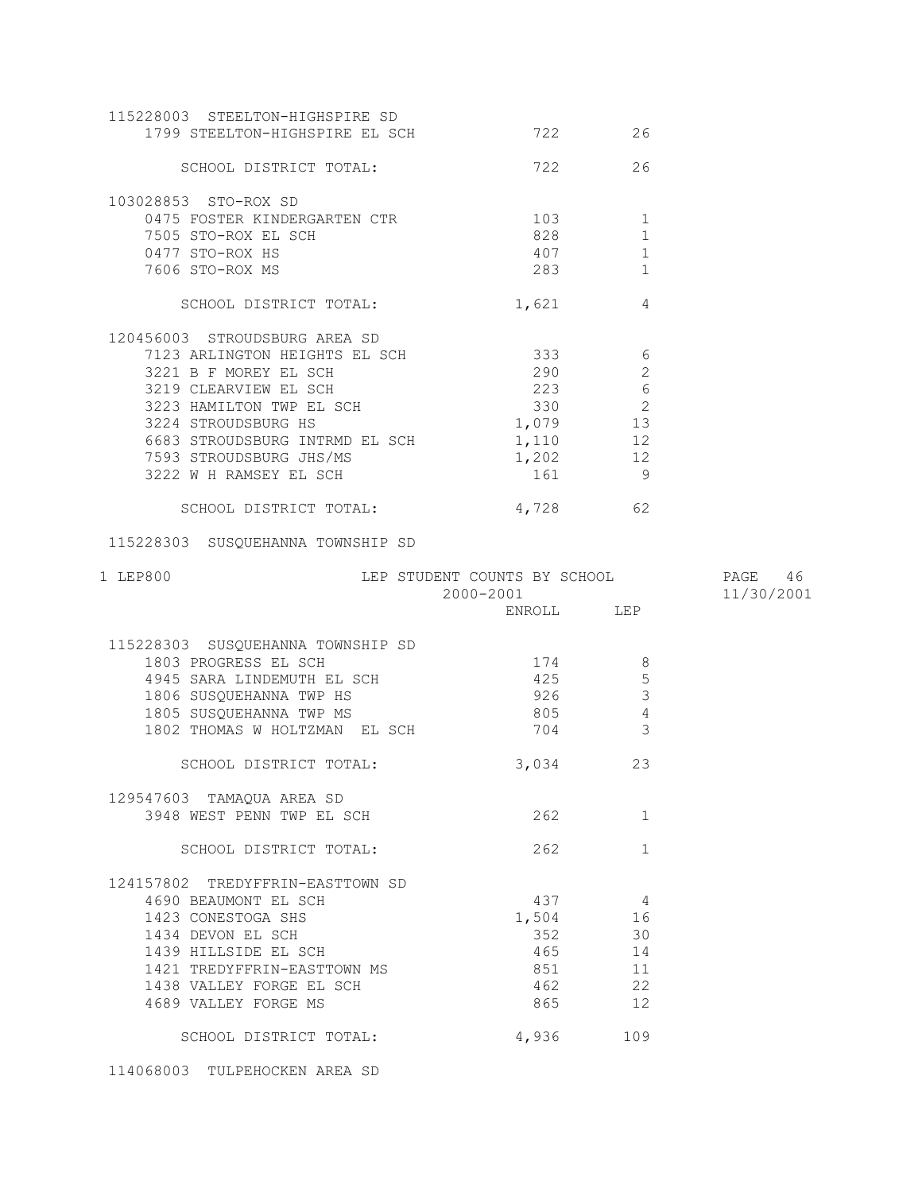| School | ENROLL | LEP |
|---|---|---|
| **115228003 STEELTON-HIGHSPIRE SD** | | |
| 1799 STEELTON-HIGHSPIRE EL SCH | 722 | 26 |
| SCHOOL DISTRICT TOTAL: | 722 | 26 |
| **103028853 STO-ROX SD** | | |
| 0475 FOSTER KINDERGARTEN CTR | 103 | 1 |
| 7505 STO-ROX EL SCH | 828 | 1 |
| 0477 STO-ROX HS | 407 | 1 |
| 7606 STO-ROX MS | 283 | 1 |
| SCHOOL DISTRICT TOTAL: | 1,621 | 4 |
| **120456003 STROUDSBURG AREA SD** | | |
| 7123 ARLINGTON HEIGHTS EL SCH | 333 | 6 |
| 3221 B F MOREY EL SCH | 290 | 2 |
| 3219 CLEARVIEW EL SCH | 223 | 6 |
| 3223 HAMILTON TWP EL SCH | 330 | 2 |
| 3224 STROUDSBURG HS | 1,079 | 13 |
| 6683 STROUDSBURG INTRMD EL SCH | 1,110 | 12 |
| 7593 STROUDSBURG JHS/MS | 1,202 | 12 |
| 3222 W H RAMSEY EL SCH | 161 | 9 |
| SCHOOL DISTRICT TOTAL: | 4,728 | 62 |

1 LEP800 LEP STUDENT COUNTS BY SCHOOL 2000-2001

| School | ENROLL | LEP |
|---|---|---|
| **115228303 SUSQUEHANNA TOWNSHIP SD** | | |
| 1803 PROGRESS EL SCH | 174 | 8 |
| 4945 SARA LINDEMUTH EL SCH | 425 | 5 |
| 1806 SUSQUEHANNA TWP HS | 926 | 3 |
| 1805 SUSQUEHANNA TWP MS | 805 | 4 |
| 1802 THOMAS W HOLTZMAN EL SCH | 704 | 3 |
| SCHOOL DISTRICT TOTAL: | 3,034 | 23 |
| **129547603 TAMAQUA AREA SD** | | |
| 3948 WEST PENN TWP EL SCH | 262 | 1 |
| SCHOOL DISTRICT TOTAL: | 262 | 1 |
| **124157802 TREDYFFRIN-EASTTOWN SD** | | |
| 4690 BEAUMONT EL SCH | 437 | 4 |
| 1423 CONESTOGA SHS | 1,504 | 16 |
| 1434 DEVON EL SCH | 352 | 30 |
| 1439 HILLSIDE EL SCH | 465 | 14 |
| 1421 TREDYFFRIN-EASTTOWN MS | 851 | 11 |
| 1438 VALLEY FORGE EL SCH | 462 | 22 |
| 4689 VALLEY FORGE MS | 865 | 12 |
| SCHOOL DISTRICT TOTAL: | 4,936 | 109 |

114068003 TULPEHOCKEN AREA SD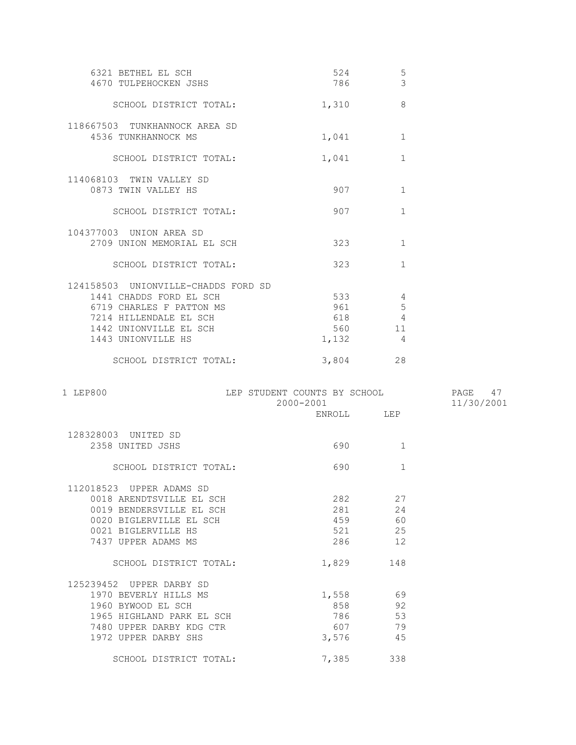| | ENROLL | LEP |
|---|---|---|
| 6321 BETHEL EL SCH | 524 | 5 |
| 4670 TULPEHOCKEN JSHS | 786 | 3 |
| SCHOOL DISTRICT TOTAL: | 1,310 | 8 |
| **118667503 TUNKHANNOCK AREA SD** | | |
| 4536 TUNKHANNOCK MS | 1,041 | 1 |
| SCHOOL DISTRICT TOTAL: | 1,041 | 1 |
| **114068103 TWIN VALLEY SD** | | |
| 0873 TWIN VALLEY HS | 907 | 1 |
| SCHOOL DISTRICT TOTAL: | 907 | 1 |
| **104377003 UNION AREA SD** | | |
| 2709 UNION MEMORIAL EL SCH | 323 | 1 |
| SCHOOL DISTRICT TOTAL: | 323 | 1 |
| **124158503 UNIONVILLE-CHADDS FORD SD** | | |
| 1441 CHADDS FORD EL SCH | 533 | 4 |
| 6719 CHARLES F PATTON MS | 961 | 5 |
| 7214 HILLENDALE EL SCH | 618 | 4 |
| 1442 UNIONVILLE EL SCH | 560 | 11 |
| 1443 UNIONVILLE HS | 1,132 | 4 |
| SCHOOL DISTRICT TOTAL: | 3,804 | 28 |

1 LEP800 — LEP STUDENT COUNTS BY SCHOOL — 2000-2001 — 11/30/2001

| | ENROLL | LEP |
|---|---|---|
| **128328003 UNITED SD** | | |
| 2358 UNITED JSHS | 690 | 1 |
| SCHOOL DISTRICT TOTAL: | 690 | 1 |
| **112018523 UPPER ADAMS SD** | | |
| 0018 ARENDTSVILLE EL SCH | 282 | 27 |
| 0019 BENDERSVILLE EL SCH | 281 | 24 |
| 0020 BIGLERVILLE EL SCH | 459 | 60 |
| 0021 BIGLERVILLE HS | 521 | 25 |
| 7437 UPPER ADAMS MS | 286 | 12 |
| SCHOOL DISTRICT TOTAL: | 1,829 | 148 |
| **125239452 UPPER DARBY SD** | | |
| 1970 BEVERLY HILLS MS | 1,558 | 69 |
| 1960 BYWOOD EL SCH | 858 | 92 |
| 1965 HIGHLAND PARK EL SCH | 786 | 53 |
| 7480 UPPER DARBY KDG CTR | 607 | 79 |
| 1972 UPPER DARBY SHS | 3,576 | 45 |
| SCHOOL DISTRICT TOTAL: | 7,385 | 338 |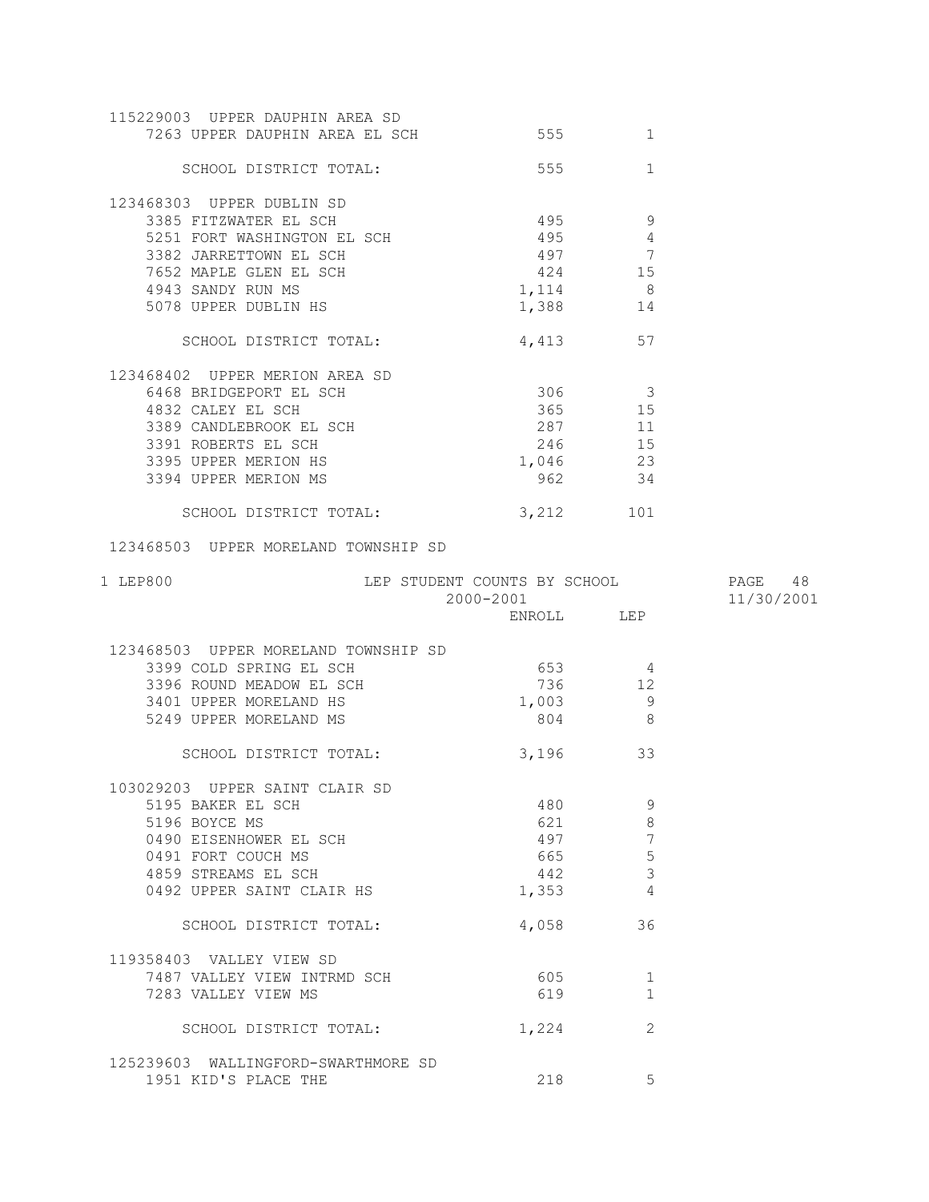| School | ENROLL | LEP |
|---|---|---|
| **115229003 UPPER DAUPHIN AREA SD** | | |
| 7263 UPPER DAUPHIN AREA EL SCH | 555 | 1 |
| SCHOOL DISTRICT TOTAL: | 555 | 1 |
| **123468303 UPPER DUBLIN SD** | | |
| 3385 FITZWATER EL SCH | 495 | 9 |
| 5251 FORT WASHINGTON EL SCH | 495 | 4 |
| 3382 JARRETTOWN EL SCH | 497 | 7 |
| 7652 MAPLE GLEN EL SCH | 424 | 15 |
| 4943 SANDY RUN MS | 1,114 | 8 |
| 5078 UPPER DUBLIN HS | 1,388 | 14 |
| SCHOOL DISTRICT TOTAL: | 4,413 | 57 |
| **123468402 UPPER MERION AREA SD** | | |
| 6468 BRIDGEPORT EL SCH | 306 | 3 |
| 4832 CALEY EL SCH | 365 | 15 |
| 3389 CANDLEBROOK EL SCH | 287 | 11 |
| 3391 ROBERTS EL SCH | 246 | 15 |
| 3395 UPPER MERION HS | 1,046 | 23 |
| 3394 UPPER MERION MS | 962 | 34 |
| SCHOOL DISTRICT TOTAL: | 3,212 | 101 |

LEP800 — LEP STUDENT COUNTS BY SCHOOL — 2000-2001 — 11/30/2001

| School | ENROLL | LEP |
|---|---|---|
| **123468503 UPPER MORELAND TOWNSHIP SD** | | |
| 3399 COLD SPRING EL SCH | 653 | 4 |
| 3396 ROUND MEADOW EL SCH | 736 | 12 |
| 3401 UPPER MORELAND HS | 1,003 | 9 |
| 5249 UPPER MORELAND MS | 804 | 8 |
| SCHOOL DISTRICT TOTAL: | 3,196 | 33 |
| **103029203 UPPER SAINT CLAIR SD** | | |
| 5195 BAKER EL SCH | 480 | 9 |
| 5196 BOYCE MS | 621 | 8 |
| 0490 EISENHOWER EL SCH | 497 | 7 |
| 0491 FORT COUCH MS | 665 | 5 |
| 4859 STREAMS EL SCH | 442 | 3 |
| 0492 UPPER SAINT CLAIR HS | 1,353 | 4 |
| SCHOOL DISTRICT TOTAL: | 4,058 | 36 |
| **119358403 VALLEY VIEW SD** | | |
| 7487 VALLEY VIEW INTRMD SCH | 605 | 1 |
| 7283 VALLEY VIEW MS | 619 | 1 |
| SCHOOL DISTRICT TOTAL: | 1,224 | 2 |
| **125239603 WALLINGFORD-SWARTHMORE SD** | | |
| 1951 KID'S PLACE THE | 218 | 5 |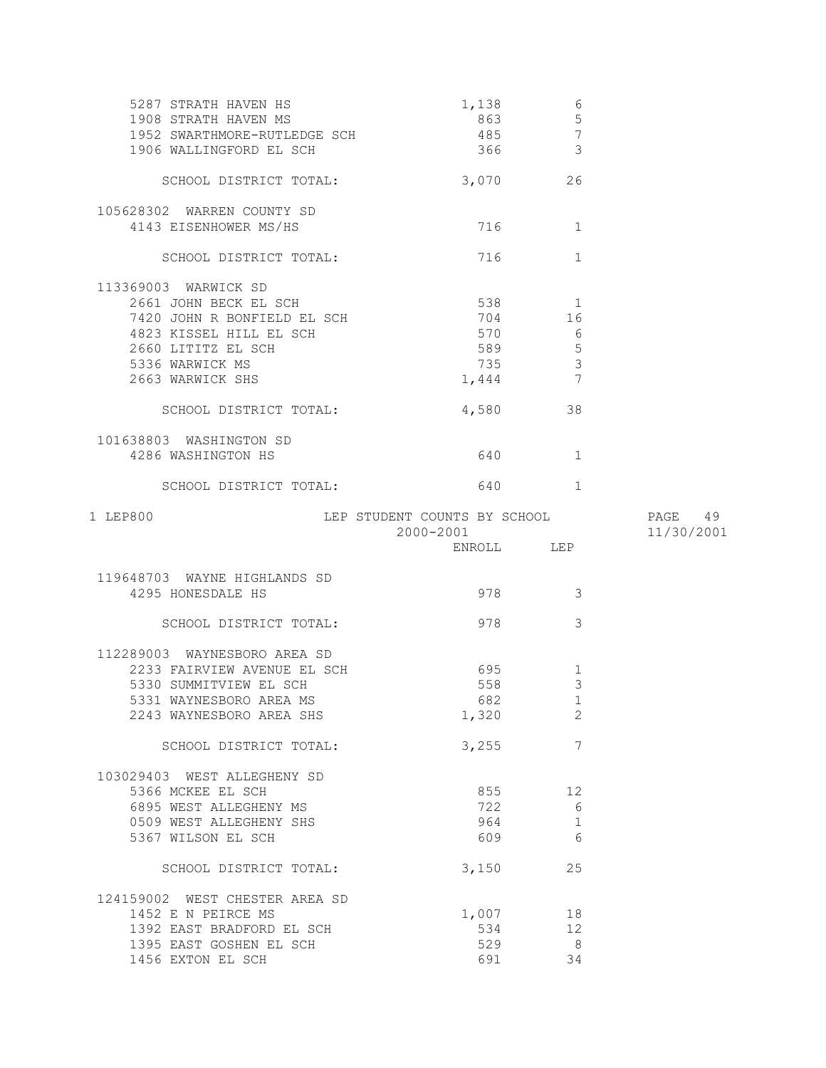| School | ENROLL | LEP |
|---|---|---|
| 5287 STRATH HAVEN HS | 1,138 | 6 |
| 1908 STRATH HAVEN MS | 863 | 5 |
| 1952 SWARTHMORE-RUTLEDGE SCH | 485 | 7 |
| 1906 WALLINGFORD EL SCH | 366 | 3 |
| SCHOOL DISTRICT TOTAL: | 3,070 | 26 |
| **105628302 WARREN COUNTY SD** | | |
| 4143 EISENHOWER MS/HS | 716 | 1 |
| SCHOOL DISTRICT TOTAL: | 716 | 1 |
| **113369003 WARWICK SD** | | |
| 2661 JOHN BECK EL SCH | 538 | 1 |
| 7420 JOHN R BONFIELD EL SCH | 704 | 16 |
| 4823 KISSEL HILL EL SCH | 570 | 6 |
| 2660 LITITZ EL SCH | 589 | 5 |
| 5336 WARWICK MS | 735 | 3 |
| 2663 WARWICK SHS | 1,444 | 7 |
| SCHOOL DISTRICT TOTAL: | 4,580 | 38 |
| **101638803 WASHINGTON SD** | | |
| 4286 WASHINGTON HS | 640 | 1 |
| SCHOOL DISTRICT TOTAL: | 640 | 1 |

LEP800 — LEP STUDENT COUNTS BY SCHOOL 2000-2001 — 11/30/2001

| School | ENROLL | LEP |
|---|---|---|
| **119648703 WAYNE HIGHLANDS SD** | | |
| 4295 HONESDALE HS | 978 | 3 |
| SCHOOL DISTRICT TOTAL: | 978 | 3 |
| **112289003 WAYNESBORO AREA SD** | | |
| 2233 FAIRVIEW AVENUE EL SCH | 695 | 1 |
| 5330 SUMMITVIEW EL SCH | 558 | 3 |
| 5331 WAYNESBORO AREA MS | 682 | 1 |
| 2243 WAYNESBORO AREA SHS | 1,320 | 2 |
| SCHOOL DISTRICT TOTAL: | 3,255 | 7 |
| **103029403 WEST ALLEGHENY SD** | | |
| 5366 MCKEE EL SCH | 855 | 12 |
| 6895 WEST ALLEGHENY MS | 722 | 6 |
| 0509 WEST ALLEGHENY SHS | 964 | 1 |
| 5367 WILSON EL SCH | 609 | 6 |
| SCHOOL DISTRICT TOTAL: | 3,150 | 25 |
| **124159002 WEST CHESTER AREA SD** | | |
| 1452 E N PEIRCE MS | 1,007 | 18 |
| 1392 EAST BRADFORD EL SCH | 534 | 12 |
| 1395 EAST GOSHEN EL SCH | 529 | 8 |
| 1456 EXTON EL SCH | 691 | 34 |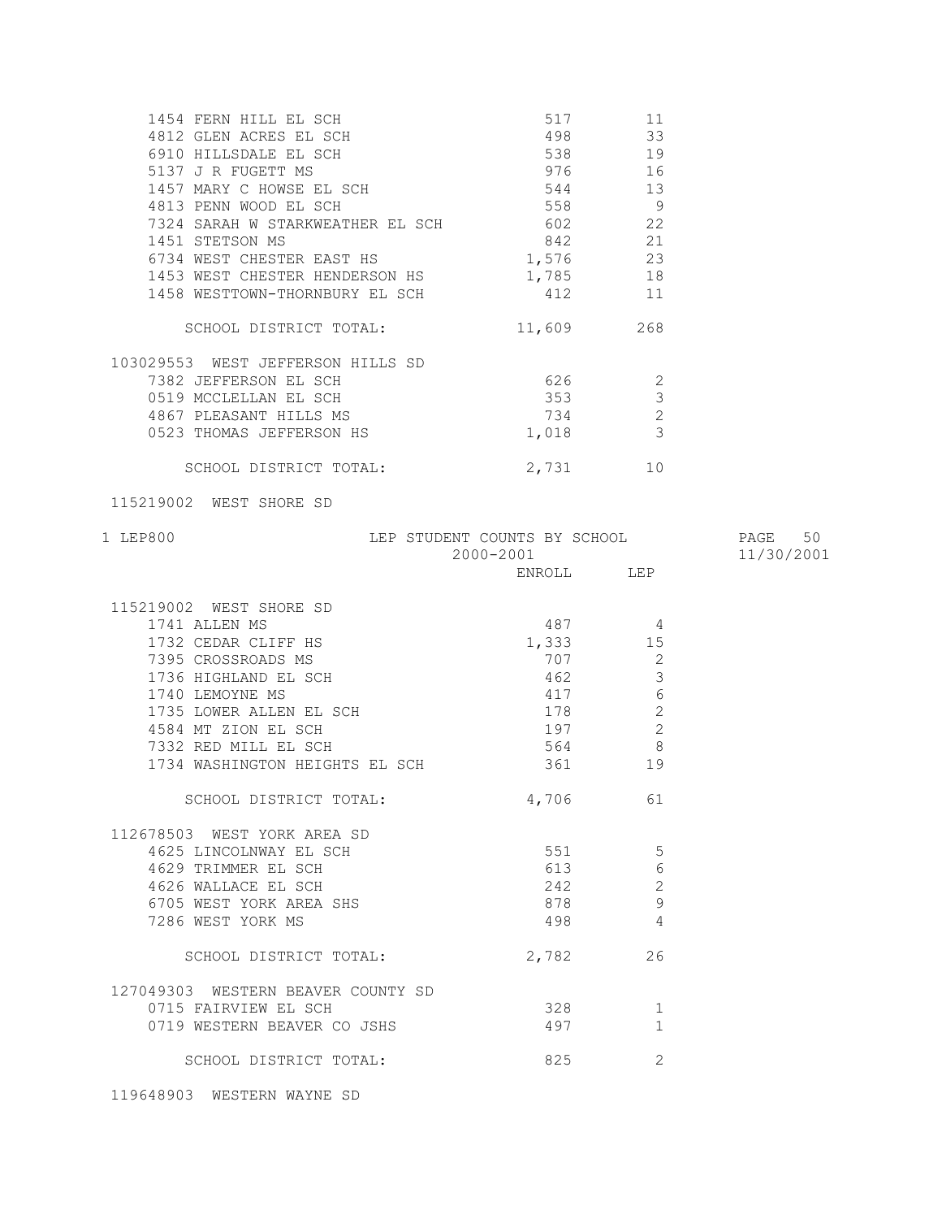| | ENROLL | LEP |
|---|---|---|
| 1454 FERN HILL EL SCH | 517 | 11 |
| 4812 GLEN ACRES EL SCH | 498 | 33 |
| 6910 HILLSDALE EL SCH | 538 | 19 |
| 5137 J R FUGETT MS | 976 | 16 |
| 1457 MARY C HOWSE EL SCH | 544 | 13 |
| 4813 PENN WOOD EL SCH | 558 | 9 |
| 7324 SARAH W STARKWEATHER EL SCH | 602 | 22 |
| 1451 STETSON MS | 842 | 21 |
| 6734 WEST CHESTER EAST HS | 1,576 | 23 |
| 1453 WEST CHESTER HENDERSON HS | 1,785 | 18 |
| 1458 WESTTOWN-THORNBURY EL SCH | 412 | 11 |
| SCHOOL DISTRICT TOTAL: | 11,609 | 268 |
| **103029553 WEST JEFFERSON HILLS SD** | | |
| 7382 JEFFERSON EL SCH | 626 | 2 |
| 0519 MCCLELLAN EL SCH | 353 | 3 |
| 4867 PLEASANT HILLS MS | 734 | 2 |
| 0523 THOMAS JEFFERSON HS | 1,018 | 3 |
| SCHOOL DISTRICT TOTAL: | 2,731 | 10 |

115219002 WEST SHORE SD

1 LEP800 — LEP STUDENT COUNTS BY SCHOOL — 2000-2001 — PAGE 50 — 11/30/2001

| | ENROLL | LEP |
|---|---|---|
| **115219002 WEST SHORE SD** | | |
| 1741 ALLEN MS | 487 | 4 |
| 1732 CEDAR CLIFF HS | 1,333 | 15 |
| 7395 CROSSROADS MS | 707 | 2 |
| 1736 HIGHLAND EL SCH | 462 | 3 |
| 1740 LEMOYNE MS | 417 | 6 |
| 1735 LOWER ALLEN EL SCH | 178 | 2 |
| 4584 MT ZION EL SCH | 197 | 2 |
| 7332 RED MILL EL SCH | 564 | 8 |
| 1734 WASHINGTON HEIGHTS EL SCH | 361 | 19 |
| SCHOOL DISTRICT TOTAL: | 4,706 | 61 |
| **112678503 WEST YORK AREA SD** | | |
| 4625 LINCOLNWAY EL SCH | 551 | 5 |
| 4629 TRIMMER EL SCH | 613 | 6 |
| 4626 WALLACE EL SCH | 242 | 2 |
| 6705 WEST YORK AREA SHS | 878 | 9 |
| 7286 WEST YORK MS | 498 | 4 |
| SCHOOL DISTRICT TOTAL: | 2,782 | 26 |
| **127049303 WESTERN BEAVER COUNTY SD** | | |
| 0715 FAIRVIEW EL SCH | 328 | 1 |
| 0719 WESTERN BEAVER CO JSHS | 497 | 1 |
| SCHOOL DISTRICT TOTAL: | 825 | 2 |

119648903 WESTERN WAYNE SD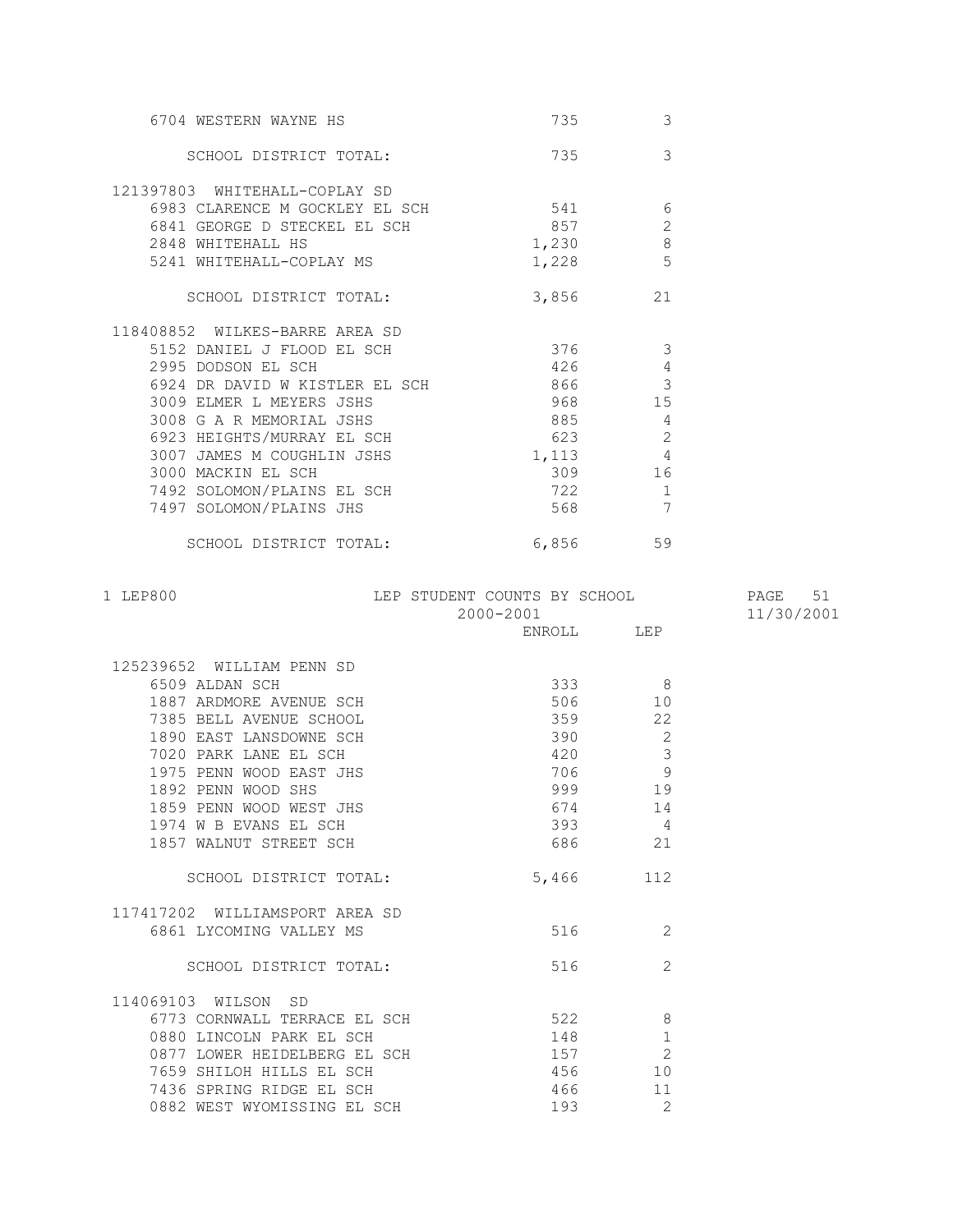| | ENROLL | LEP |
|---|---|---|
| 6704 WESTERN WAYNE HS | 735 | 3 |
| SCHOOL DISTRICT TOTAL: | 735 | 3 |
| **121397803 WHITEHALL-COPLAY SD** | | |
| 6983 CLARENCE M GOCKLEY EL SCH | 541 | 6 |
| 6841 GEORGE D STECKEL EL SCH | 857 | 2 |
| 2848 WHITEHALL HS | 1,230 | 8 |
| 5241 WHITEHALL-COPLAY MS | 1,228 | 5 |
| SCHOOL DISTRICT TOTAL: | 3,856 | 21 |
| **118408852 WILKES-BARRE AREA SD** | | |
| 5152 DANIEL J FLOOD EL SCH | 376 | 3 |
| 2995 DODSON EL SCH | 426 | 4 |
| 6924 DR DAVID W KISTLER EL SCH | 866 | 3 |
| 3009 ELMER L MEYERS JSHS | 968 | 15 |
| 3008 G A R MEMORIAL JSHS | 885 | 4 |
| 6923 HEIGHTS/MURRAY EL SCH | 623 | 2 |
| 3007 JAMES M COUGHLIN JSHS | 1,113 | 4 |
| 3000 MACKIN EL SCH | 309 | 16 |
| 7492 SOLOMON/PLAINS EL SCH | 722 | 1 |
| 7497 SOLOMON/PLAINS JHS | 568 | 7 |
| SCHOOL DISTRICT TOTAL: | 6,856 | 59 |

1 LEP800 LEP STUDENT COUNTS BY SCHOOL 2000-2001

| | ENROLL | LEP |
|---|---|---|
| **125239652 WILLIAM PENN SD** | | |
| 6509 ALDAN SCH | 333 | 8 |
| 1887 ARDMORE AVENUE SCH | 506 | 10 |
| 7385 BELL AVENUE SCHOOL | 359 | 22 |
| 1890 EAST LANSDOWNE SCH | 390 | 2 |
| 7020 PARK LANE EL SCH | 420 | 3 |
| 1975 PENN WOOD EAST JHS | 706 | 9 |
| 1892 PENN WOOD SHS | 999 | 19 |
| 1859 PENN WOOD WEST JHS | 674 | 14 |
| 1974 W B EVANS EL SCH | 393 | 4 |
| 1857 WALNUT STREET SCH | 686 | 21 |
| SCHOOL DISTRICT TOTAL: | 5,466 | 112 |
| **117417202 WILLIAMSPORT AREA SD** | | |
| 6861 LYCOMING VALLEY MS | 516 | 2 |
| SCHOOL DISTRICT TOTAL: | 516 | 2 |
| **114069103 WILSON SD** | | |
| 6773 CORNWALL TERRACE EL SCH | 522 | 8 |
| 0880 LINCOLN PARK EL SCH | 148 | 1 |
| 0877 LOWER HEIDELBERG EL SCH | 157 | 2 |
| 7659 SHILOH HILLS EL SCH | 456 | 10 |
| 7436 SPRING RIDGE EL SCH | 466 | 11 |
| 0882 WEST WYOMISSING EL SCH | 193 | 2 |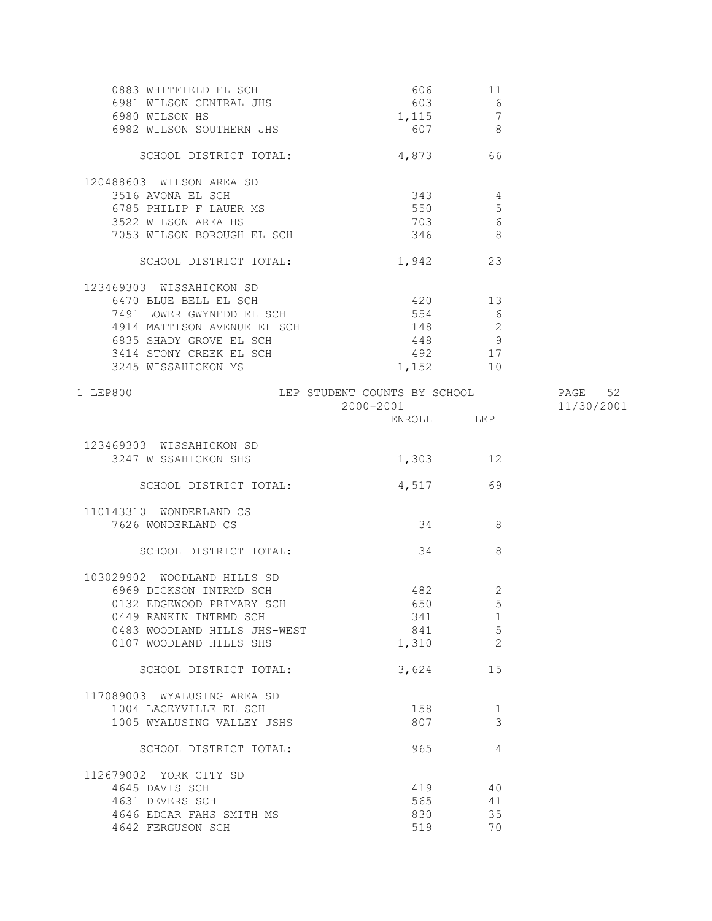| | ENROLL | LEP |
|---|---|---|
| 0883 WHITFIELD EL SCH | 606 | 11 |
| 6981 WILSON CENTRAL JHS | 603 | 6 |
| 6980 WILSON HS | 1,115 | 7 |
| 6982 WILSON SOUTHERN JHS | 607 | 8 |
| SCHOOL DISTRICT TOTAL: | 4,873 | 66 |
| **120488603 WILSON AREA SD** | | |
| 3516 AVONA EL SCH | 343 | 4 |
| 6785 PHILIP F LAUER MS | 550 | 5 |
| 3522 WILSON AREA HS | 703 | 6 |
| 7053 WILSON BOROUGH EL SCH | 346 | 8 |
| SCHOOL DISTRICT TOTAL: | 1,942 | 23 |
| **123469303 WISSAHICKON SD** | | |
| 6470 BLUE BELL EL SCH | 420 | 13 |
| 7491 LOWER GWYNEDD EL SCH | 554 | 6 |
| 4914 MATTISON AVENUE EL SCH | 148 | 2 |
| 6835 SHADY GROVE EL SCH | 448 | 9 |
| 3414 STONY CREEK EL SCH | 492 | 17 |
| 3245 WISSAHICKON MS | 1,152 | 10 |

LEP800 — LEP STUDENT COUNTS BY SCHOOL — 2000-2001 — 11/30/2001

| | ENROLL | LEP |
|---|---|---|
| **123469303 WISSAHICKON SD** | | |
| 3247 WISSAHICKON SHS | 1,303 | 12 |
| SCHOOL DISTRICT TOTAL: | 4,517 | 69 |
| **110143310 WONDERLAND CS** | | |
| 7626 WONDERLAND CS | 34 | 8 |
| SCHOOL DISTRICT TOTAL: | 34 | 8 |
| **103029902 WOODLAND HILLS SD** | | |
| 6969 DICKSON INTRMD SCH | 482 | 2 |
| 0132 EDGEWOOD PRIMARY SCH | 650 | 5 |
| 0449 RANKIN INTRMD SCH | 341 | 1 |
| 0483 WOODLAND HILLS JHS-WEST | 841 | 5 |
| 0107 WOODLAND HILLS SHS | 1,310 | 2 |
| SCHOOL DISTRICT TOTAL: | 3,624 | 15 |
| **117089003 WYALUSING AREA SD** | | |
| 1004 LACEYVILLE EL SCH | 158 | 1 |
| 1005 WYALUSING VALLEY JSHS | 807 | 3 |
| SCHOOL DISTRICT TOTAL: | 965 | 4 |
| **112679002 YORK CITY SD** | | |
| 4645 DAVIS SCH | 419 | 40 |
| 4631 DEVERS SCH | 565 | 41 |
| 4646 EDGAR FAHS SMITH MS | 830 | 35 |
| 4642 FERGUSON SCH | 519 | 70 |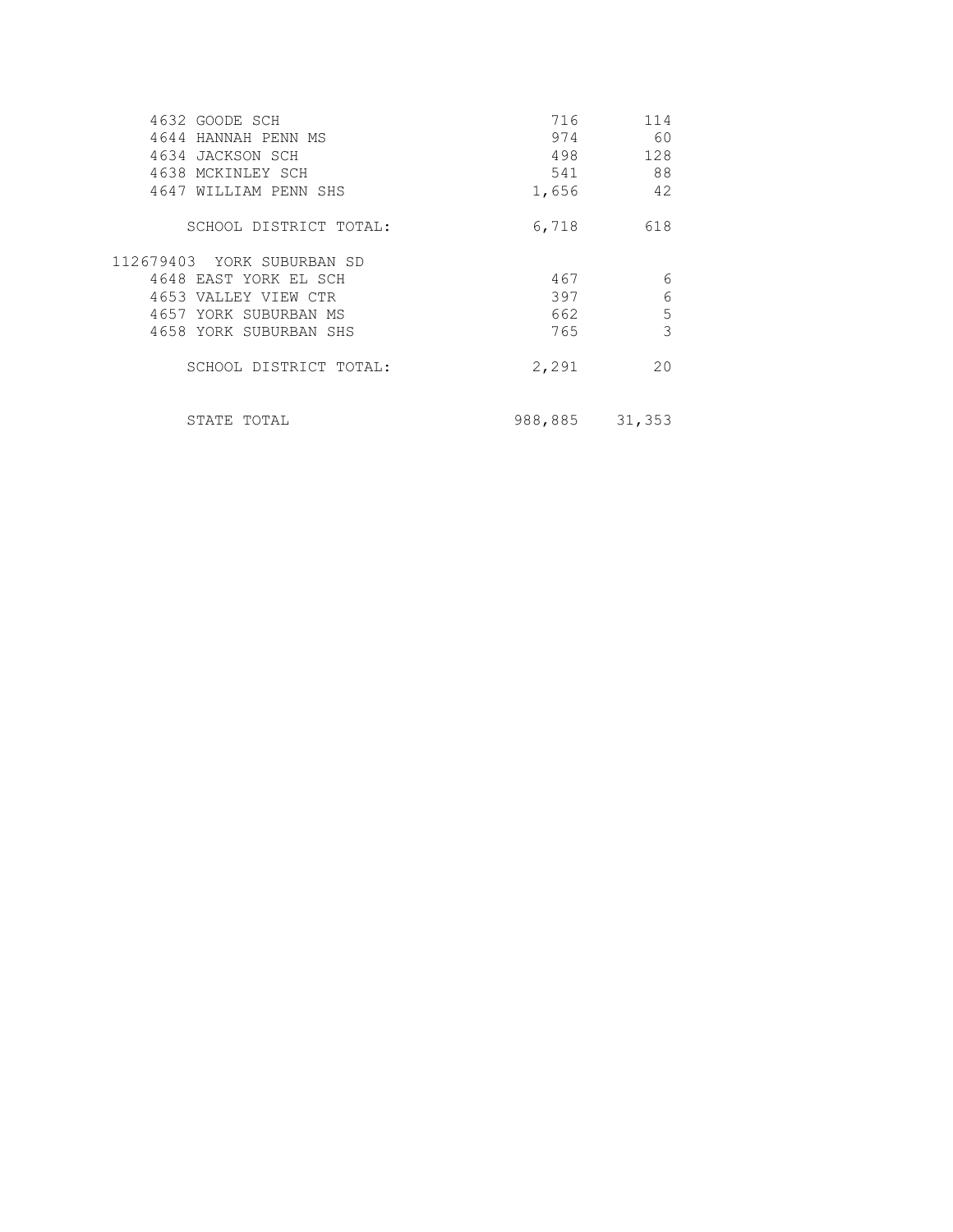| | | |
|---|---|---|
| 4632 GOODE SCH | 716 | 114 |
| 4644 HANNAH PENN MS | 974 | 60 |
| 4634 JACKSON SCH | 498 | 128 |
| 4638 MCKINLEY SCH | 541 | 88 |
| 4647 WILLIAM PENN SHS | 1,656 | 42 |
| SCHOOL DISTRICT TOTAL: | 6,718 | 618 |
| 112679403 YORK SUBURBAN SD | | |
| 4648 EAST YORK EL SCH | 467 | 6 |
| 4653 VALLEY VIEW CTR | 397 | 6 |
| 4657 YORK SUBURBAN MS | 662 | 5 |
| 4658 YORK SUBURBAN SHS | 765 | 3 |
| SCHOOL DISTRICT TOTAL: | 2,291 | 20 |
| STATE TOTAL | 988,885 | 31,353 |